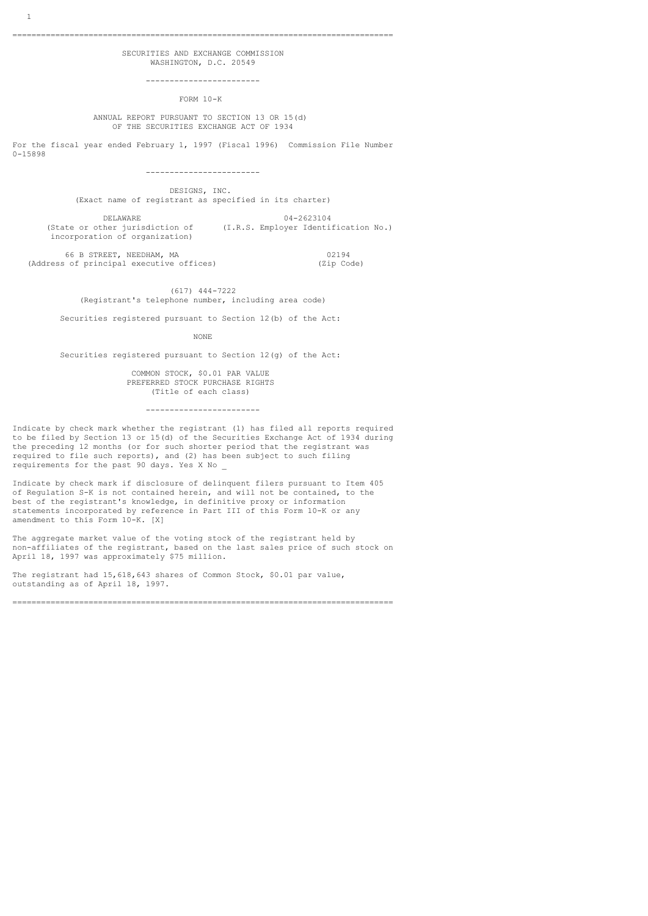SECURITIES AND EXCHANGE COMMISSION
WASHINGTON, D.C. 20549

---

# FORM 10-K

ANNUAL REPORT PURSUANT TO SECTION 13 OR 15(d)
OF THE SECURITIES EXCHANGE ACT OF 1934

For the fiscal year ended February 1, 1997 (Fiscal 1996) Commission File Number 0-15898

---

# DESIGNS, INC.

(Exact name of registrant as specified in its charter)

| DELAWARE | 04-2623104 |
|---|---|
| (State or other jurisdiction of incorporation of organization) | (I.R.S. Employer Identification No.) |

| 66 B STREET, NEEDHAM, MA | 02194 |
|---|---|
| (Address of principal executive offices) | (Zip Code) |

(617) 444-7222
(Registrant's telephone number, including area code)

Securities registered pursuant to Section 12(b) of the Act:

NONE

Securities registered pursuant to Section 12(g) of the Act:

COMMON STOCK, $0.01 PAR VALUE
PREFERRED STOCK PURCHASE RIGHTS
(Title of each class)

---

Indicate by check mark whether the registrant (1) has filed all reports required to be filed by Section 13 or 15(d) of the Securities Exchange Act of 1934 during the preceding 12 months (or for such shorter period that the registrant was required to file such reports), and (2) has been subject to such filing requirements for the past 90 days. Yes X No _

Indicate by check mark if disclosure of delinquent filers pursuant to Item 405 of Regulation S-K is not contained herein, and will not be contained, to the best of the registrant's knowledge, in definitive proxy or information statements incorporated by reference in Part III of this Form 10-K or any amendment to this Form 10-K. [X]

The aggregate market value of the voting stock of the registrant held by non-affiliates of the registrant, based on the last sales price of such stock on April 18, 1997 was approximately $75 million.

The registrant had 15,618,643 shares of Common Stock, $0.01 par value, outstanding as of April 18, 1997.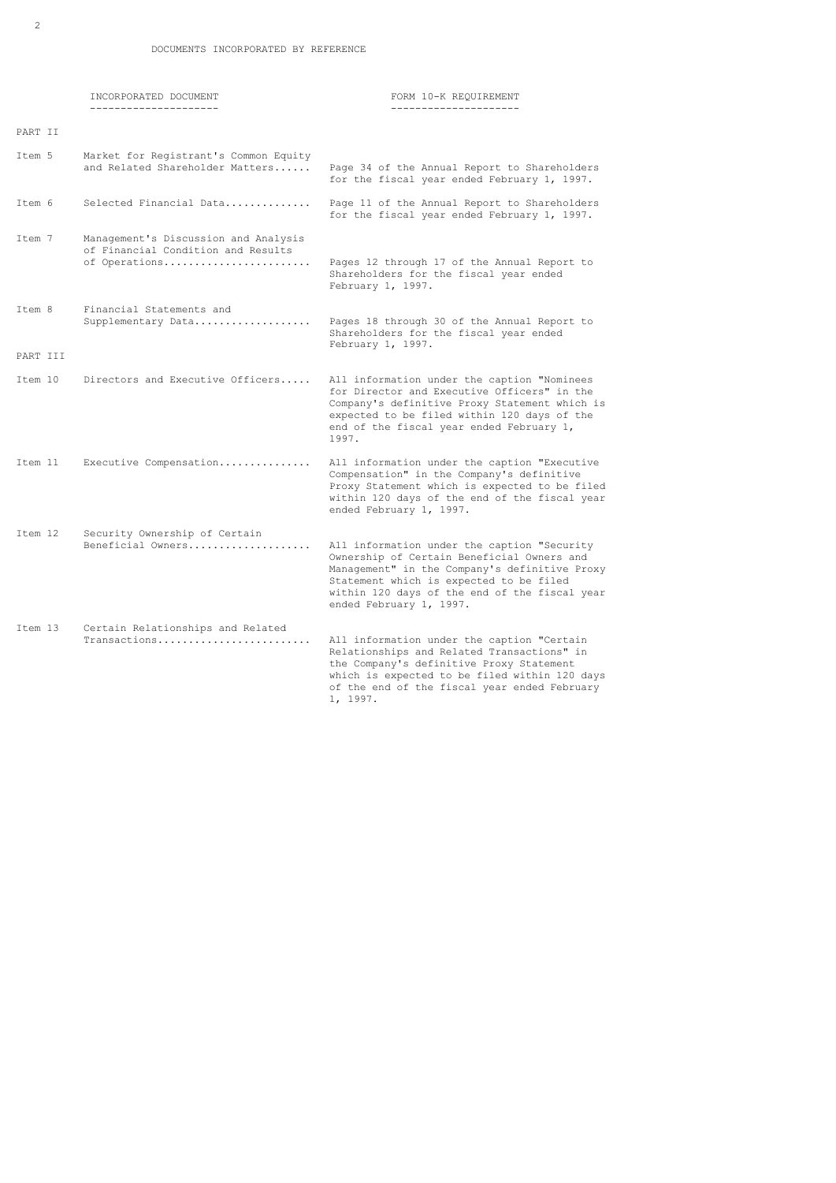# DOCUMENTS INCORPORATED BY REFERENCE

| | INCORPORATED DOCUMENT | FORM 10-K REQUIREMENT |
|---|---|---|
| **PART II** | | |
| Item 5 | Market for Registrant's Common Equity and Related Shareholder Matters...... | Page 34 of the Annual Report to Shareholders for the fiscal year ended February 1, 1997. |
| Item 6 | Selected Financial Data............. | Page 11 of the Annual Report to Shareholders for the fiscal year ended February 1, 1997. |
| Item 7 | Management's Discussion and Analysis of Financial Condition and Results of Operations........................ | Pages 12 through 17 of the Annual Report to Shareholders for the fiscal year ended February 1, 1997. |
| Item 8 | Financial Statements and Supplementary Data................... | Pages 18 through 30 of the Annual Report to Shareholders for the fiscal year ended February 1, 1997. |
| **PART III** | | |
| Item 10 | Directors and Executive Officers..... | All information under the caption "Nominees for Director and Executive Officers" in the Company's definitive Proxy Statement which is expected to be filed within 120 days of the end of the fiscal year ended February 1, 1997. |
| Item 11 | Executive Compensation............... | All information under the caption "Executive Compensation" in the Company's definitive Proxy Statement which is expected to be filed within 120 days of the end of the fiscal year ended February 1, 1997. |
| Item 12 | Security Ownership of Certain Beneficial Owners.................... | All information under the caption "Security Ownership of Certain Beneficial Owners and Management" in the Company's definitive Proxy Statement which is expected to be filed within 120 days of the end of the fiscal year ended February 1, 1997. |
| Item 13 | Certain Relationships and Related Transactions......................... | All information under the caption "Certain Relationships and Related Transactions" in the Company's definitive Proxy Statement which is expected to be filed within 120 days of the end of the fiscal year ended February 1, 1997. |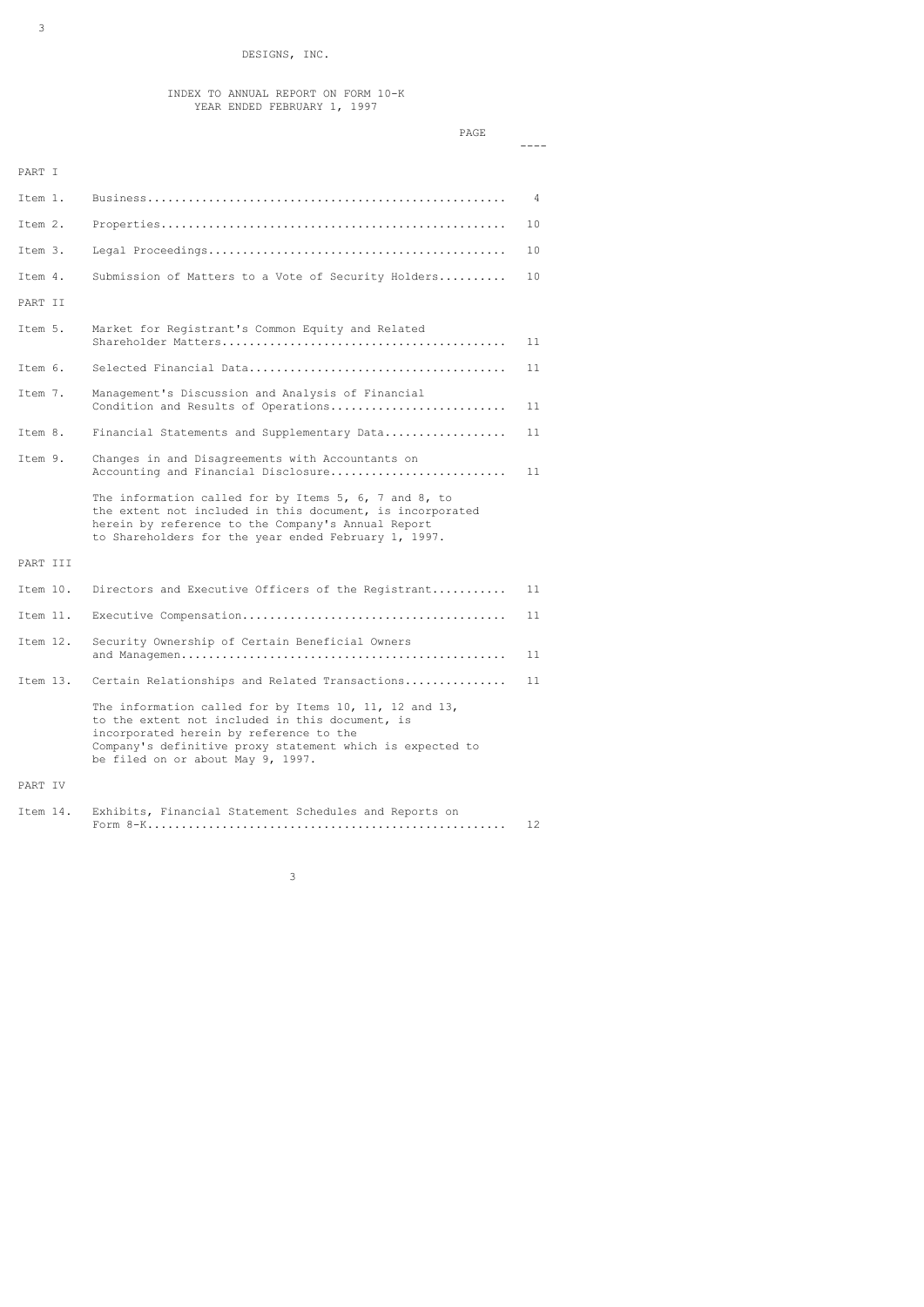# DESIGNS, INC.

## INDEX TO ANNUAL REPORT ON FORM 10-K
## YEAR ENDED FEBRUARY 1, 1997

| | | PAGE |
|---|---|---|
| PART I | | |
| Item 1. | Business | 4 |
| Item 2. | Properties | 10 |
| Item 3. | Legal Proceedings | 10 |
| Item 4. | Submission of Matters to a Vote of Security Holders | 10 |
| PART II | | |
| Item 5. | Market for Registrant's Common Equity and Related Shareholder Matters | 11 |
| Item 6. | Selected Financial Data | 11 |
| Item 7. | Management's Discussion and Analysis of Financial Condition and Results of Operations | 11 |
| Item 8. | Financial Statements and Supplementary Data | 11 |
| Item 9. | Changes in and Disagreements with Accountants on Accounting and Financial Disclosure | 11 |
| | The information called for by Items 5, 6, 7 and 8, to the extent not included in this document, is incorporated herein by reference to the Company's Annual Report to Shareholders for the year ended February 1, 1997. | |
| PART III | | |
| Item 10. | Directors and Executive Officers of the Registrant | 11 |
| Item 11. | Executive Compensation | 11 |
| Item 12. | Security Ownership of Certain Beneficial Owners and Managemen | 11 |
| Item 13. | Certain Relationships and Related Transactions | 11 |
| | The information called for by Items 10, 11, 12 and 13, to the extent not included in this document, is incorporated herein by reference to the Company's definitive proxy statement which is expected to be filed on or about May 9, 1997. | |
| PART IV | | |
| Item 14. | Exhibits, Financial Statement Schedules and Reports on Form 8-K | 12 |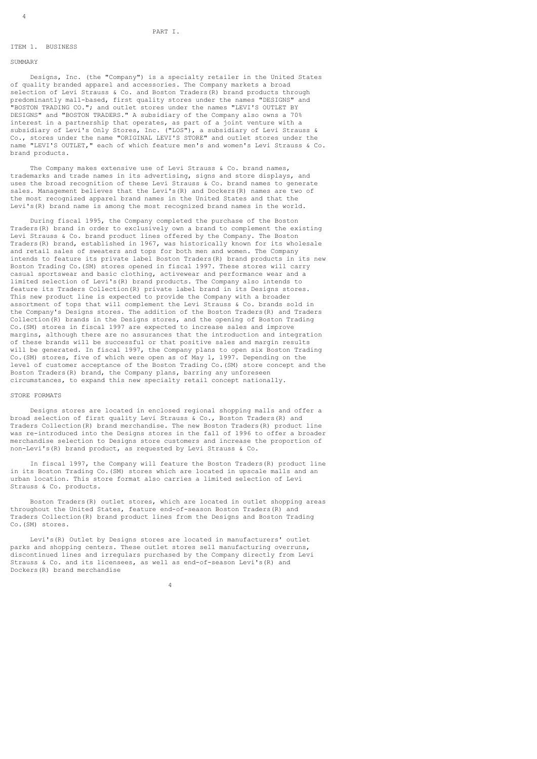PART I.

## ITEM 1. BUSINESS

### SUMMARY

Designs, Inc. (the "Company") is a specialty retailer in the United States of quality branded apparel and accessories. The Company markets a broad selection of Levi Strauss & Co. and Boston Traders(R) brand products through predominantly mall-based, first quality stores under the names "DESIGNS" and "BOSTON TRADING CO."; and outlet stores under the names "LEVI'S OUTLET BY DESIGNS" and "BOSTON TRADERS." A subsidiary of the Company also owns a 70% interest in a partnership that operates, as part of a joint venture with a subsidiary of Levi's Only Stores, Inc. ("LOS"), a subsidiary of Levi Strauss & Co., stores under the name "ORIGINAL LEVI'S STORE" and outlet stores under the name "LEVI'S OUTLET," each of which feature men's and women's Levi Strauss & Co. brand products.

The Company makes extensive use of Levi Strauss & Co. brand names, trademarks and trade names in its advertising, signs and store displays, and uses the broad recognition of these Levi Strauss & Co. brand names to generate sales. Management believes that the Levi's(R) and Dockers(R) names are two of the most recognized apparel brand names in the United States and that the Levi's(R) brand name is among the most recognized brand names in the world.

During fiscal 1995, the Company completed the purchase of the Boston Traders(R) brand in order to exclusively own a brand to complement the existing Levi Strauss & Co. brand product lines offered by the Company. The Boston Traders(R) brand, established in 1967, was historically known for its wholesale and retail sales of sweaters and tops for both men and women. The Company intends to feature its private label Boston Traders(R) brand products in its new Boston Trading Co.(SM) stores opened in fiscal 1997. These stores will carry casual sportswear and basic clothing, activewear and performance wear and a limited selection of Levi's(R) brand products. The Company also intends to feature its Traders Collection(R) private label brand in its Designs stores. This new product line is expected to provide the Company with a broader assortment of tops that will complement the Levi Strauss & Co. brands sold in the Company's Designs stores. The addition of the Boston Traders(R) and Traders Collection(R) brands in the Designs stores, and the opening of Boston Trading Co.(SM) stores in fiscal 1997 are expected to increase sales and improve margins, although there are no assurances that the introduction and integration of these brands will be successful or that positive sales and margin results will be generated. In fiscal 1997, the Company plans to open six Boston Trading Co.(SM) stores, five of which were open as of May 1, 1997. Depending on the level of customer acceptance of the Boston Trading Co.(SM) store concept and the Boston Traders(R) brand, the Company plans, barring any unforeseen circumstances, to expand this new specialty retail concept nationally.

### STORE FORMATS

Designs stores are located in enclosed regional shopping malls and offer a broad selection of first quality Levi Strauss & Co., Boston Traders(R) and Traders Collection(R) brand merchandise. The new Boston Traders(R) product line was re-introduced into the Designs stores in the fall of 1996 to offer a broader merchandise selection to Designs store customers and increase the proportion of non-Levi's(R) brand product, as requested by Levi Strauss & Co.

In fiscal 1997, the Company will feature the Boston Traders(R) product line in its Boston Trading Co.(SM) stores which are located in upscale malls and an urban location. This store format also carries a limited selection of Levi Strauss & Co. products.

Boston Traders(R) outlet stores, which are located in outlet shopping areas throughout the United States, feature end-of-season Boston Traders(R) and Traders Collection(R) brand product lines from the Designs and Boston Trading Co.(SM) stores.

Levi's(R) Outlet by Designs stores are located in manufacturers' outlet parks and shopping centers. These outlet stores sell manufacturing overruns, discontinued lines and irregulars purchased by the Company directly from Levi Strauss & Co. and its licensees, as well as end-of-season Levi's(R) and Dockers(R) brand merchandise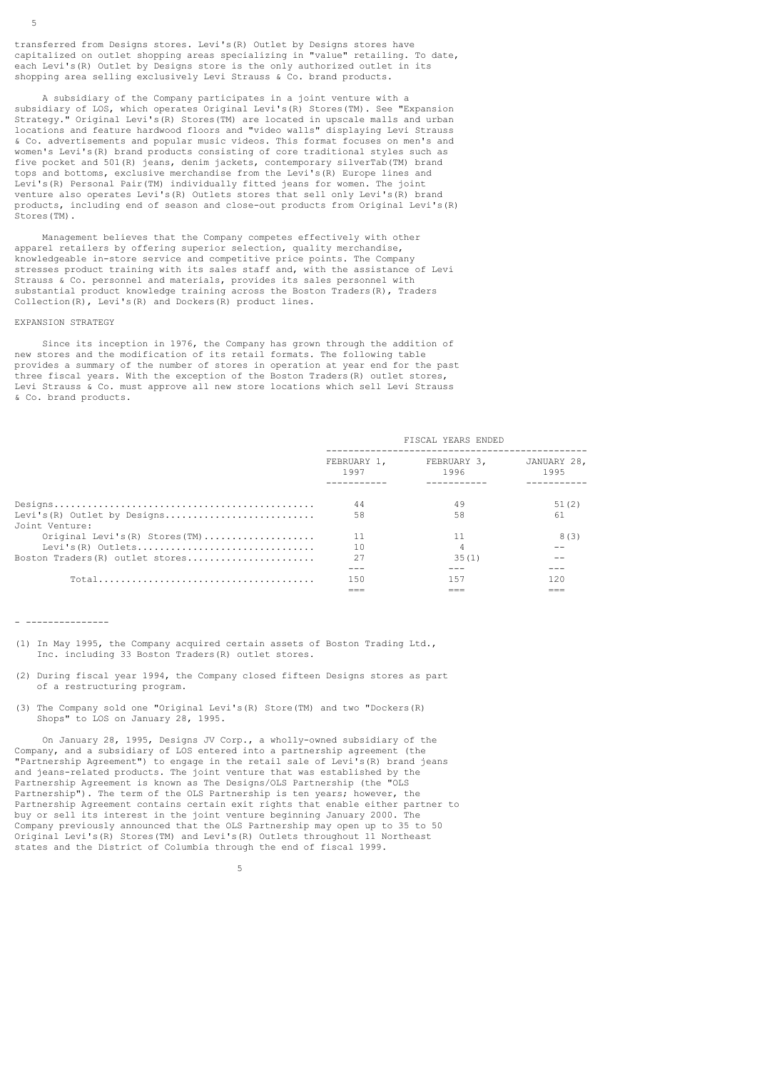transferred from Designs stores. Levi's(R) Outlet by Designs stores have capitalized on outlet shopping areas specializing in "value" retailing. To date, each Levi's(R) Outlet by Designs store is the only authorized outlet in its shopping area selling exclusively Levi Strauss & Co. brand products.

A subsidiary of the Company participates in a joint venture with a subsidiary of LOS, which operates Original Levi's(R) Stores(TM). See "Expansion Strategy." Original Levi's(R) Stores(TM) are located in upscale malls and urban locations and feature hardwood floors and "video walls" displaying Levi Strauss & Co. advertisements and popular music videos. This format focuses on men's and women's Levi's(R) brand products consisting of core traditional styles such as five pocket and 501(R) jeans, denim jackets, contemporary silverTab(TM) brand tops and bottoms, exclusive merchandise from the Levi's(R) Europe lines and Levi's(R) Personal Pair(TM) individually fitted jeans for women. The joint venture also operates Levi's(R) Outlets stores that sell only Levi's(R) brand products, including end of season and close-out products from Original Levi's(R) Stores(TM).

Management believes that the Company competes effectively with other apparel retailers by offering superior selection, quality merchandise, knowledgeable in-store service and competitive price points. The Company stresses product training with its sales staff and, with the assistance of Levi Strauss & Co. personnel and materials, provides its sales personnel with substantial product knowledge training across the Boston Traders(R), Traders Collection(R), Levi's(R) and Dockers(R) product lines.

## EXPANSION STRATEGY

Since its inception in 1976, the Company has grown through the addition of new stores and the modification of its retail formats. The following table provides a summary of the number of stores in operation at year end for the past three fiscal years. With the exception of the Boston Traders(R) outlet stores, Levi Strauss & Co. must approve all new store locations which sell Levi Strauss & Co. brand products.

| | FISCAL YEARS ENDED | | |
|---|---|---|---|
| | FEBRUARY 1, 1997 | FEBRUARY 3, 1996 | JANUARY 28, 1995 |
| Designs | 44 | 49 | 51(2) |
| Levi's(R) Outlet by Designs | 58 | 58 | 61 |
| Joint Venture: | | | |
| Original Levi's(R) Stores(TM) | 11 | 11 | 8(3) |
| Levi's(R) Outlets | 10 | 4 | -- |
| Boston Traders(R) outlet stores | 27 | 35(1) | -- |
| Total | 150 | 157 | 120 |

- ---------------

(1) In May 1995, the Company acquired certain assets of Boston Trading Ltd., Inc. including 33 Boston Traders(R) outlet stores.

(2) During fiscal year 1994, the Company closed fifteen Designs stores as part of a restructuring program.

(3) The Company sold one "Original Levi's(R) Store(TM) and two "Dockers(R) Shops" to LOS on January 28, 1995.

On January 28, 1995, Designs JV Corp., a wholly-owned subsidiary of the Company, and a subsidiary of LOS entered into a partnership agreement (the "Partnership Agreement") to engage in the retail sale of Levi's(R) brand jeans and jeans-related products. The joint venture that was established by the Partnership Agreement is known as The Designs/OLS Partnership (the "OLS Partnership"). The term of the OLS Partnership is ten years; however, the Partnership Agreement contains certain exit rights that enable either partner to buy or sell its interest in the joint venture beginning January 2000. The Company previously announced that the OLS Partnership may open up to 35 to 50 Original Levi's(R) Stores(TM) and Levi's(R) Outlets throughout 11 Northeast states and the District of Columbia through the end of fiscal 1999.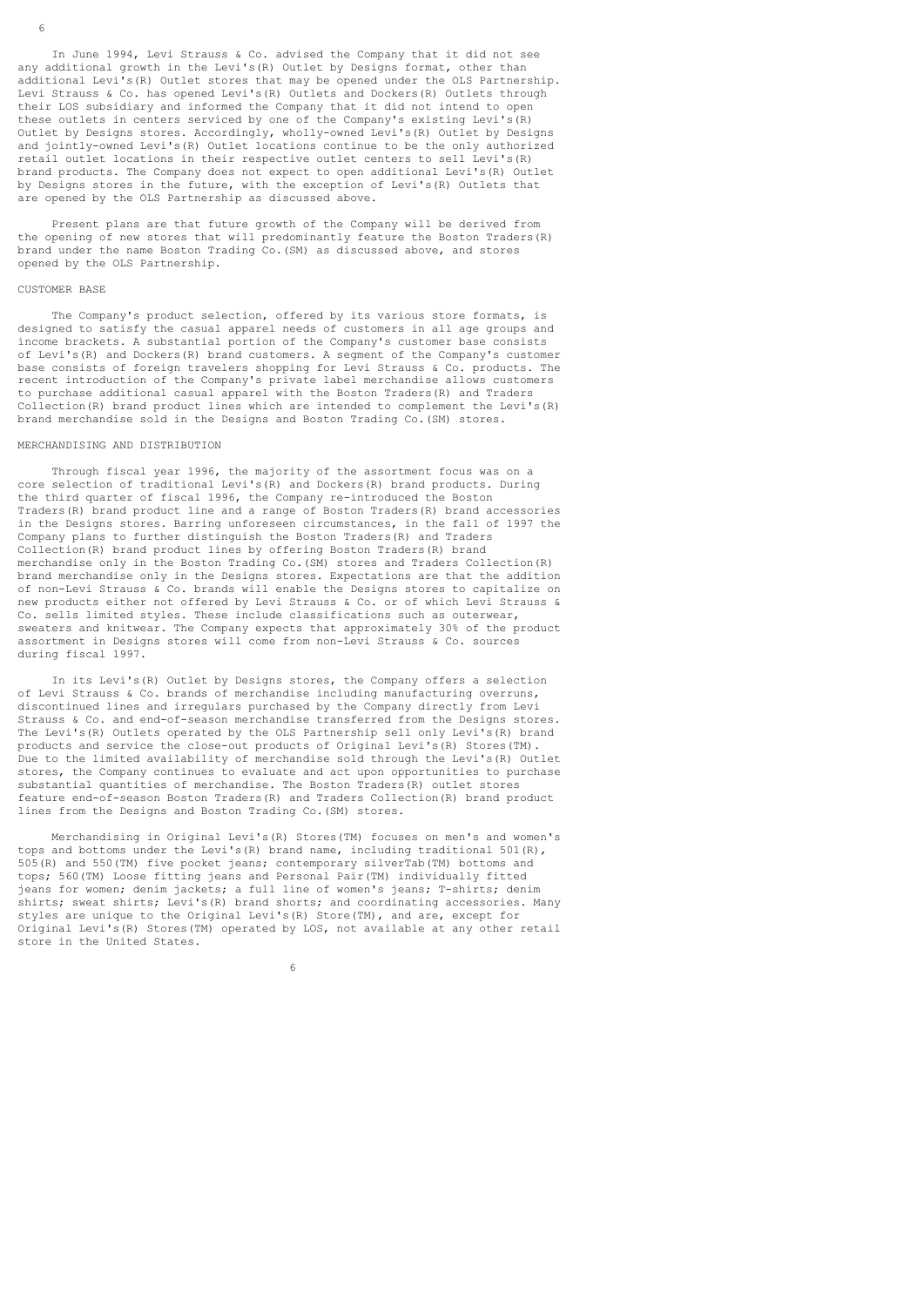In June 1994, Levi Strauss & Co. advised the Company that it did not see any additional growth in the Levi's(R) Outlet by Designs format, other than additional Levi's(R) Outlet stores that may be opened under the OLS Partnership. Levi Strauss & Co. has opened Levi's(R) Outlets and Dockers(R) Outlets through their LOS subsidiary and informed the Company that it did not intend to open these outlets in centers serviced by one of the Company's existing Levi's(R) Outlet by Designs stores. Accordingly, wholly-owned Levi's(R) Outlet by Designs and jointly-owned Levi's(R) Outlet locations continue to be the only authorized retail outlet locations in their respective outlet centers to sell Levi's(R) brand products. The Company does not expect to open additional Levi's(R) Outlet by Designs stores in the future, with the exception of Levi's(R) Outlets that are opened by the OLS Partnership as discussed above.

Present plans are that future growth of the Company will be derived from the opening of new stores that will predominantly feature the Boston Traders(R) brand under the name Boston Trading Co.(SM) as discussed above, and stores opened by the OLS Partnership.

## CUSTOMER BASE

The Company's product selection, offered by its various store formats, is designed to satisfy the casual apparel needs of customers in all age groups and income brackets. A substantial portion of the Company's customer base consists of Levi's(R) and Dockers(R) brand customers. A segment of the Company's customer base consists of foreign travelers shopping for Levi Strauss & Co. products. The recent introduction of the Company's private label merchandise allows customers to purchase additional casual apparel with the Boston Traders(R) and Traders Collection(R) brand product lines which are intended to complement the Levi's(R) brand merchandise sold in the Designs and Boston Trading Co.(SM) stores.

## MERCHANDISING AND DISTRIBUTION

Through fiscal year 1996, the majority of the assortment focus was on a core selection of traditional Levi's(R) and Dockers(R) brand products. During the third quarter of fiscal 1996, the Company re-introduced the Boston Traders(R) brand product line and a range of Boston Traders(R) brand accessories in the Designs stores. Barring unforeseen circumstances, in the fall of 1997 the Company plans to further distinguish the Boston Traders(R) and Traders Collection(R) brand product lines by offering Boston Traders(R) brand merchandise only in the Boston Trading Co.(SM) stores and Traders Collection(R) brand merchandise only in the Designs stores. Expectations are that the addition of non-Levi Strauss & Co. brands will enable the Designs stores to capitalize on new products either not offered by Levi Strauss & Co. or of which Levi Strauss & Co. sells limited styles. These include classifications such as outerwear, sweaters and knitwear. The Company expects that approximately 30% of the product assortment in Designs stores will come from non-Levi Strauss & Co. sources during fiscal 1997.

In its Levi's(R) Outlet by Designs stores, the Company offers a selection of Levi Strauss & Co. brands of merchandise including manufacturing overruns, discontinued lines and irregulars purchased by the Company directly from Levi Strauss & Co. and end-of-season merchandise transferred from the Designs stores. The Levi's(R) Outlets operated by the OLS Partnership sell only Levi's(R) brand products and service the close-out products of Original Levi's(R) Stores(TM). Due to the limited availability of merchandise sold through the Levi's(R) Outlet stores, the Company continues to evaluate and act upon opportunities to purchase substantial quantities of merchandise. The Boston Traders(R) outlet stores feature end-of-season Boston Traders(R) and Traders Collection(R) brand product lines from the Designs and Boston Trading Co.(SM) stores.

Merchandising in Original Levi's(R) Stores(TM) focuses on men's and women's tops and bottoms under the Levi's(R) brand name, including traditional 501(R), 505(R) and 550(TM) five pocket jeans; contemporary silverTab(TM) bottoms and tops; 560(TM) Loose fitting jeans and Personal Pair(TM) individually fitted jeans for women; denim jackets; a full line of women's jeans; T-shirts; denim shirts; sweat shirts; Levi's(R) brand shorts; and coordinating accessories. Many styles are unique to the Original Levi's(R) Store(TM), and are, except for Original Levi's(R) Stores(TM) operated by LOS, not available at any other retail store in the United States.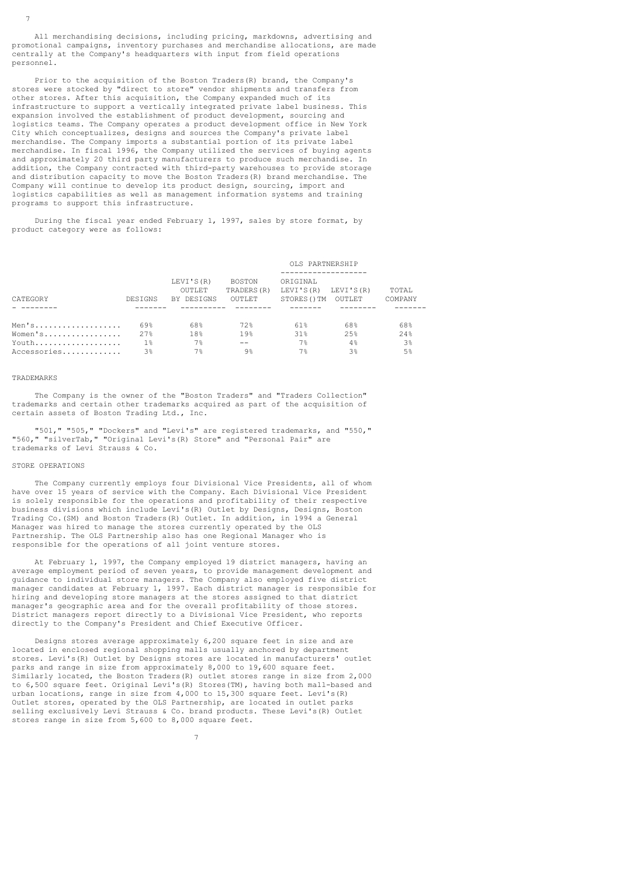All merchandising decisions, including pricing, markdowns, advertising and promotional campaigns, inventory purchases and merchandise allocations, are made centrally at the Company's headquarters with input from field operations personnel.

Prior to the acquisition of the Boston Traders(R) brand, the Company's stores were stocked by "direct to store" vendor shipments and transfers from other stores. After this acquisition, the Company expanded much of its infrastructure to support a vertically integrated private label business. This expansion involved the establishment of product development, sourcing and logistics teams. The Company operates a product development office in New York City which conceptualizes, designs and sources the Company's private label merchandise. The Company imports a substantial portion of its private label merchandise. In fiscal 1996, the Company utilized the services of buying agents and approximately 20 third party manufacturers to produce such merchandise. In addition, the Company contracted with third-party warehouses to provide storage and distribution capacity to move the Boston Traders(R) brand merchandise. The Company will continue to develop its product design, sourcing, import and logistics capabilities as well as management information systems and training programs to support this infrastructure.

During the fiscal year ended February 1, 1997, sales by store format, by product category were as follows:

| | | | | OLS PARTNERSHIP | | |
|---|---|---|---|---|---|---|
| CATEGORY | DESIGNS | LEVI'S(R) OUTLET BY DESIGNS | BOSTON TRADERS(R) OUTLET | ORIGINAL LEVI'S(R) STORES()TM | LEVI'S(R) OUTLET | TOTAL COMPANY |
| Men's | 69% | 68% | 72% | 61% | 68% | 68% |
| Women's | 27% | 18% | 19% | 31% | 25% | 24% |
| Youth | 1% | 7% | -- | 7% | 4% | 3% |
| Accessories | 3% | 7% | 9% | 7% | 3% | 5% |

TRADEMARKS

The Company is the owner of the "Boston Traders" and "Traders Collection" trademarks and certain other trademarks acquired as part of the acquisition of certain assets of Boston Trading Ltd., Inc.

"501," "505," "Dockers" and "Levi's" are registered trademarks, and "550," "560," "silverTab," "Original Levi's(R) Store" and "Personal Pair" are trademarks of Levi Strauss & Co.

STORE OPERATIONS

The Company currently employs four Divisional Vice Presidents, all of whom have over 15 years of service with the Company. Each Divisional Vice President is solely responsible for the operations and profitability of their respective business divisions which include Levi's(R) Outlet by Designs, Designs, Boston Trading Co.(SM) and Boston Traders(R) Outlet. In addition, in 1994 a General Manager was hired to manage the stores currently operated by the OLS Partnership. The OLS Partnership also has one Regional Manager who is responsible for the operations of all joint venture stores.

At February 1, 1997, the Company employed 19 district managers, having an average employment period of seven years, to provide management development and guidance to individual store managers. The Company also employed five district manager candidates at February 1, 1997. Each district manager is responsible for hiring and developing store managers at the stores assigned to that district manager's geographic area and for the overall profitability of those stores. District managers report directly to a Divisional Vice President, who reports directly to the Company's President and Chief Executive Officer.

Designs stores average approximately 6,200 square feet in size and are located in enclosed regional shopping malls usually anchored by department stores. Levi's(R) Outlet by Designs stores are located in manufacturers' outlet parks and range in size from approximately 8,000 to 19,600 square feet. Similarly located, the Boston Traders(R) outlet stores range in size from 2,000 to 6,500 square feet. Original Levi's(R) Stores(TM), having both mall-based and urban locations, range in size from 4,000 to 15,300 square feet. Levi's(R) Outlet stores, operated by the OLS Partnership, are located in outlet parks selling exclusively Levi Strauss & Co. brand products. These Levi's(R) Outlet stores range in size from 5,600 to 8,000 square feet.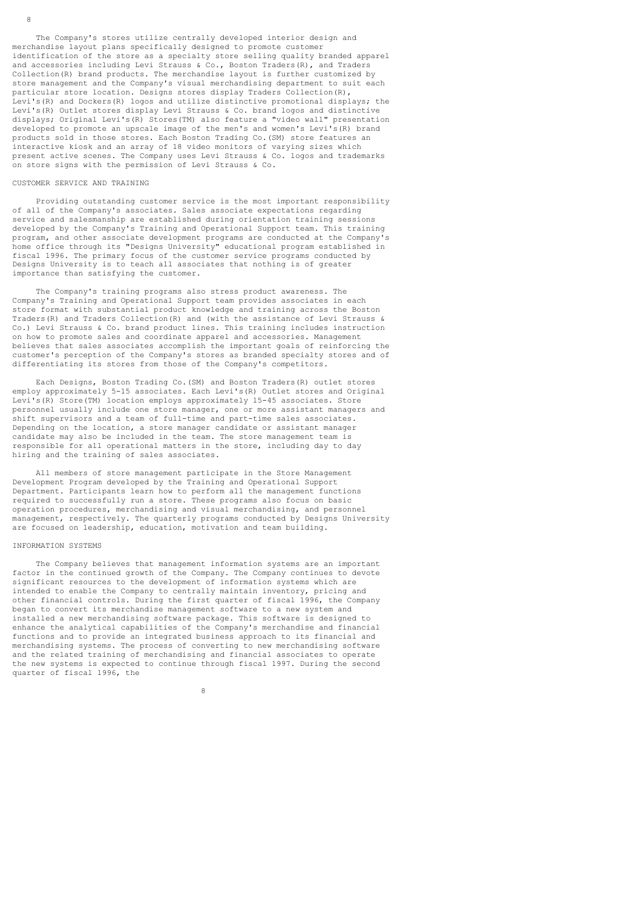The Company's stores utilize centrally developed interior design and merchandise layout plans specifically designed to promote customer identification of the store as a specialty store selling quality branded apparel and accessories including Levi Strauss & Co., Boston Traders(R), and Traders Collection(R) brand products. The merchandise layout is further customized by store management and the Company's visual merchandising department to suit each particular store location. Designs stores display Traders Collection(R), Levi's(R) and Dockers(R) logos and utilize distinctive promotional displays; the Levi's(R) Outlet stores display Levi Strauss & Co. brand logos and distinctive displays; Original Levi's(R) Stores(TM) also feature a "video wall" presentation developed to promote an upscale image of the men's and women's Levi's(R) brand products sold in those stores. Each Boston Trading Co.(SM) store features an interactive kiosk and an array of 18 video monitors of varying sizes which present active scenes. The Company uses Levi Strauss & Co. logos and trademarks on store signs with the permission of Levi Strauss & Co.

## CUSTOMER SERVICE AND TRAINING

Providing outstanding customer service is the most important responsibility of all of the Company's associates. Sales associate expectations regarding service and salesmanship are established during orientation training sessions developed by the Company's Training and Operational Support team. This training program, and other associate development programs are conducted at the Company's home office through its "Designs University" educational program established in fiscal 1996. The primary focus of the customer service programs conducted by Designs University is to teach all associates that nothing is of greater importance than satisfying the customer.

The Company's training programs also stress product awareness. The Company's Training and Operational Support team provides associates in each store format with substantial product knowledge and training across the Boston Traders(R) and Traders Collection(R) and (with the assistance of Levi Strauss & Co.) Levi Strauss & Co. brand product lines. This training includes instruction on how to promote sales and coordinate apparel and accessories. Management believes that sales associates accomplish the important goals of reinforcing the customer's perception of the Company's stores as branded specialty stores and of differentiating its stores from those of the Company's competitors.

Each Designs, Boston Trading Co.(SM) and Boston Traders(R) outlet stores employ approximately 5-15 associates. Each Levi's(R) Outlet stores and Original Levi's(R) Store(TM) location employs approximately 15-45 associates. Store personnel usually include one store manager, one or more assistant managers and shift supervisors and a team of full-time and part-time sales associates. Depending on the location, a store manager candidate or assistant manager candidate may also be included in the team. The store management team is responsible for all operational matters in the store, including day to day hiring and the training of sales associates.

All members of store management participate in the Store Management Development Program developed by the Training and Operational Support Department. Participants learn how to perform all the management functions required to successfully run a store. These programs also focus on basic operation procedures, merchandising and visual merchandising, and personnel management, respectively. The quarterly programs conducted by Designs University are focused on leadership, education, motivation and team building.

## INFORMATION SYSTEMS

The Company believes that management information systems are an important factor in the continued growth of the Company. The Company continues to devote significant resources to the development of information systems which are intended to enable the Company to centrally maintain inventory, pricing and other financial controls. During the first quarter of fiscal 1996, the Company began to convert its merchandise management software to a new system and installed a new merchandising software package. This software is designed to enhance the analytical capabilities of the Company's merchandise and financial functions and to provide an integrated business approach to its financial and merchandising systems. The process of converting to new merchandising software and the related training of merchandising and financial associates to operate the new systems is expected to continue through fiscal 1997. During the second quarter of fiscal 1996, the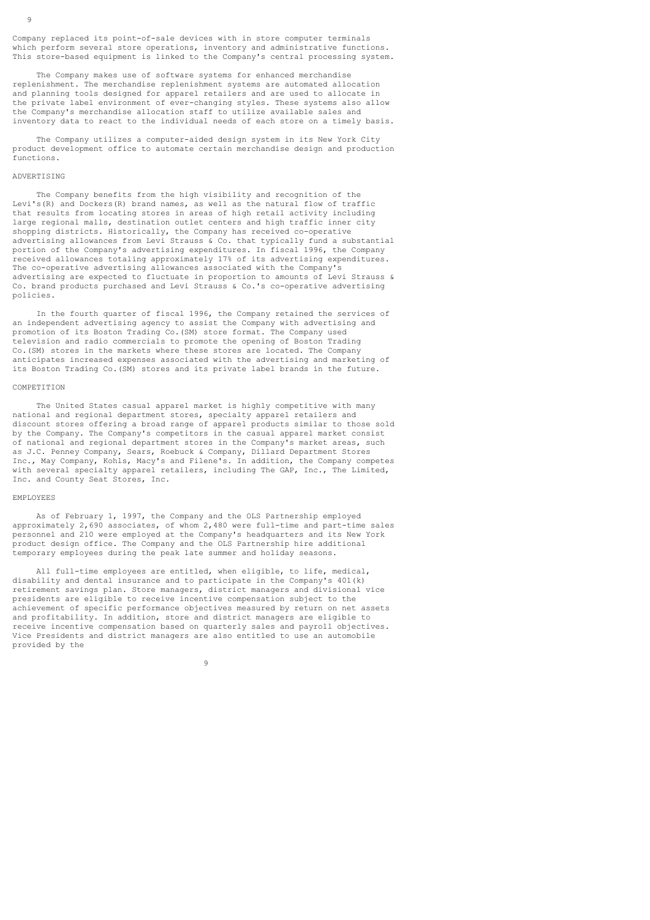Company replaced its point-of-sale devices with in store computer terminals which perform several store operations, inventory and administrative functions. This store-based equipment is linked to the Company's central processing system.

The Company makes use of software systems for enhanced merchandise replenishment. The merchandise replenishment systems are automated allocation and planning tools designed for apparel retailers and are used to allocate in the private label environment of ever-changing styles. These systems also allow the Company's merchandise allocation staff to utilize available sales and inventory data to react to the individual needs of each store on a timely basis.

The Company utilizes a computer-aided design system in its New York City product development office to automate certain merchandise design and production functions.

## ADVERTISING

The Company benefits from the high visibility and recognition of the Levi's(R) and Dockers(R) brand names, as well as the natural flow of traffic that results from locating stores in areas of high retail activity including large regional malls, destination outlet centers and high traffic inner city shopping districts. Historically, the Company has received co-operative advertising allowances from Levi Strauss & Co. that typically fund a substantial portion of the Company's advertising expenditures. In fiscal 1996, the Company received allowances totaling approximately 17% of its advertising expenditures. The co-operative advertising allowances associated with the Company's advertising are expected to fluctuate in proportion to amounts of Levi Strauss & Co. brand products purchased and Levi Strauss & Co.'s co-operative advertising policies.

In the fourth quarter of fiscal 1996, the Company retained the services of an independent advertising agency to assist the Company with advertising and promotion of its Boston Trading Co.(SM) store format. The Company used television and radio commercials to promote the opening of Boston Trading Co.(SM) stores in the markets where these stores are located. The Company anticipates increased expenses associated with the advertising and marketing of its Boston Trading Co.(SM) stores and its private label brands in the future.

## COMPETITION

The United States casual apparel market is highly competitive with many national and regional department stores, specialty apparel retailers and discount stores offering a broad range of apparel products similar to those sold by the Company. The Company's competitors in the casual apparel market consist of national and regional department stores in the Company's market areas, such as J.C. Penney Company, Sears, Roebuck & Company, Dillard Department Stores Inc., May Company, Kohls, Macy's and Filene's. In addition, the Company competes with several specialty apparel retailers, including The GAP, Inc., The Limited, Inc. and County Seat Stores, Inc.

## EMPLOYEES

As of February 1, 1997, the Company and the OLS Partnership employed approximately 2,690 associates, of whom 2,480 were full-time and part-time sales personnel and 210 were employed at the Company's headquarters and its New York product design office. The Company and the OLS Partnership hire additional temporary employees during the peak late summer and holiday seasons.

All full-time employees are entitled, when eligible, to life, medical, disability and dental insurance and to participate in the Company's 401(k) retirement savings plan. Store managers, district managers and divisional vice presidents are eligible to receive incentive compensation subject to the achievement of specific performance objectives measured by return on net assets and profitability. In addition, store and district managers are eligible to receive incentive compensation based on quarterly sales and payroll objectives. Vice Presidents and district managers are also entitled to use an automobile provided by the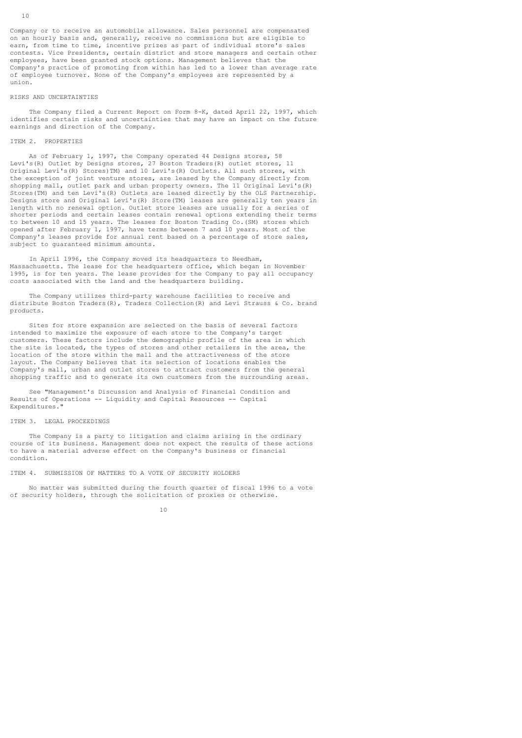Company or to receive an automobile allowance. Sales personnel are compensated on an hourly basis and, generally, receive no commissions but are eligible to earn, from time to time, incentive prizes as part of individual store's sales contests. Vice Presidents, certain district and store managers and certain other employees, have been granted stock options. Management believes that the Company's practice of promoting from within has led to a lower than average rate of employee turnover. None of the Company's employees are represented by a union.

## RISKS AND UNCERTAINTIES

The Company filed a Current Report on Form 8-K, dated April 22, 1997, which identifies certain risks and uncertainties that may have an impact on the future earnings and direction of the Company.

## ITEM 2. PROPERTIES

As of February 1, 1997, the Company operated 44 Designs stores, 58 Levi's(R) Outlet by Designs stores, 27 Boston Traders(R) outlet stores, 11 Original Levi's(R) Stores)TM) and 10 Levi's(R) Outlets. All such stores, with the exception of joint venture stores, are leased by the Company directly from shopping mall, outlet park and urban property owners. The 11 Original Levi's(R) Stores(TM) and ten Levi's(R) Outlets are leased directly by the OLS Partnership. Designs store and Original Levi's(R) Store(TM) leases are generally ten years in length with no renewal option. Outlet store leases are usually for a series of shorter periods and certain leases contain renewal options extending their terms to between 10 and 15 years. The leases for Boston Trading Co.(SM) stores which opened after February 1, 1997, have terms between 7 and 10 years. Most of the Company's leases provide for annual rent based on a percentage of store sales, subject to guaranteed minimum amounts.

In April 1996, the Company moved its headquarters to Needham, Massachusetts. The lease for the headquarters office, which began in November 1995, is for ten years. The lease provides for the Company to pay all occupancy costs associated with the land and the headquarters building.

The Company utilizes third-party warehouse facilities to receive and distribute Boston Traders(R), Traders Collection(R) and Levi Strauss & Co. brand products.

Sites for store expansion are selected on the basis of several factors intended to maximize the exposure of each store to the Company's target customers. These factors include the demographic profile of the area in which the site is located, the types of stores and other retailers in the area, the location of the store within the mall and the attractiveness of the store layout. The Company believes that its selection of locations enables the Company's mall, urban and outlet stores to attract customers from the general shopping traffic and to generate its own customers from the surrounding areas.

See "Management's Discussion and Analysis of Financial Condition and Results of Operations -- Liquidity and Capital Resources -- Capital Expenditures."

## ITEM 3. LEGAL PROCEEDINGS

The Company is a party to litigation and claims arising in the ordinary course of its business. Management does not expect the results of these actions to have a material adverse effect on the Company's business or financial condition.

## ITEM 4. SUBMISSION OF MATTERS TO A VOTE OF SECURITY HOLDERS

No matter was submitted during the fourth quarter of fiscal 1996 to a vote of security holders, through the solicitation of proxies or otherwise.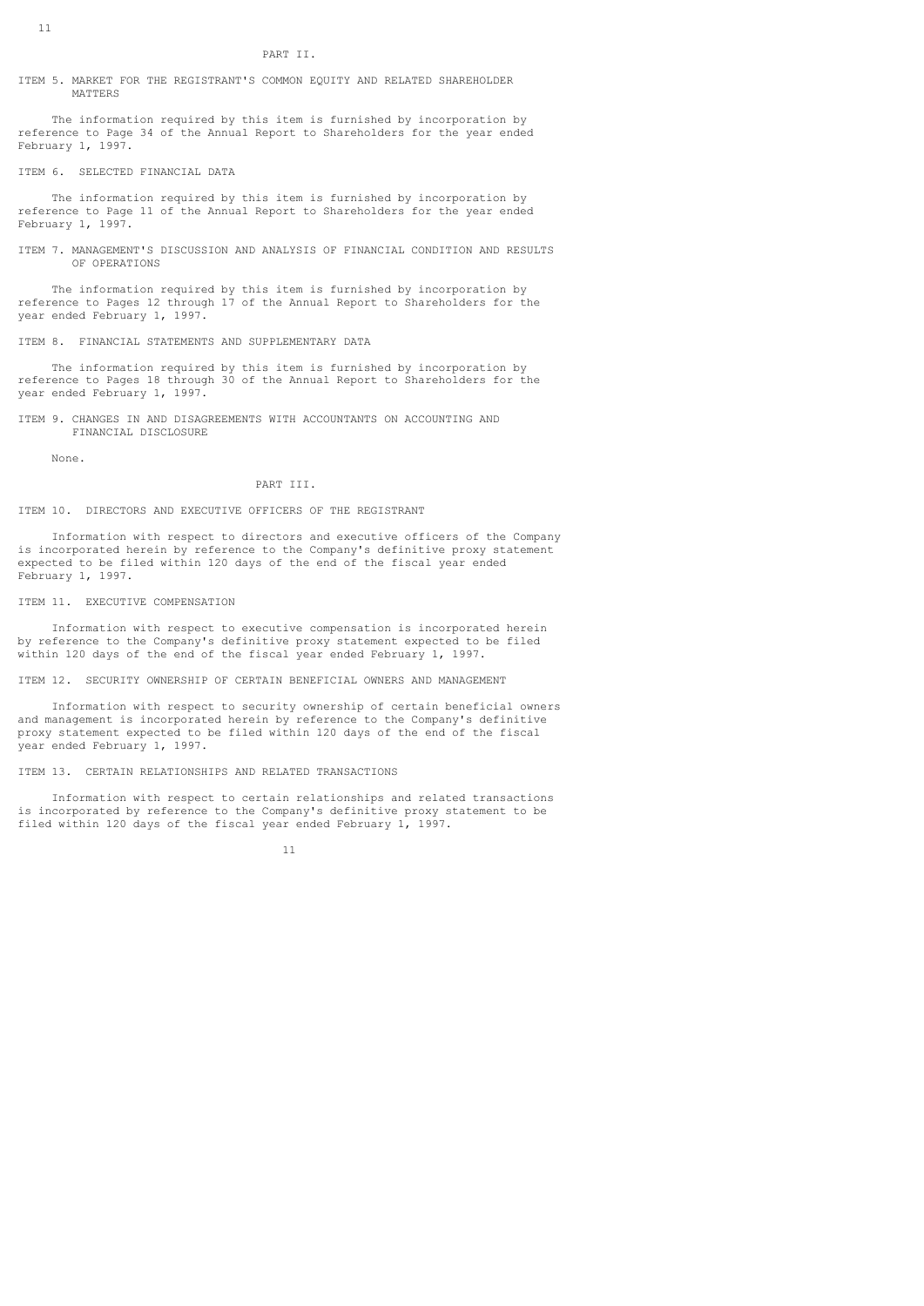## PART II.

### ITEM 5. MARKET FOR THE REGISTRANT'S COMMON EQUITY AND RELATED SHAREHOLDER MATTERS

The information required by this item is furnished by incorporation by reference to Page 34 of the Annual Report to Shareholders for the year ended February 1, 1997.

### ITEM 6. SELECTED FINANCIAL DATA

The information required by this item is furnished by incorporation by reference to Page 11 of the Annual Report to Shareholders for the year ended February 1, 1997.

### ITEM 7. MANAGEMENT'S DISCUSSION AND ANALYSIS OF FINANCIAL CONDITION AND RESULTS OF OPERATIONS

The information required by this item is furnished by incorporation by reference to Pages 12 through 17 of the Annual Report to Shareholders for the year ended February 1, 1997.

### ITEM 8. FINANCIAL STATEMENTS AND SUPPLEMENTARY DATA

The information required by this item is furnished by incorporation by reference to Pages 18 through 30 of the Annual Report to Shareholders for the year ended February 1, 1997.

### ITEM 9. CHANGES IN AND DISAGREEMENTS WITH ACCOUNTANTS ON ACCOUNTING AND FINANCIAL DISCLOSURE

None.

## PART III.

### ITEM 10. DIRECTORS AND EXECUTIVE OFFICERS OF THE REGISTRANT

Information with respect to directors and executive officers of the Company is incorporated herein by reference to the Company's definitive proxy statement expected to be filed within 120 days of the end of the fiscal year ended February 1, 1997.

### ITEM 11. EXECUTIVE COMPENSATION

Information with respect to executive compensation is incorporated herein by reference to the Company's definitive proxy statement expected to be filed within 120 days of the end of the fiscal year ended February 1, 1997.

### ITEM 12. SECURITY OWNERSHIP OF CERTAIN BENEFICIAL OWNERS AND MANAGEMENT

Information with respect to security ownership of certain beneficial owners and management is incorporated herein by reference to the Company's definitive proxy statement expected to be filed within 120 days of the end of the fiscal year ended February 1, 1997.

### ITEM 13. CERTAIN RELATIONSHIPS AND RELATED TRANSACTIONS

Information with respect to certain relationships and related transactions is incorporated by reference to the Company's definitive proxy statement to be filed within 120 days of the fiscal year ended February 1, 1997.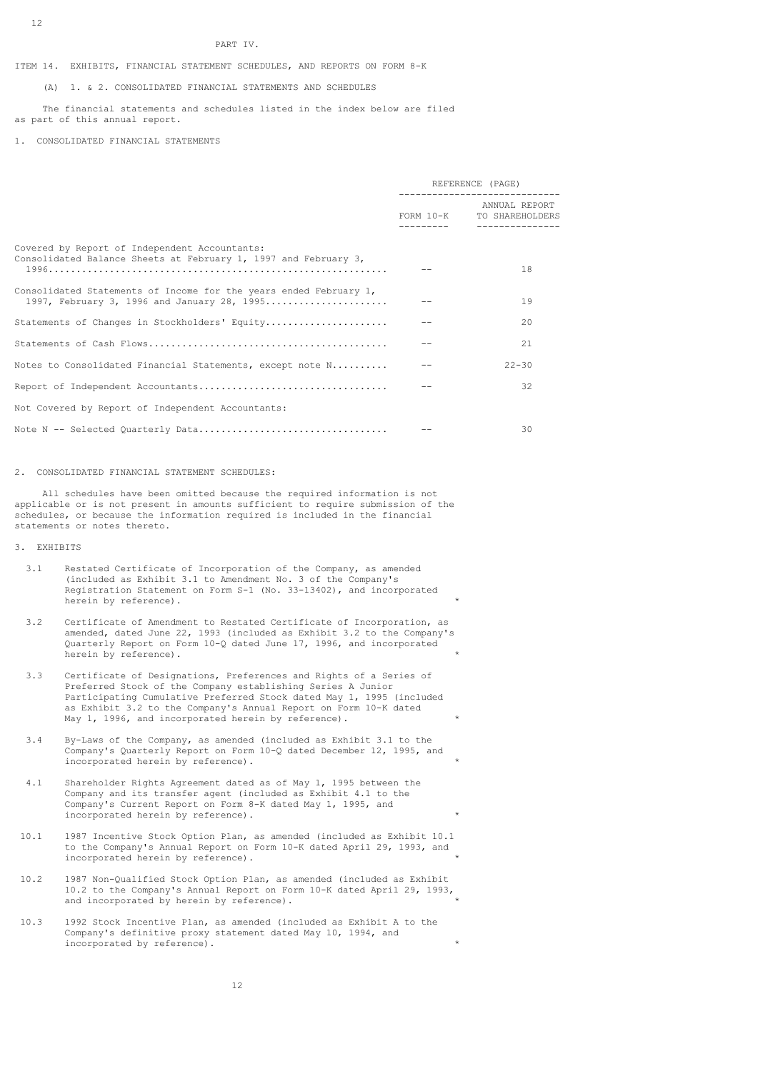# PART IV.

## ITEM 14. EXHIBITS, FINANCIAL STATEMENT SCHEDULES, AND REPORTS ON FORM 8-K

(A) 1. & 2. CONSOLIDATED FINANCIAL STATEMENTS AND SCHEDULES

The financial statements and schedules listed in the index below are filed as part of this annual report.

### 1. CONSOLIDATED FINANCIAL STATEMENTS

| | REFERENCE (PAGE) | |
|---|---|---|
| | FORM 10-K | ANNUAL REPORT TO SHAREHOLDERS |
| Covered by Report of Independent Accountants: | | |
| Consolidated Balance Sheets at February 1, 1997 and February 3, 1996 | -- | 18 |
| Consolidated Statements of Income for the years ended February 1, 1997, February 3, 1996 and January 28, 1995 | -- | 19 |
| Statements of Changes in Stockholders' Equity | -- | 20 |
| Statements of Cash Flows | -- | 21 |
| Notes to Consolidated Financial Statements, except note N | -- | 22-30 |
| Report of Independent Accountants | -- | 32 |
| Not Covered by Report of Independent Accountants: | | |
| Note N -- Selected Quarterly Data | -- | 30 |

### 2. CONSOLIDATED FINANCIAL STATEMENT SCHEDULES:

All schedules have been omitted because the required information is not applicable or is not present in amounts sufficient to require submission of the schedules, or because the information required is included in the financial statements or notes thereto.

### 3. EXHIBITS

| | | |
|---|---|---|
| 3.1 | Restated Certificate of Incorporation of the Company, as amended (included as Exhibit 3.1 to Amendment No. 3 of the Company's Registration Statement on Form S-1 (No. 33-13402), and incorporated herein by reference). | * |
| 3.2 | Certificate of Amendment to Restated Certificate of Incorporation, as amended, dated June 22, 1993 (included as Exhibit 3.2 to the Company's Quarterly Report on Form 10-Q dated June 17, 1996, and incorporated herein by reference). | * |
| 3.3 | Certificate of Designations, Preferences and Rights of a Series of Preferred Stock of the Company establishing Series A Junior Participating Cumulative Preferred Stock dated May 1, 1995 (included as Exhibit 3.2 to the Company's Annual Report on Form 10-K dated May 1, 1996, and incorporated herein by reference). | * |
| 3.4 | By-Laws of the Company, as amended (included as Exhibit 3.1 to the Company's Quarterly Report on Form 10-Q dated December 12, 1995, and incorporated herein by reference). | * |
| 4.1 | Shareholder Rights Agreement dated as of May 1, 1995 between the Company and its transfer agent (included as Exhibit 4.1 to the Company's Current Report on Form 8-K dated May 1, 1995, and incorporated herein by reference). | * |
| 10.1 | 1987 Incentive Stock Option Plan, as amended (included as Exhibit 10.1 to the Company's Annual Report on Form 10-K dated April 29, 1993, and incorporated herein by reference). | * |
| 10.2 | 1987 Non-Qualified Stock Option Plan, as amended (included as Exhibit 10.2 to the Company's Annual Report on Form 10-K dated April 29, 1993, and incorporated by herein by reference). | * |
| 10.3 | 1992 Stock Incentive Plan, as amended (included as Exhibit A to the Company's definitive proxy statement dated May 10, 1994, and incorporated by reference). | * |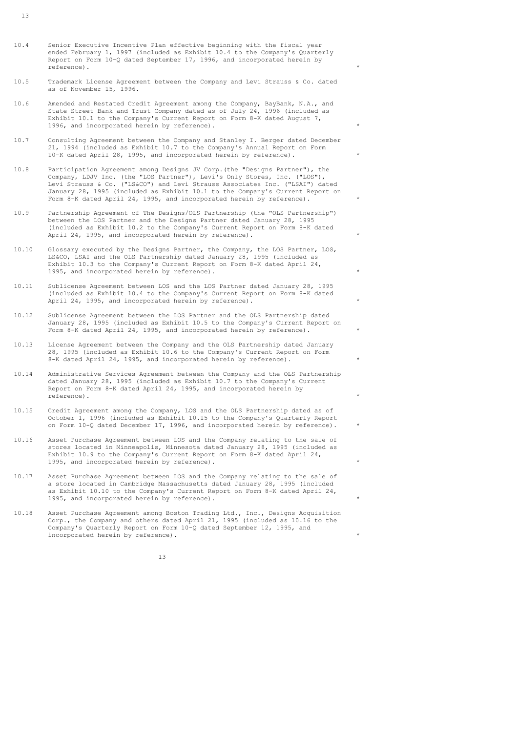| | | |
|---|---|---|
| 10.4 | Senior Executive Incentive Plan effective beginning with the fiscal year ended February 1, 1997 (included as Exhibit 10.4 to the Company's Quarterly Report on Form 10-Q dated September 17, 1996, and incorporated herein by reference). | * |
| 10.5 | Trademark License Agreement between the Company and Levi Strauss & Co. dated as of November 15, 1996. | |
| 10.6 | Amended and Restated Credit Agreement among the Company, BayBank, N.A., and State Street Bank and Trust Company dated as of July 24, 1996 (included as Exhibit 10.1 to the Company's Current Report on Form 8-K dated August 7, 1996, and incorporated herein by reference). | * |
| 10.7 | Consulting Agreement between the Company and Stanley I. Berger dated December 21, 1994 (included as Exhibit 10.7 to the Company's Annual Report on Form 10-K dated April 28, 1995, and incorporated herein by reference). | * |
| 10.8 | Participation Agreement among Designs JV Corp.(the "Designs Partner"), the Company, LDJV Inc. (the "LOS Partner"), Levi's Only Stores, Inc. ("LOS"), Levi Strauss & Co. ("LS&CO") and Levi Strauss Associates Inc. ("LSAI") dated January 28, 1995 (included as Exhibit 10.1 to the Company's Current Report on Form 8-K dated April 24, 1995, and incorporated herein by reference). | * |
| 10.9 | Partnership Agreement of The Designs/OLS Partnership (the "OLS Partnership") between the LOS Partner and the Designs Partner dated January 28, 1995 (included as Exhibit 10.2 to the Company's Current Report on Form 8-K dated April 24, 1995, and incorporated herein by reference). | * |
| 10.10 | Glossary executed by the Designs Partner, the Company, the LOS Partner, LOS, LS&CO, LSAI and the OLS Partnership dated January 28, 1995 (included as Exhibit 10.3 to the Company's Current Report on Form 8-K dated April 24, 1995, and incorporated herein by reference). | * |
| 10.11 | Sublicense Agreement between LOS and the LOS Partner dated January 28, 1995 (included as Exhibit 10.4 to the Company's Current Report on Form 8-K dated April 24, 1995, and incorporated herein by reference). | * |
| 10.12 | Sublicense Agreement between the LOS Partner and the OLS Partnership dated January 28, 1995 (included as Exhibit 10.5 to the Company's Current Report on Form 8-K dated April 24, 1995, and incorporated herein by reference). | * |
| 10.13 | License Agreement between the Company and the OLS Partnership dated January 28, 1995 (included as Exhibit 10.6 to the Company's Current Report on Form 8-K dated April 24, 1995, and incorporated herein by reference). | * |
| 10.14 | Administrative Services Agreement between the Company and the OLS Partnership dated January 28, 1995 (included as Exhibit 10.7 to the Company's Current Report on Form 8-K dated April 24, 1995, and incorporated herein by reference). | * |
| 10.15 | Credit Agreement among the Company, LOS and the OLS Partnership dated as of October 1, 1996 (included as Exhibit 10.15 to the Company's Quarterly Report on Form 10-Q dated December 17, 1996, and incorporated herein by reference). | * |
| 10.16 | Asset Purchase Agreement between LOS and the Company relating to the sale of stores located in Minneapolis, Minnesota dated January 28, 1995 (included as Exhibit 10.9 to the Company's Current Report on Form 8-K dated April 24, 1995, and incorporated herein by reference). | * |
| 10.17 | Asset Purchase Agreement between LOS and the Company relating to the sale of a store located in Cambridge Massachusetts dated January 28, 1995 (included as Exhibit 10.10 to the Company's Current Report on Form 8-K dated April 24, 1995, and incorporated herein by reference). | * |
| 10.18 | Asset Purchase Agreement among Boston Trading Ltd., Inc., Designs Acquisition Corp., the Company and others dated April 21, 1995 (included as 10.16 to the Company's Quarterly Report on Form 10-Q dated September 12, 1995, and incorporated herein by reference). | * |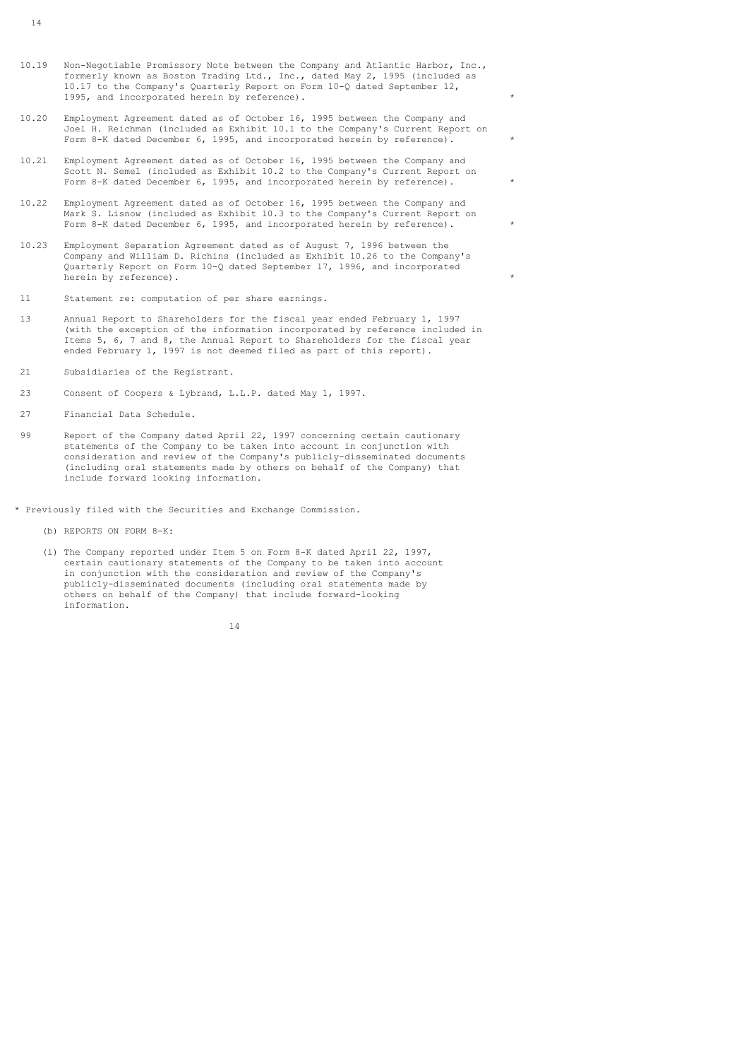| | | |
|---|---|---|
| 10.19 | Non-Negotiable Promissory Note between the Company and Atlantic Harbor, Inc., formerly known as Boston Trading Ltd., Inc., dated May 2, 1995 (included as 10.17 to the Company's Quarterly Report on Form 10-Q dated September 12, 1995, and incorporated herein by reference). | * |
| 10.20 | Employment Agreement dated as of October 16, 1995 between the Company and Joel H. Reichman (included as Exhibit 10.1 to the Company's Current Report on Form 8-K dated December 6, 1995, and incorporated herein by reference). | * |
| 10.21 | Employment Agreement dated as of October 16, 1995 between the Company and Scott N. Semel (included as Exhibit 10.2 to the Company's Current Report on Form 8-K dated December 6, 1995, and incorporated herein by reference). | * |
| 10.22 | Employment Agreement dated as of October 16, 1995 between the Company and Mark S. Lisnow (included as Exhibit 10.3 to the Company's Current Report on Form 8-K dated December 6, 1995, and incorporated herein by reference). | * |
| 10.23 | Employment Separation Agreement dated as of August 7, 1996 between the Company and William D. Richins (included as Exhibit 10.26 to the Company's Quarterly Report on Form 10-Q dated September 17, 1996, and incorporated herein by reference). | * |
| 11 | Statement re: computation of per share earnings. | |
| 13 | Annual Report to Shareholders for the fiscal year ended February 1, 1997 (with the exception of the information incorporated by reference included in Items 5, 6, 7 and 8, the Annual Report to Shareholders for the fiscal year ended February 1, 1997 is not deemed filed as part of this report). | |
| 21 | Subsidiaries of the Registrant. | |
| 23 | Consent of Coopers & Lybrand, L.L.P. dated May 1, 1997. | |
| 27 | Financial Data Schedule. | |
| 99 | Report of the Company dated April 22, 1997 concerning certain cautionary statements of the Company to be taken into account in conjunction with consideration and review of the Company's publicly-disseminated documents (including oral statements made by others on behalf of the Company) that include forward looking information. | |

* Previously filed with the Securities and Exchange Commission.

(b) REPORTS ON FORM 8-K:

(i) The Company reported under Item 5 on Form 8-K dated April 22, 1997, certain cautionary statements of the Company to be taken into account in conjunction with the consideration and review of the Company's publicly-disseminated documents (including oral statements made by others on behalf of the Company) that include forward-looking information.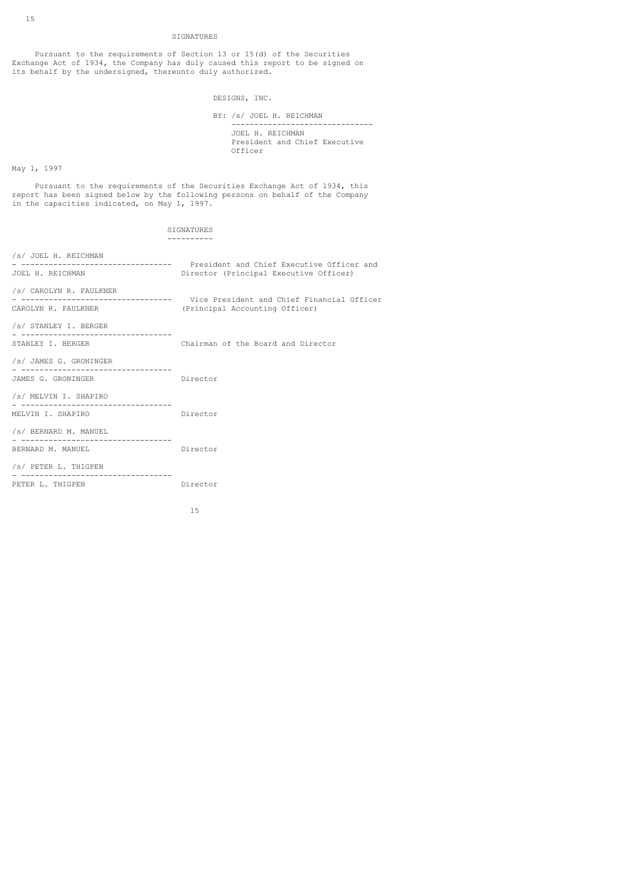# SIGNATURES

Pursuant to the requirements of Section 13 or 15(d) of the Securities Exchange Act of 1934, the Company has duly caused this report to be signed on its behalf by the undersigned, thereunto duly authorized.

DESIGNS, INC.

BY: /s/ JOEL H. REICHMAN

JOEL H. REICHMAN
President and Chief Executive Officer

May 1, 1997

Pursuant to the requirements of the Securities Exchange Act of 1934, this report has been signed below by the following persons on behalf of the Company in the capacities indicated, on May 1, 1997.

| SIGNATURES | |
|---|---|
| /s/ JOEL H. REICHMAN<br>JOEL H. REICHMAN | President and Chief Executive Officer and Director (Principal Executive Officer) |
| /s/ CAROLYN R. FAULKNER<br>CAROLYN R. FAULKNER | Vice President and Chief Financial Officer (Principal Accounting Officer) |
| /s/ STANLEY I. BERGER<br>STANLEY I. BERGER | Chairman of the Board and Director |
| /s/ JAMES G. GRONINGER<br>JAMES G. GRONINGER | Director |
| /s/ MELVIN I. SHAPIRO<br>MELVIN I. SHAPIRO | Director |
| /s/ BERNARD M. MANUEL<br>BERNARD M. MANUEL | Director |
| /s/ PETER L. THIGPEN<br>PETER L. THIGPEN | Director |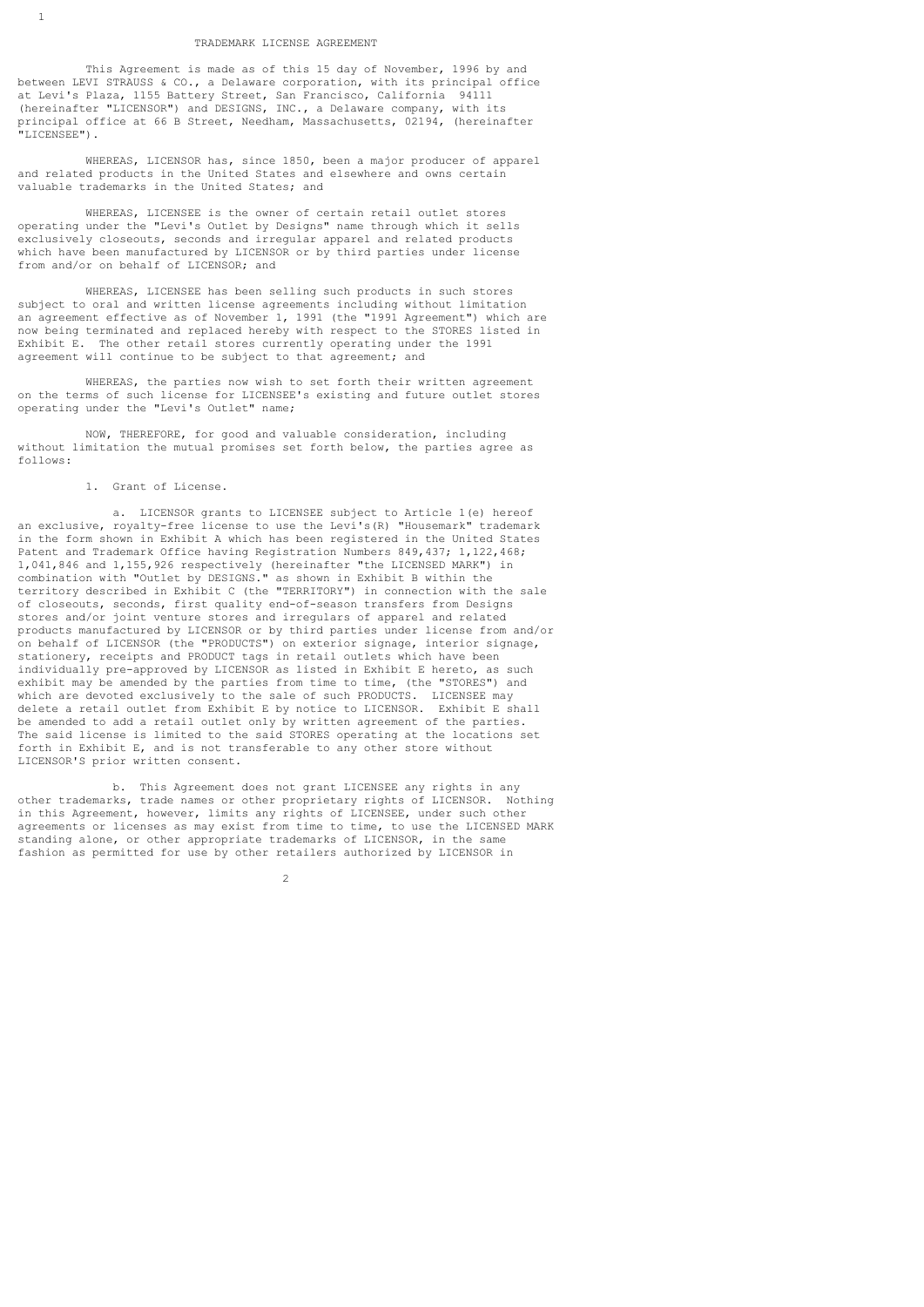# TRADEMARK LICENSE AGREEMENT

This Agreement is made as of this 15 day of November, 1996 by and between LEVI STRAUSS & CO., a Delaware corporation, with its principal office at Levi's Plaza, 1155 Battery Street, San Francisco, California 94111 (hereinafter "LICENSOR") and DESIGNS, INC., a Delaware company, with its principal office at 66 B Street, Needham, Massachusetts, 02194, (hereinafter "LICENSEE").

WHEREAS, LICENSOR has, since 1850, been a major producer of apparel and related products in the United States and elsewhere and owns certain valuable trademarks in the United States; and

WHEREAS, LICENSEE is the owner of certain retail outlet stores operating under the "Levi's Outlet by Designs" name through which it sells exclusively closeouts, seconds and irregular apparel and related products which have been manufactured by LICENSOR or by third parties under license from and/or on behalf of LICENSOR; and

WHEREAS, LICENSEE has been selling such products in such stores subject to oral and written license agreements including without limitation an agreement effective as of November 1, 1991 (the "1991 Agreement") which are now being terminated and replaced hereby with respect to the STORES listed in Exhibit E. The other retail stores currently operating under the 1991 agreement will continue to be subject to that agreement; and

WHEREAS, the parties now wish to set forth their written agreement on the terms of such license for LICENSEE's existing and future outlet stores operating under the "Levi's Outlet" name;

NOW, THEREFORE, for good and valuable consideration, including without limitation the mutual promises set forth below, the parties agree as follows:

1. Grant of License.

a. LICENSOR grants to LICENSEE subject to Article 1(e) hereof an exclusive, royalty-free license to use the Levi's(R) "Housemark" trademark in the form shown in Exhibit A which has been registered in the United States Patent and Trademark Office having Registration Numbers 849,437; 1,122,468; 1,041,846 and 1,155,926 respectively (hereinafter "the LICENSED MARK") in combination with "Outlet by DESIGNS." as shown in Exhibit B within the territory described in Exhibit C (the "TERRITORY") in connection with the sale of closeouts, seconds, first quality end-of-season transfers from Designs stores and/or joint venture stores and irregulars of apparel and related products manufactured by LICENSOR or by third parties under license from and/or on behalf of LICENSOR (the "PRODUCTS") on exterior signage, interior signage, stationery, receipts and PRODUCT tags in retail outlets which have been individually pre-approved by LICENSOR as listed in Exhibit E hereto, as such exhibit may be amended by the parties from time to time, (the "STORES") and which are devoted exclusively to the sale of such PRODUCTS. LICENSEE may delete a retail outlet from Exhibit E by notice to LICENSOR. Exhibit E shall be amended to add a retail outlet only by written agreement of the parties. The said license is limited to the said STORES operating at the locations set forth in Exhibit E, and is not transferable to any other store without LICENSOR'S prior written consent.

b. This Agreement does not grant LICENSEE any rights in any other trademarks, trade names or other proprietary rights of LICENSOR. Nothing in this Agreement, however, limits any rights of LICENSEE, under such other agreements or licenses as may exist from time to time, to use the LICENSED MARK standing alone, or other appropriate trademarks of LICENSOR, in the same fashion as permitted for use by other retailers authorized by LICENSOR in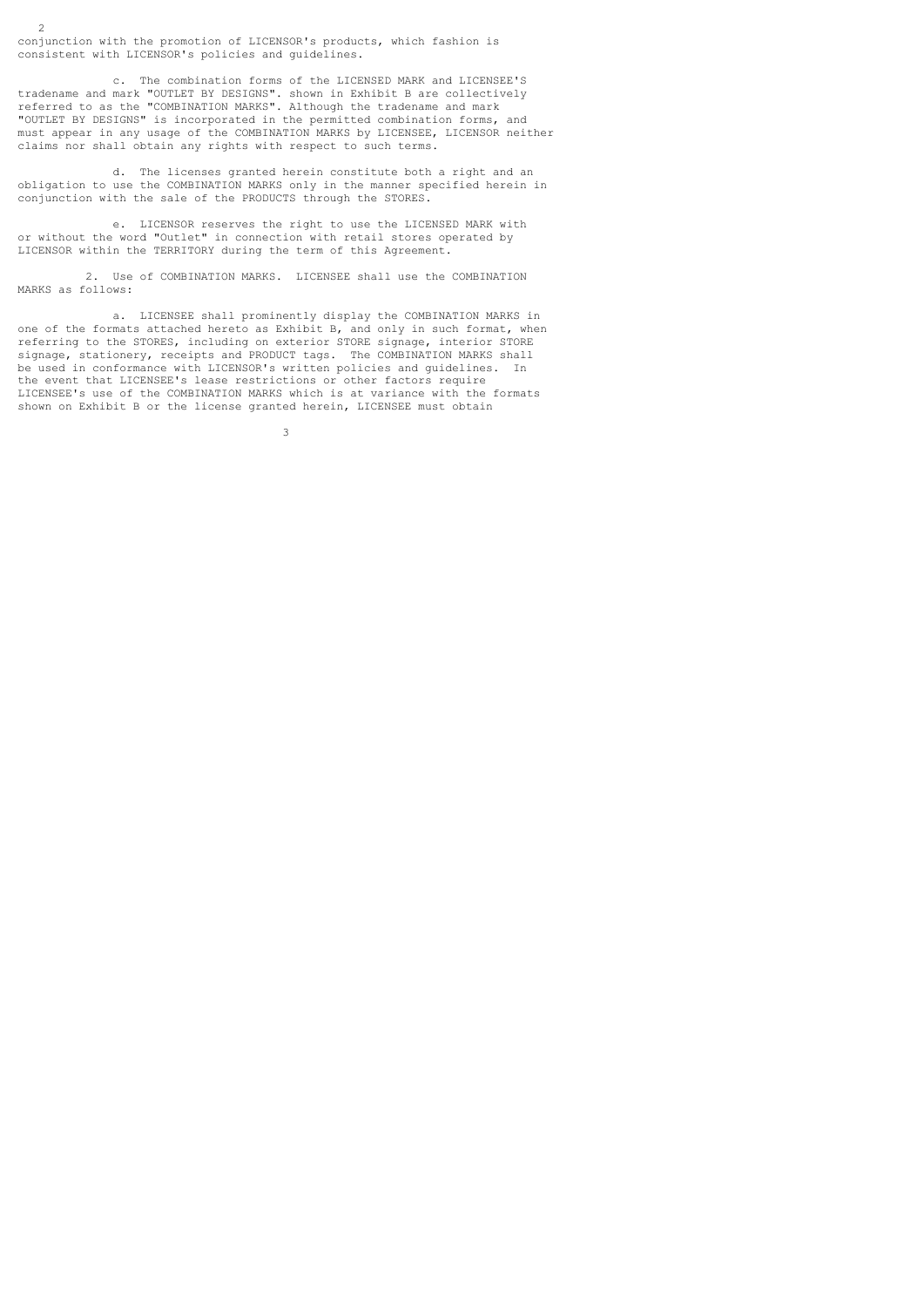conjunction with the promotion of LICENSOR's products, which fashion is consistent with LICENSOR's policies and guidelines.

c. The combination forms of the LICENSED MARK and LICENSEE'S tradename and mark "OUTLET BY DESIGNS". shown in Exhibit B are collectively referred to as the "COMBINATION MARKS". Although the tradename and mark "OUTLET BY DESIGNS" is incorporated in the permitted combination forms, and must appear in any usage of the COMBINATION MARKS by LICENSEE, LICENSOR neither claims nor shall obtain any rights with respect to such terms.

d. The licenses granted herein constitute both a right and an obligation to use the COMBINATION MARKS only in the manner specified herein in conjunction with the sale of the PRODUCTS through the STORES.

e. LICENSOR reserves the right to use the LICENSED MARK with or without the word "Outlet" in connection with retail stores operated by LICENSOR within the TERRITORY during the term of this Agreement.

2. Use of COMBINATION MARKS. LICENSEE shall use the COMBINATION MARKS as follows:

a. LICENSEE shall prominently display the COMBINATION MARKS in one of the formats attached hereto as Exhibit B, and only in such format, when referring to the STORES, including on exterior STORE signage, interior STORE signage, stationery, receipts and PRODUCT tags. The COMBINATION MARKS shall be used in conformance with LICENSOR's written policies and guidelines. In the event that LICENSEE's lease restrictions or other factors require LICENSEE's use of the COMBINATION MARKS which is at variance with the formats shown on Exhibit B or the license granted herein, LICENSEE must obtain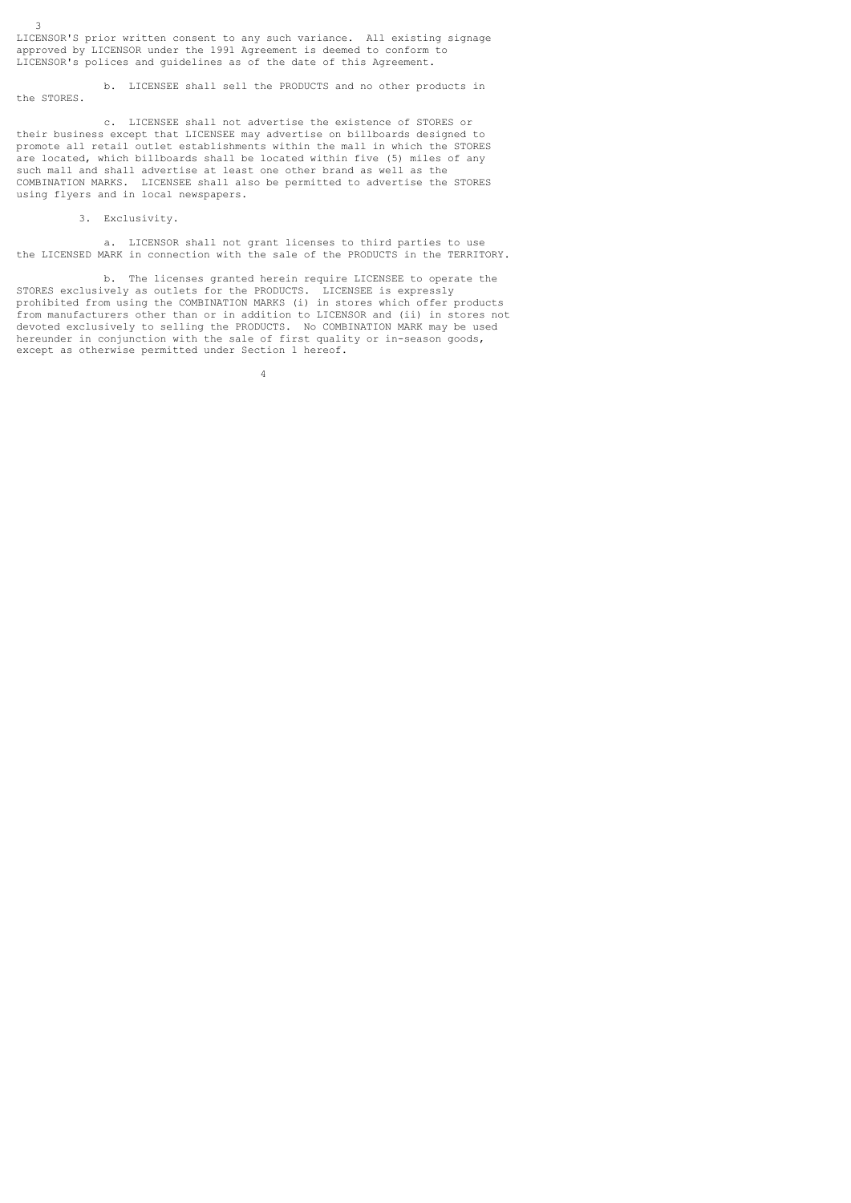LICENSOR'S prior written consent to any such variance. All existing signage approved by LICENSOR under the 1991 Agreement is deemed to conform to LICENSOR's polices and guidelines as of the date of this Agreement.

b. LICENSEE shall sell the PRODUCTS and no other products in the STORES.

c. LICENSEE shall not advertise the existence of STORES or their business except that LICENSEE may advertise on billboards designed to promote all retail outlet establishments within the mall in which the STORES are located, which billboards shall be located within five (5) miles of any such mall and shall advertise at least one other brand as well as the COMBINATION MARKS. LICENSEE shall also be permitted to advertise the STORES using flyers and in local newspapers.

3. Exclusivity.

a. LICENSOR shall not grant licenses to third parties to use the LICENSED MARK in connection with the sale of the PRODUCTS in the TERRITORY.

b. The licenses granted herein require LICENSEE to operate the STORES exclusively as outlets for the PRODUCTS. LICENSEE is expressly prohibited from using the COMBINATION MARKS (i) in stores which offer products from manufacturers other than or in addition to LICENSOR and (ii) in stores not devoted exclusively to selling the PRODUCTS. No COMBINATION MARK may be used hereunder in conjunction with the sale of first quality or in-season goods, except as otherwise permitted under Section 1 hereof.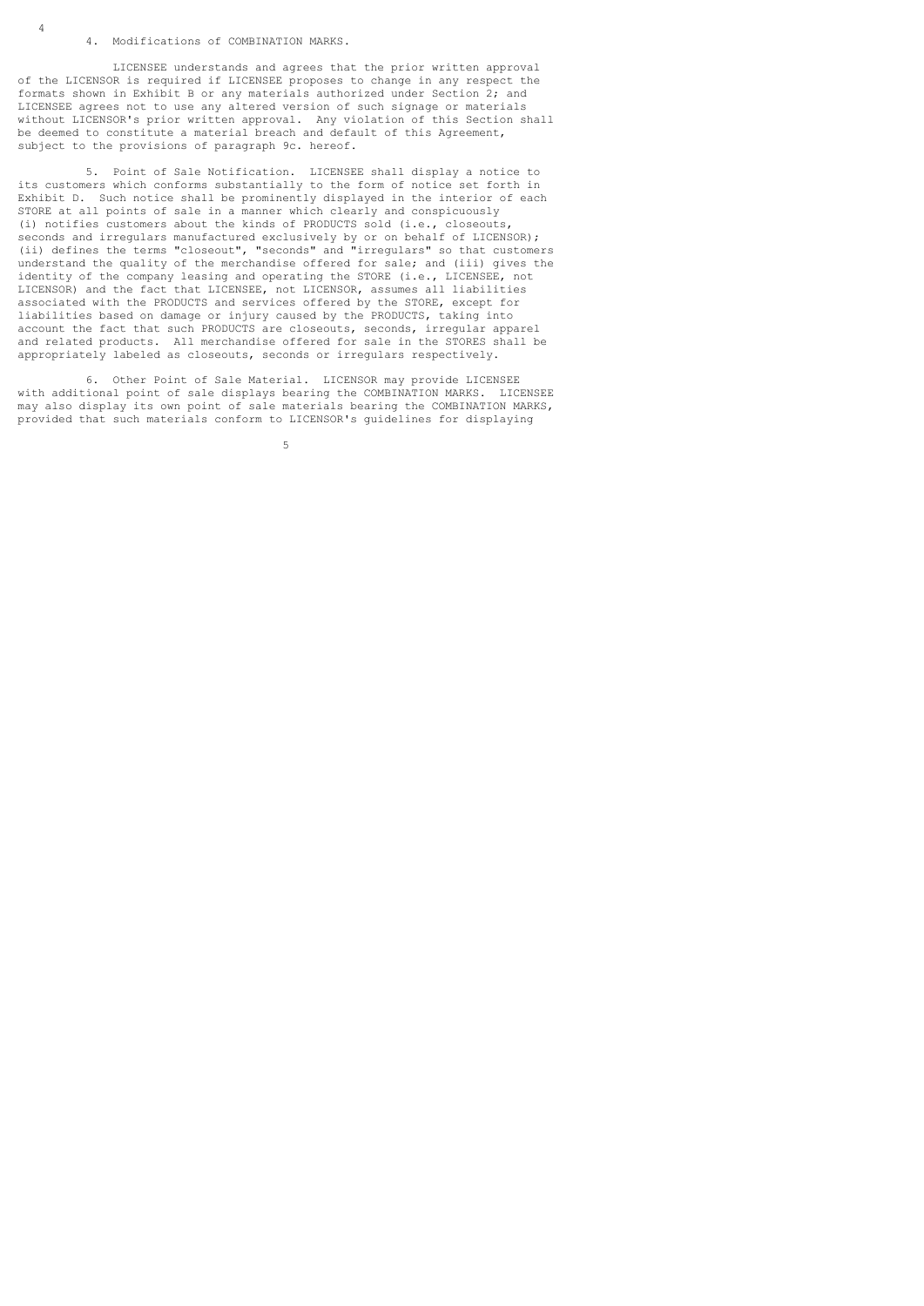4. Modifications of COMBINATION MARKS.

LICENSEE understands and agrees that the prior written approval of the LICENSOR is required if LICENSEE proposes to change in any respect the formats shown in Exhibit B or any materials authorized under Section 2; and LICENSEE agrees not to use any altered version of such signage or materials without LICENSOR's prior written approval. Any violation of this Section shall be deemed to constitute a material breach and default of this Agreement, subject to the provisions of paragraph 9c. hereof.

5. Point of Sale Notification. LICENSEE shall display a notice to its customers which conforms substantially to the form of notice set forth in Exhibit D. Such notice shall be prominently displayed in the interior of each STORE at all points of sale in a manner which clearly and conspicuously (i) notifies customers about the kinds of PRODUCTS sold (i.e., closeouts, seconds and irregulars manufactured exclusively by or on behalf of LICENSOR); (ii) defines the terms "closeout", "seconds" and "irregulars" so that customers understand the quality of the merchandise offered for sale; and (iii) gives the identity of the company leasing and operating the STORE (i.e., LICENSEE, not LICENSOR) and the fact that LICENSEE, not LICENSOR, assumes all liabilities associated with the PRODUCTS and services offered by the STORE, except for liabilities based on damage or injury caused by the PRODUCTS, taking into account the fact that such PRODUCTS are closeouts, seconds, irregular apparel and related products. All merchandise offered for sale in the STORES shall be appropriately labeled as closeouts, seconds or irregulars respectively.

6. Other Point of Sale Material. LICENSOR may provide LICENSEE with additional point of sale displays bearing the COMBINATION MARKS. LICENSEE may also display its own point of sale materials bearing the COMBINATION MARKS, provided that such materials conform to LICENSOR's guidelines for displaying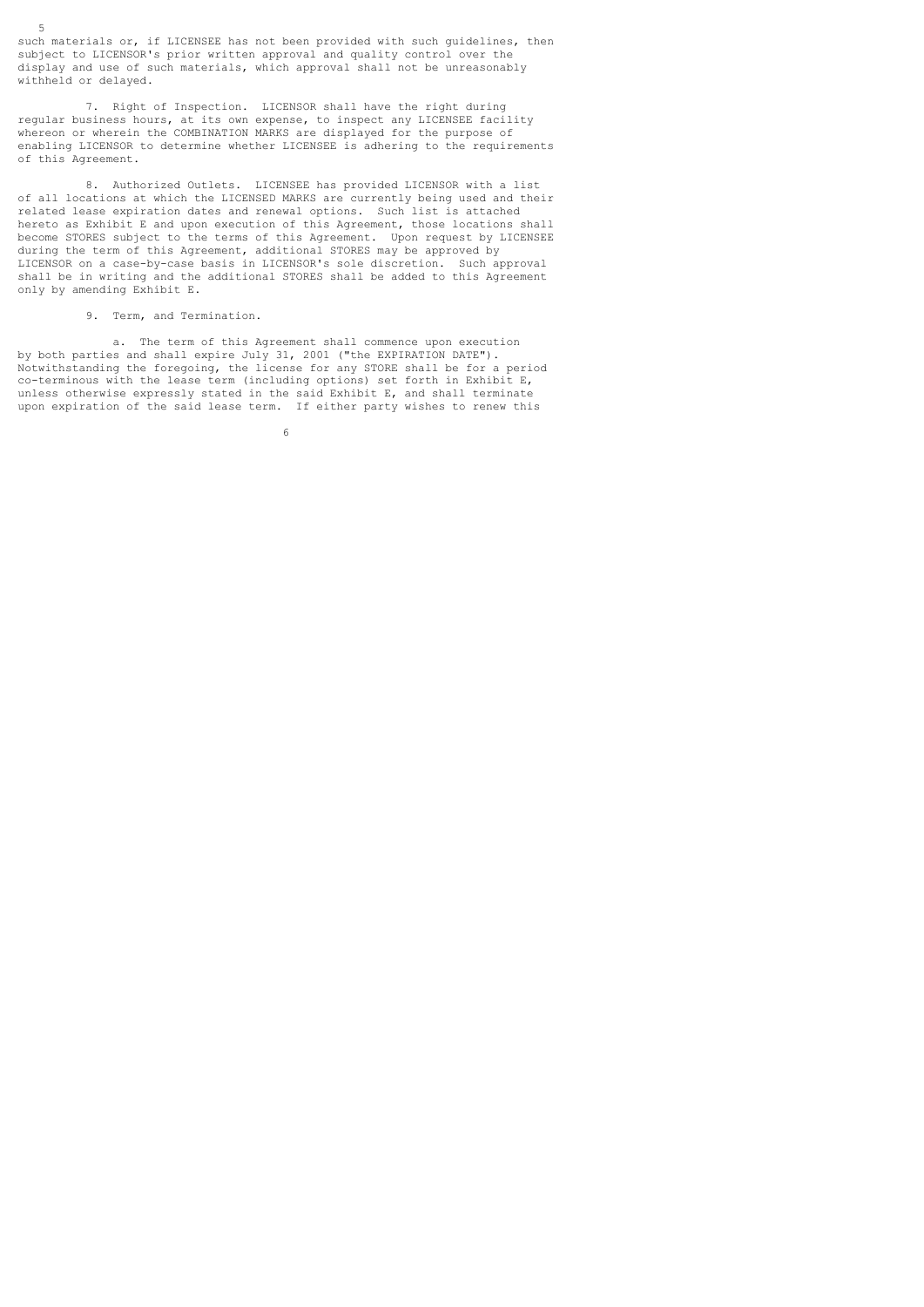such materials or, if LICENSEE has not been provided with such guidelines, then subject to LICENSOR's prior written approval and quality control over the display and use of such materials, which approval shall not be unreasonably withheld or delayed.

7. Right of Inspection. LICENSOR shall have the right during regular business hours, at its own expense, to inspect any LICENSEE facility whereon or wherein the COMBINATION MARKS are displayed for the purpose of enabling LICENSOR to determine whether LICENSEE is adhering to the requirements of this Agreement.

8. Authorized Outlets. LICENSEE has provided LICENSOR with a list of all locations at which the LICENSED MARKS are currently being used and their related lease expiration dates and renewal options. Such list is attached hereto as Exhibit E and upon execution of this Agreement, those locations shall become STORES subject to the terms of this Agreement. Upon request by LICENSEE during the term of this Agreement, additional STORES may be approved by LICENSOR on a case-by-case basis in LICENSOR's sole discretion. Such approval shall be in writing and the additional STORES shall be added to this Agreement only by amending Exhibit E.

9. Term, and Termination.

a. The term of this Agreement shall commence upon execution by both parties and shall expire July 31, 2001 ("the EXPIRATION DATE"). Notwithstanding the foregoing, the license for any STORE shall be for a period co-terminous with the lease term (including options) set forth in Exhibit E, unless otherwise expressly stated in the said Exhibit E, and shall terminate upon expiration of the said lease term. If either party wishes to renew this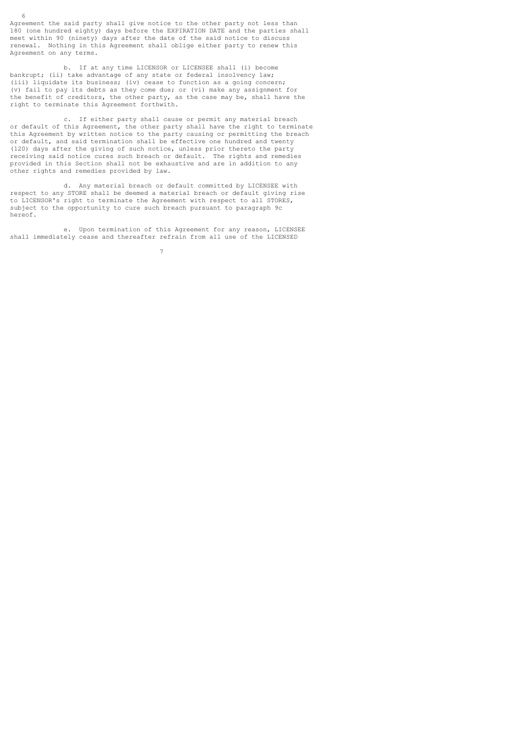Agreement the said party shall give notice to the other party not less than 180 (one hundred eighty) days before the EXPIRATION DATE and the parties shall meet within 90 (ninety) days after the date of the said notice to discuss renewal. Nothing in this Agreement shall oblige either party to renew this Agreement on any terms.

b. If at any time LICENSOR or LICENSEE shall (i) become bankrupt; (ii) take advantage of any state or federal insolvency law; (iii) liquidate its business; (iv) cease to function as a going concern; (v) fail to pay its debts as they come due; or (vi) make any assignment for the benefit of creditors, the other party, as the case may be, shall have the right to terminate this Agreement forthwith.

c. If either party shall cause or permit any material breach or default of this Agreement, the other party shall have the right to terminate this Agreement by written notice to the party causing or permitting the breach or default, and said termination shall be effective one hundred and twenty (120) days after the giving of such notice, unless prior thereto the party receiving said notice cures such breach or default. The rights and remedies provided in this Section shall not be exhaustive and are in addition to any other rights and remedies provided by law.

d. Any material breach or default committed by LICENSEE with respect to any STORE shall be deemed a material breach or default giving rise to LICENSOR's right to terminate the Agreement with respect to all STORES, subject to the opportunity to cure such breach pursuant to paragraph 9c hereof.

e. Upon termination of this Agreement for any reason, LICENSEE shall immediately cease and thereafter refrain from all use of the LICENSED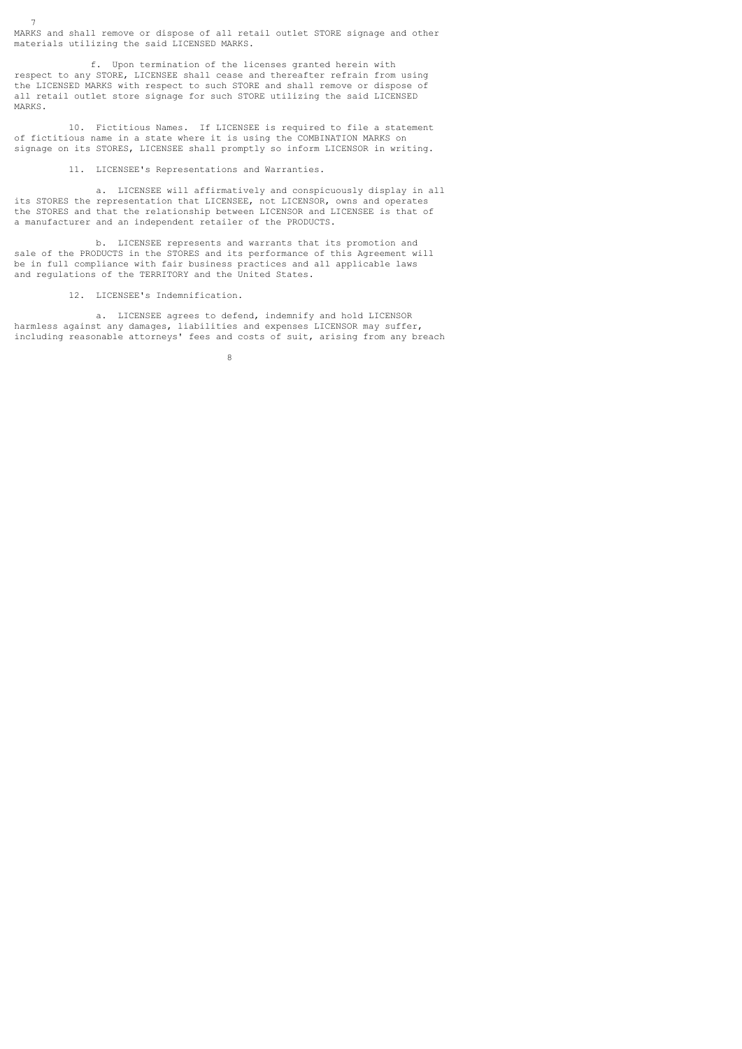MARKS and shall remove or dispose of all retail outlet STORE signage and other materials utilizing the said LICENSED MARKS.

f. Upon termination of the licenses granted herein with respect to any STORE, LICENSEE shall cease and thereafter refrain from using the LICENSED MARKS with respect to such STORE and shall remove or dispose of all retail outlet store signage for such STORE utilizing the said LICENSED MARKS.

10. Fictitious Names. If LICENSEE is required to file a statement of fictitious name in a state where it is using the COMBINATION MARKS on signage on its STORES, LICENSEE shall promptly so inform LICENSOR in writing.

11. LICENSEE's Representations and Warranties.

a. LICENSEE will affirmatively and conspicuously display in all its STORES the representation that LICENSEE, not LICENSOR, owns and operates the STORES and that the relationship between LICENSOR and LICENSEE is that of a manufacturer and an independent retailer of the PRODUCTS.

b. LICENSEE represents and warrants that its promotion and sale of the PRODUCTS in the STORES and its performance of this Agreement will be in full compliance with fair business practices and all applicable laws and regulations of the TERRITORY and the United States.

12. LICENSEE's Indemnification.

a. LICENSEE agrees to defend, indemnify and hold LICENSOR harmless against any damages, liabilities and expenses LICENSOR may suffer, including reasonable attorneys' fees and costs of suit, arising from any breach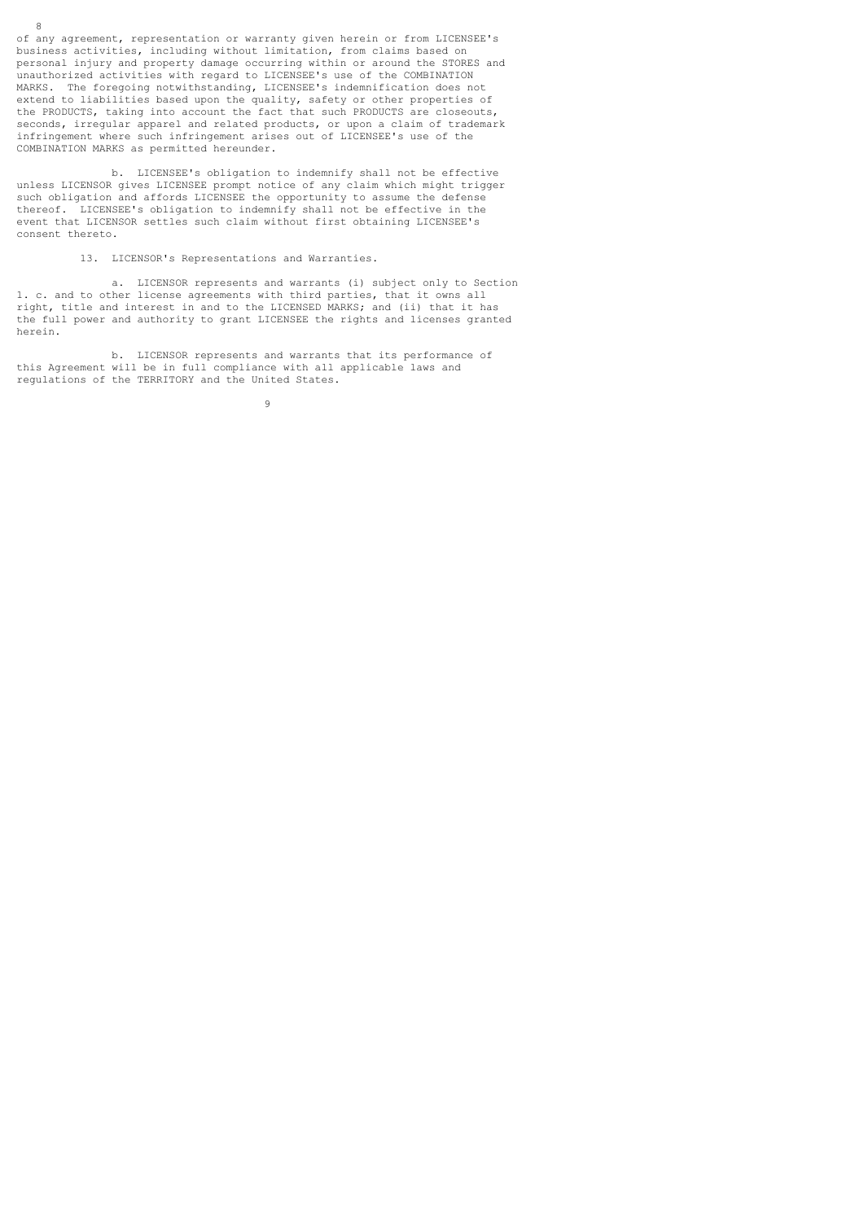of any agreement, representation or warranty given herein or from LICENSEE's business activities, including without limitation, from claims based on personal injury and property damage occurring within or around the STORES and unauthorized activities with regard to LICENSEE's use of the COMBINATION MARKS. The foregoing notwithstanding, LICENSEE's indemnification does not extend to liabilities based upon the quality, safety or other properties of the PRODUCTS, taking into account the fact that such PRODUCTS are closeouts, seconds, irregular apparel and related products, or upon a claim of trademark infringement where such infringement arises out of LICENSEE's use of the COMBINATION MARKS as permitted hereunder.

b. LICENSEE's obligation to indemnify shall not be effective unless LICENSOR gives LICENSEE prompt notice of any claim which might trigger such obligation and affords LICENSEE the opportunity to assume the defense thereof. LICENSEE's obligation to indemnify shall not be effective in the event that LICENSOR settles such claim without first obtaining LICENSEE's consent thereto.

13. LICENSOR's Representations and Warranties.

a. LICENSOR represents and warrants (i) subject only to Section 1. c. and to other license agreements with third parties, that it owns all right, title and interest in and to the LICENSED MARKS; and (ii) that it has the full power and authority to grant LICENSEE the rights and licenses granted herein.

b. LICENSOR represents and warrants that its performance of this Agreement will be in full compliance with all applicable laws and regulations of the TERRITORY and the United States.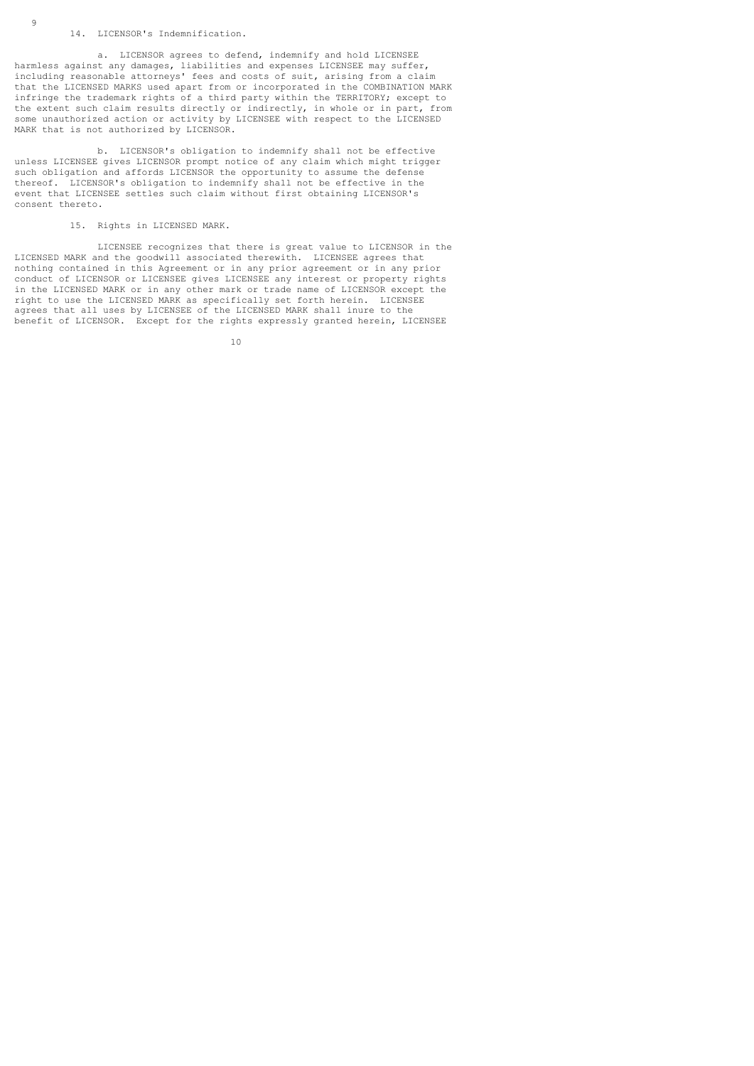14. LICENSOR's Indemnification.

a. LICENSOR agrees to defend, indemnify and hold LICENSEE harmless against any damages, liabilities and expenses LICENSEE may suffer, including reasonable attorneys' fees and costs of suit, arising from a claim that the LICENSED MARKS used apart from or incorporated in the COMBINATION MARK infringe the trademark rights of a third party within the TERRITORY; except to the extent such claim results directly or indirectly, in whole or in part, from some unauthorized action or activity by LICENSEE with respect to the LICENSED MARK that is not authorized by LICENSOR.

b. LICENSOR's obligation to indemnify shall not be effective unless LICENSEE gives LICENSOR prompt notice of any claim which might trigger such obligation and affords LICENSOR the opportunity to assume the defense thereof. LICENSOR's obligation to indemnify shall not be effective in the event that LICENSEE settles such claim without first obtaining LICENSOR's consent thereto.

15. Rights in LICENSED MARK.

LICENSEE recognizes that there is great value to LICENSOR in the LICENSED MARK and the goodwill associated therewith. LICENSEE agrees that nothing contained in this Agreement or in any prior agreement or in any prior conduct of LICENSOR or LICENSEE gives LICENSEE any interest or property rights in the LICENSED MARK or in any other mark or trade name of LICENSOR except the right to use the LICENSED MARK as specifically set forth herein. LICENSEE agrees that all uses by LICENSEE of the LICENSED MARK shall inure to the benefit of LICENSOR. Except for the rights expressly granted herein, LICENSEE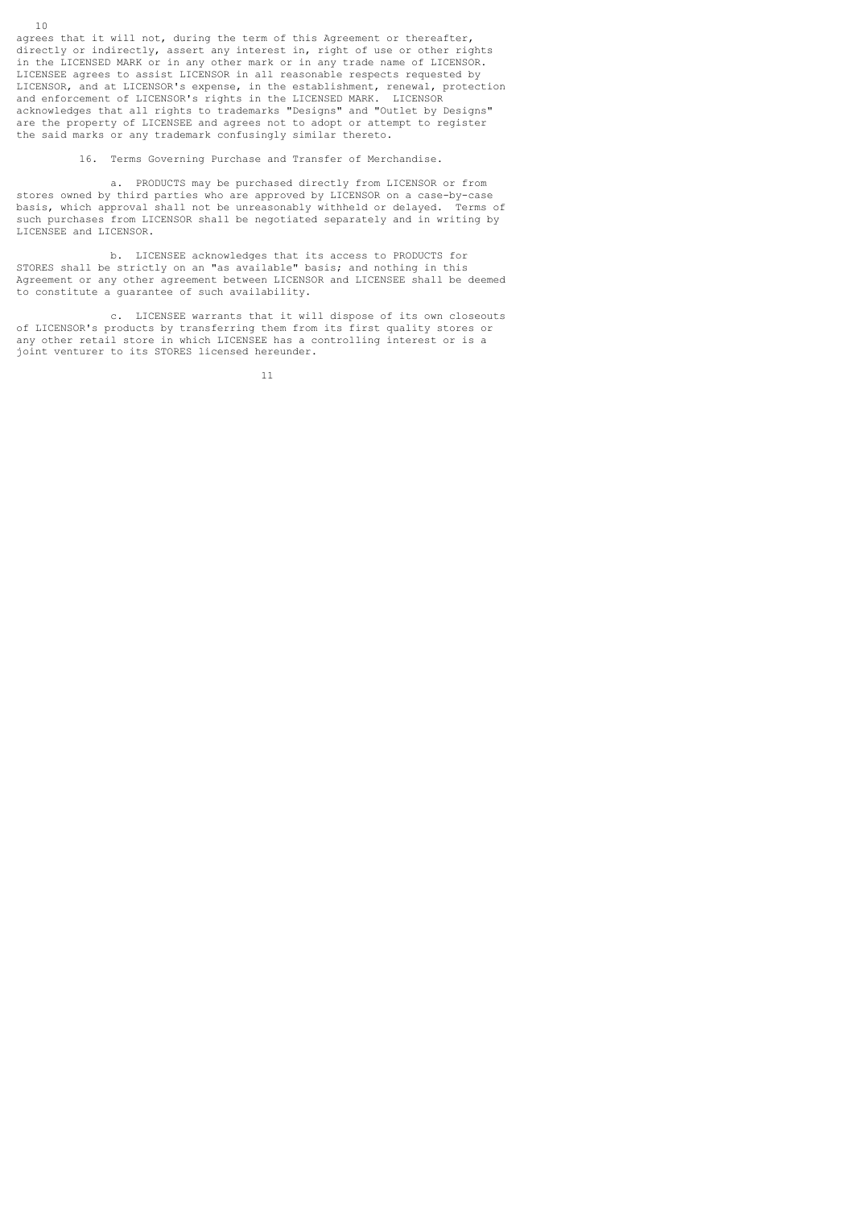agrees that it will not, during the term of this Agreement or thereafter, directly or indirectly, assert any interest in, right of use or other rights in the LICENSED MARK or in any other mark or in any trade name of LICENSOR. LICENSEE agrees to assist LICENSOR in all reasonable respects requested by LICENSOR, and at LICENSOR's expense, in the establishment, renewal, protection and enforcement of LICENSOR's rights in the LICENSED MARK. LICENSOR acknowledges that all rights to trademarks "Designs" and "Outlet by Designs" are the property of LICENSEE and agrees not to adopt or attempt to register the said marks or any trademark confusingly similar thereto.

16. Terms Governing Purchase and Transfer of Merchandise.

a. PRODUCTS may be purchased directly from LICENSOR or from stores owned by third parties who are approved by LICENSOR on a case-by-case basis, which approval shall not be unreasonably withheld or delayed. Terms of such purchases from LICENSOR shall be negotiated separately and in writing by LICENSEE and LICENSOR.

b. LICENSEE acknowledges that its access to PRODUCTS for STORES shall be strictly on an "as available" basis; and nothing in this Agreement or any other agreement between LICENSOR and LICENSEE shall be deemed to constitute a guarantee of such availability.

c. LICENSEE warrants that it will dispose of its own closeouts of LICENSOR's products by transferring them from its first quality stores or any other retail store in which LICENSEE has a controlling interest or is a joint venturer to its STORES licensed hereunder.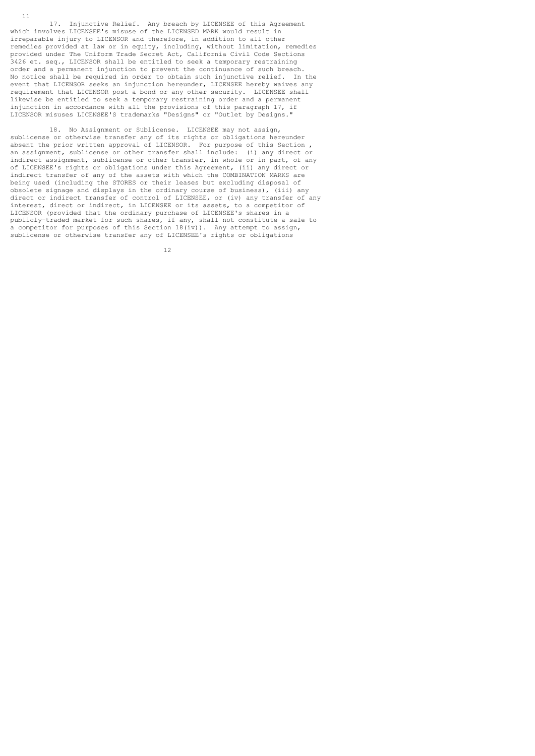17. Injunctive Relief. Any breach by LICENSEE of this Agreement which involves LICENSEE's misuse of the LICENSED MARK would result in irreparable injury to LICENSOR and therefore, in addition to all other remedies provided at law or in equity, including, without limitation, remedies provided under The Uniform Trade Secret Act, California Civil Code Sections 3426 et. seq., LICENSOR shall be entitled to seek a temporary restraining order and a permanent injunction to prevent the continuance of such breach. No notice shall be required in order to obtain such injunctive relief. In the event that LICENSOR seeks an injunction hereunder, LICENSEE hereby waives any requirement that LICENSOR post a bond or any other security. LICENSEE shall likewise be entitled to seek a temporary restraining order and a permanent injunction in accordance with all the provisions of this paragraph 17, if LICENSOR misuses LICENSEE'S trademarks "Designs" or "Outlet by Designs."

18. No Assignment or Sublicense. LICENSEE may not assign, sublicense or otherwise transfer any of its rights or obligations hereunder absent the prior written approval of LICENSOR. For purpose of this Section , an assignment, sublicense or other transfer shall include: (i) any direct or indirect assignment, sublicense or other transfer, in whole or in part, of any of LICENSEE's rights or obligations under this Agreement, (ii) any direct or indirect transfer of any of the assets with which the COMBINATION MARKS are being used (including the STORES or their leases but excluding disposal of obsolete signage and displays in the ordinary course of business), (iii) any direct or indirect transfer of control of LICENSEE, or (iv) any transfer of any interest, direct or indirect, in LICENSEE or its assets, to a competitor of LICENSOR (provided that the ordinary purchase of LICENSEE's shares in a publicly-traded market for such shares, if any, shall not constitute a sale to a competitor for purposes of this Section 18(iv)). Any attempt to assign, sublicense or otherwise transfer any of LICENSEE's rights or obligations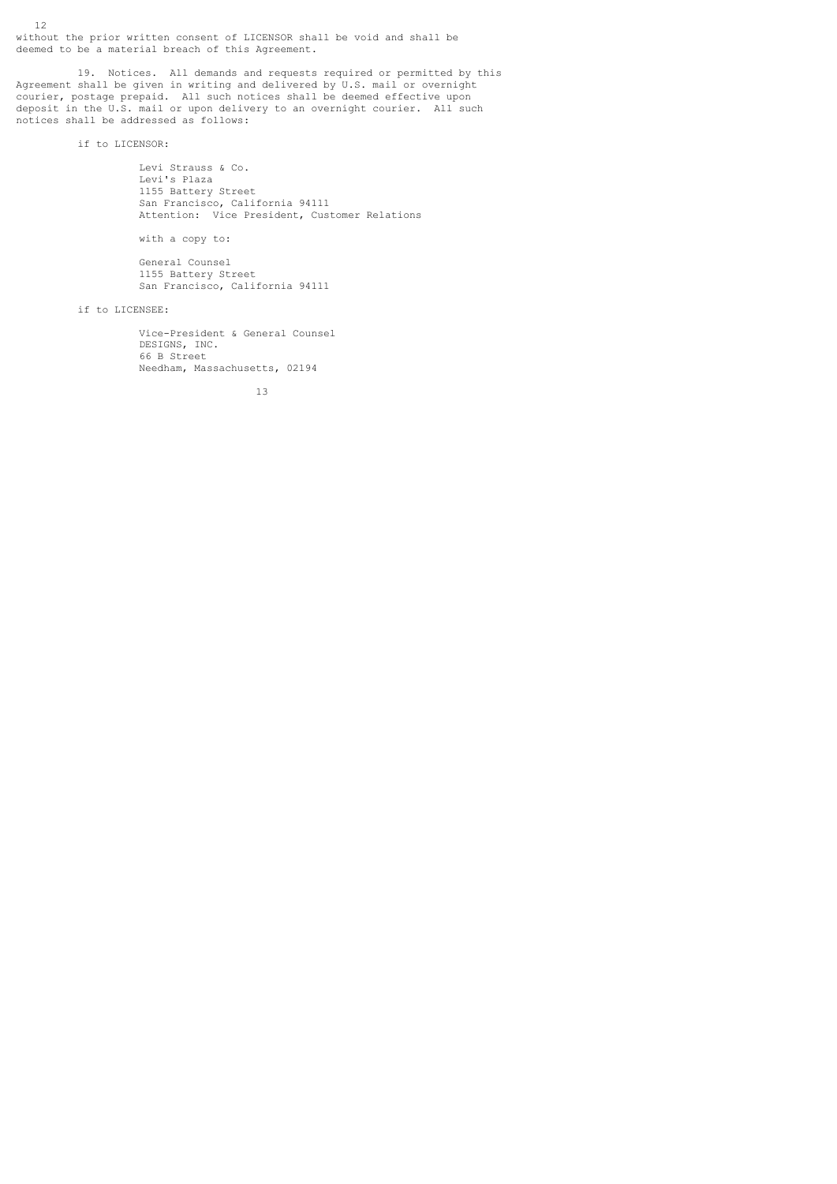without the prior written consent of LICENSOR shall be void and shall be deemed to be a material breach of this Agreement.

19. Notices. All demands and requests required or permitted by this Agreement shall be given in writing and delivered by U.S. mail or overnight courier, postage prepaid. All such notices shall be deemed effective upon deposit in the U.S. mail or upon delivery to an overnight courier. All such notices shall be addressed as follows:

if to LICENSOR:

Levi Strauss & Co.
Levi's Plaza
1155 Battery Street
San Francisco, California 94111
Attention: Vice President, Customer Relations

with a copy to:

General Counsel
1155 Battery Street
San Francisco, California 94111

if to LICENSEE:

Vice-President & General Counsel
DESIGNS, INC.
66 B Street
Needham, Massachusetts, 02194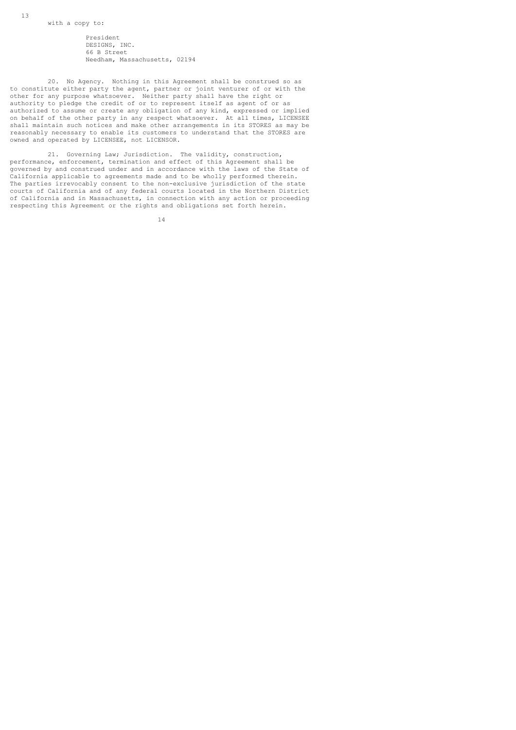with a copy to:

President  
DESIGNS, INC.  
66 B Street  
Needham, Massachusetts, 02194

20. No Agency. Nothing in this Agreement shall be construed so as to constitute either party the agent, partner or joint venturer of or with the other for any purpose whatsoever. Neither party shall have the right or authority to pledge the credit of or to represent itself as agent of or as authorized to assume or create any obligation of any kind, expressed or implied on behalf of the other party in any respect whatsoever. At all times, LICENSEE shall maintain such notices and make other arrangements in its STORES as may be reasonably necessary to enable its customers to understand that the STORES are owned and operated by LICENSEE, not LICENSOR.

21. Governing Law; Jurisdiction. The validity, construction, performance, enforcement, termination and effect of this Agreement shall be governed by and construed under and in accordance with the laws of the State of California applicable to agreements made and to be wholly performed therein. The parties irrevocably consent to the non-exclusive jurisdiction of the state courts of California and of any federal courts located in the Northern District of California and in Massachusetts, in connection with any action or proceeding respecting this Agreement or the rights and obligations set forth herein.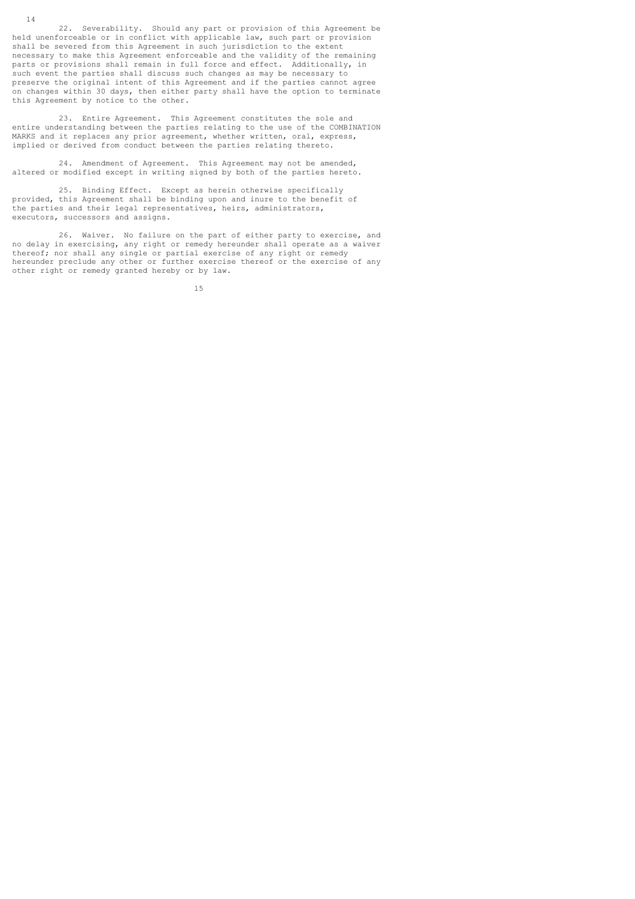22. Severability. Should any part or provision of this Agreement be held unenforceable or in conflict with applicable law, such part or provision shall be severed from this Agreement in such jurisdiction to the extent necessary to make this Agreement enforceable and the validity of the remaining parts or provisions shall remain in full force and effect. Additionally, in such event the parties shall discuss such changes as may be necessary to preserve the original intent of this Agreement and if the parties cannot agree on changes within 30 days, then either party shall have the option to terminate this Agreement by notice to the other.

23. Entire Agreement. This Agreement constitutes the sole and entire understanding between the parties relating to the use of the COMBINATION MARKS and it replaces any prior agreement, whether written, oral, express, implied or derived from conduct between the parties relating thereto.

24. Amendment of Agreement. This Agreement may not be amended, altered or modified except in writing signed by both of the parties hereto.

25. Binding Effect. Except as herein otherwise specifically provided, this Agreement shall be binding upon and inure to the benefit of the parties and their legal representatives, heirs, administrators, executors, successors and assigns.

26. Waiver. No failure on the part of either party to exercise, and no delay in exercising, any right or remedy hereunder shall operate as a waiver thereof; nor shall any single or partial exercise of any right or remedy hereunder preclude any other or further exercise thereof or the exercise of any other right or remedy granted hereby or by law.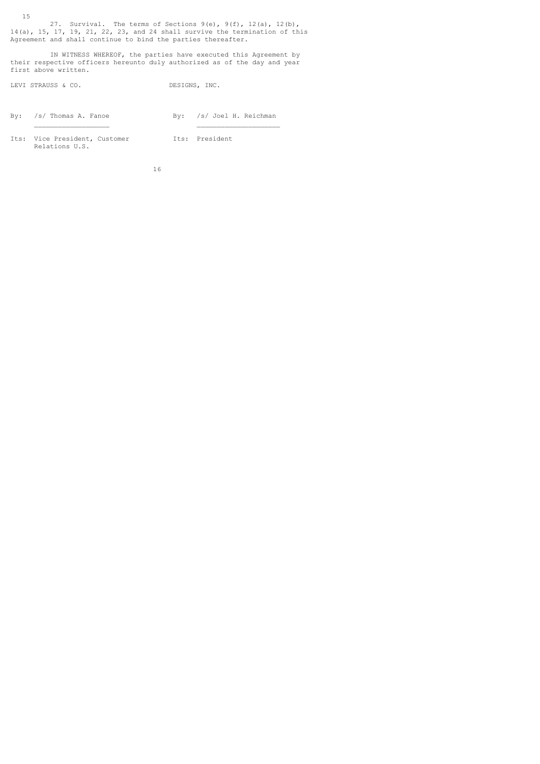27. Survival. The terms of Sections 9(e), 9(f), 12(a), 12(b), 14(a), 15, 17, 19, 21, 22, 23, and 24 shall survive the termination of this Agreement and shall continue to bind the parties thereafter.

IN WITNESS WHEREOF, the parties have executed this Agreement by their respective officers hereunto duly authorized as of the day and year first above written.

| LEVI STRAUSS & CO. | DESIGNS, INC. |
|---|---|
| By: /s/ Thomas A. Fanoe | By: /s/ Joel H. Reichman |
| Its: Vice President, Customer Relations U.S. | Its: President |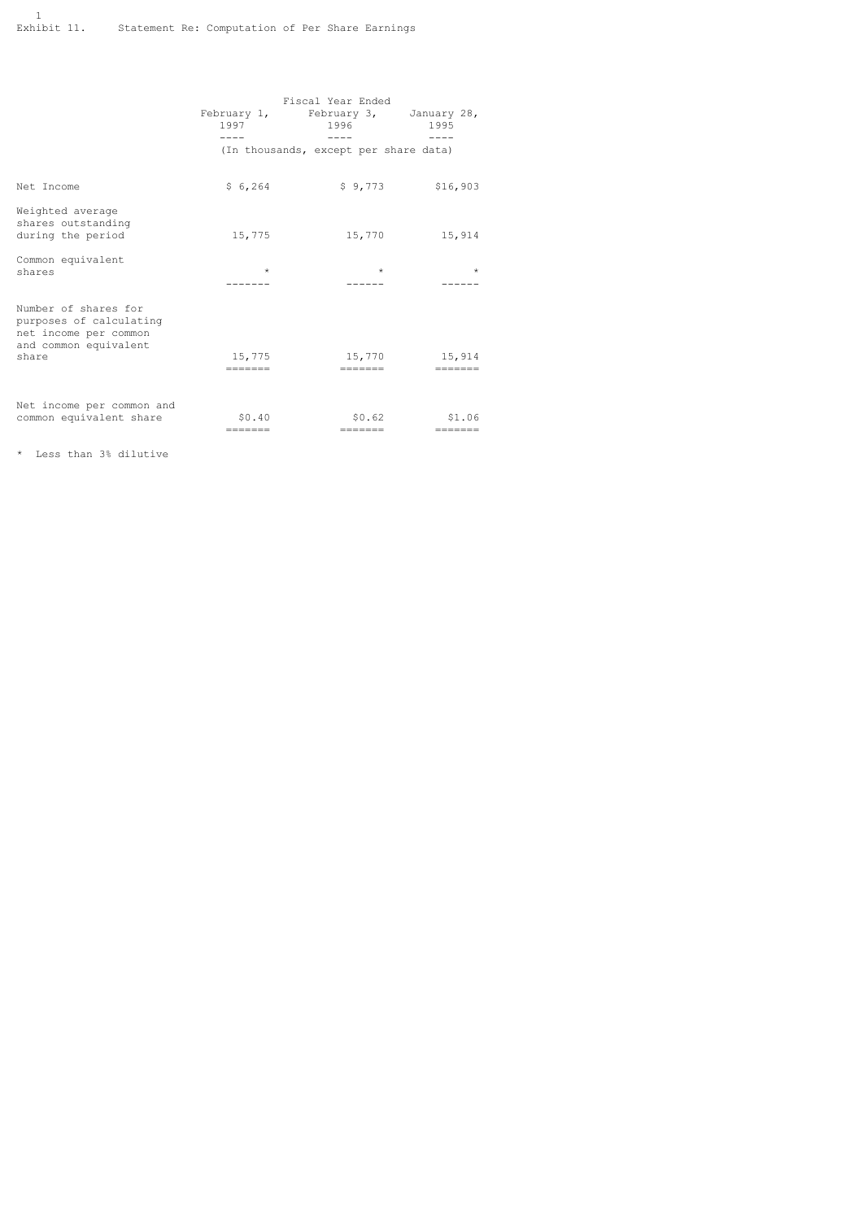Exhibit 11. Statement Re: Computation of Per Share Earnings

| | Fiscal Year Ended | | |
|---|---|---|---|
| | February 1, 1997 | February 3, 1996 | January 28, 1995 |
| | (In thousands, except per share data) | | |
| Net Income | $ 6,264 | $ 9,773 | $16,903 |
| Weighted average shares outstanding during the period | 15,775 | 15,770 | 15,914 |
| Common equivalent shares | * | * | * |
| Number of shares for purposes of calculating net income per common and common equivalent share | 15,775 | 15,770 | 15,914 |
| Net income per common and common equivalent share | $0.40 | $0.62 | $1.06 |

* Less than 3% dilutive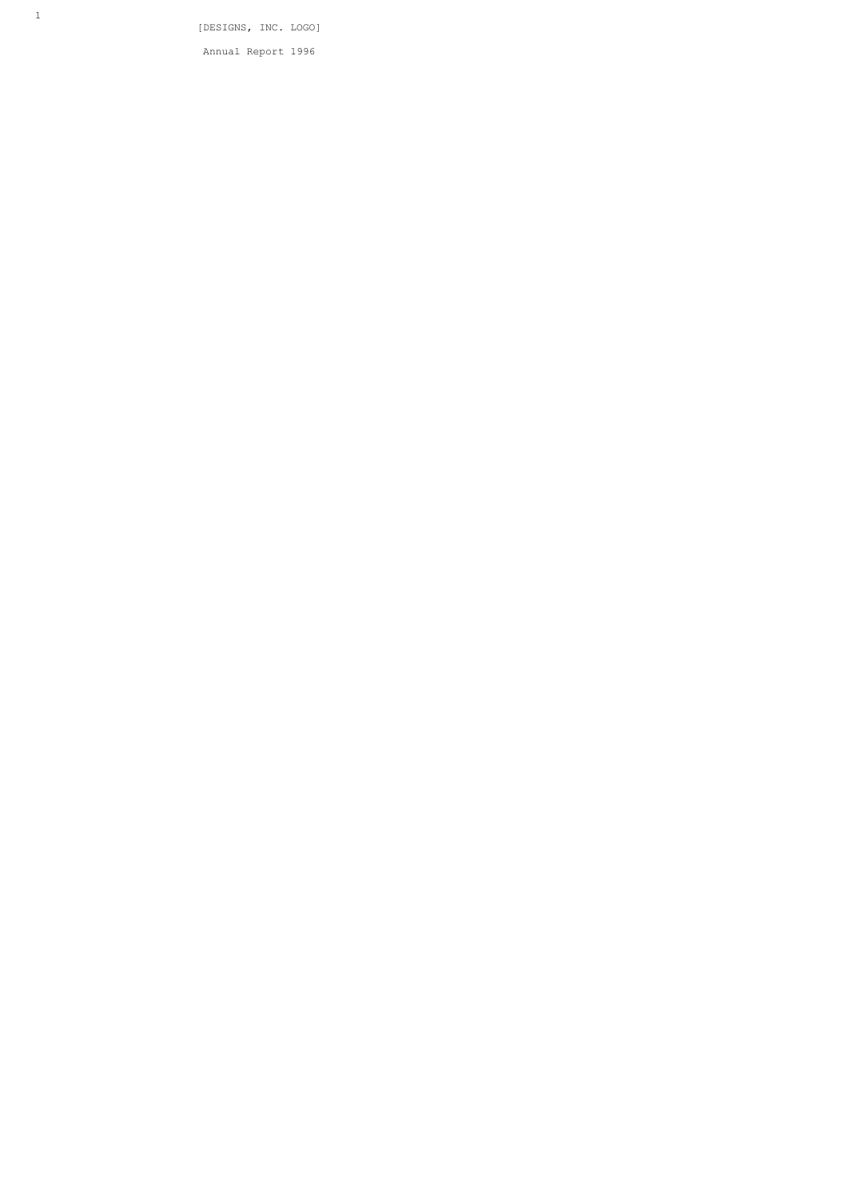[DESIGNS, INC. LOGO]

Annual Report 1996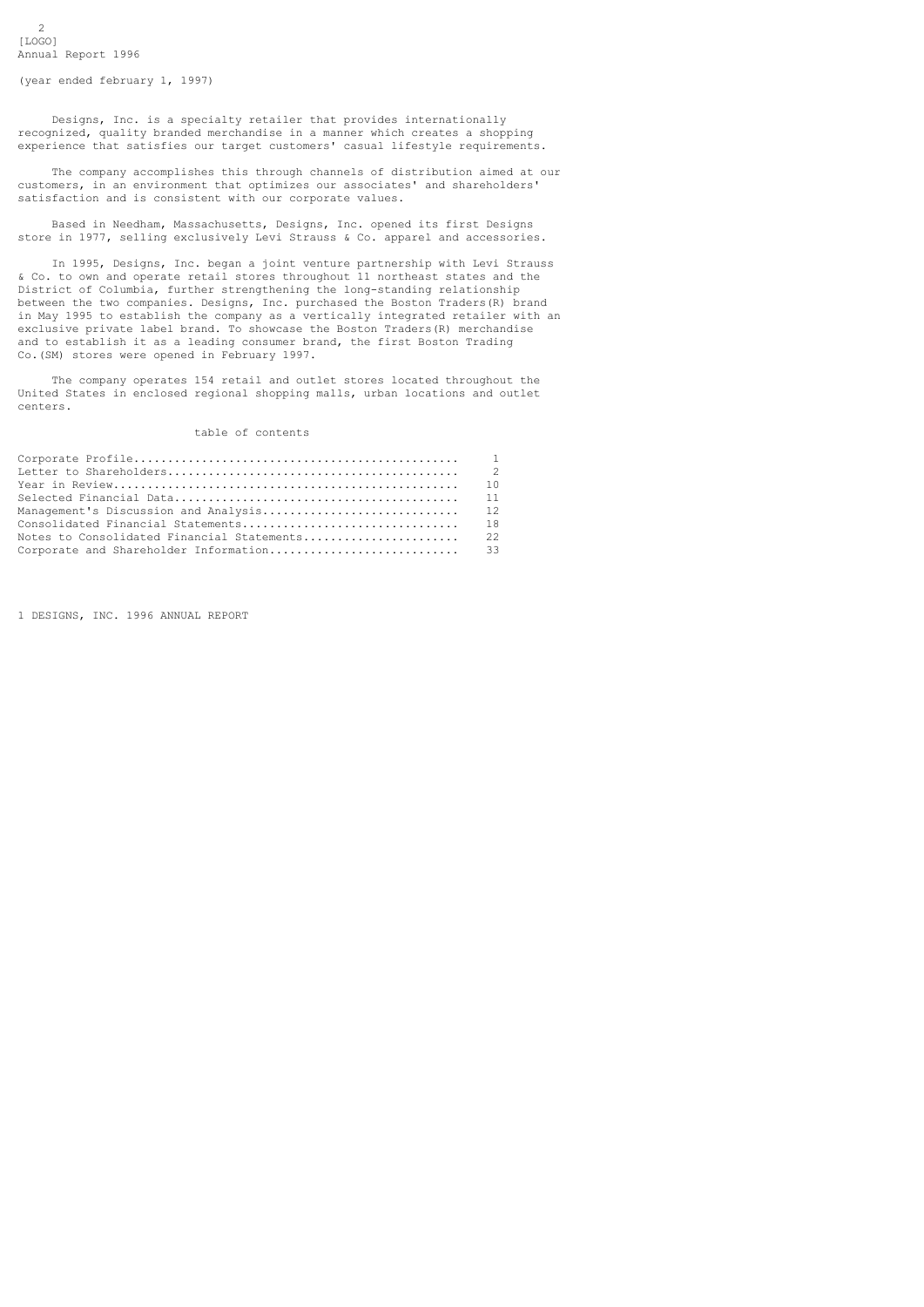[LOGO]

Annual Report 1996

(year ended february 1, 1997)

Designs, Inc. is a specialty retailer that provides internationally recognized, quality branded merchandise in a manner which creates a shopping experience that satisfies our target customers' casual lifestyle requirements.

The company accomplishes this through channels of distribution aimed at our customers, in an environment that optimizes our associates' and shareholders' satisfaction and is consistent with our corporate values.

Based in Needham, Massachusetts, Designs, Inc. opened its first Designs store in 1977, selling exclusively Levi Strauss & Co. apparel and accessories.

In 1995, Designs, Inc. began a joint venture partnership with Levi Strauss & Co. to own and operate retail stores throughout 11 northeast states and the District of Columbia, further strengthening the long-standing relationship between the two companies. Designs, Inc. purchased the Boston Traders(R) brand in May 1995 to establish the company as a vertically integrated retailer with an exclusive private label brand. To showcase the Boston Traders(R) merchandise and to establish it as a leading consumer brand, the first Boston Trading Co.(SM) stores were opened in February 1997.

The company operates 154 retail and outlet stores located throughout the United States in enclosed regional shopping malls, urban locations and outlet centers.

## table of contents

| | |
|---|---|
| Corporate Profile | 1 |
| Letter to Shareholders | 2 |
| Year in Review | 10 |
| Selected Financial Data | 11 |
| Management's Discussion and Analysis | 12 |
| Consolidated Financial Statements | 18 |
| Notes to Consolidated Financial Statements | 22 |
| Corporate and Shareholder Information | 33 |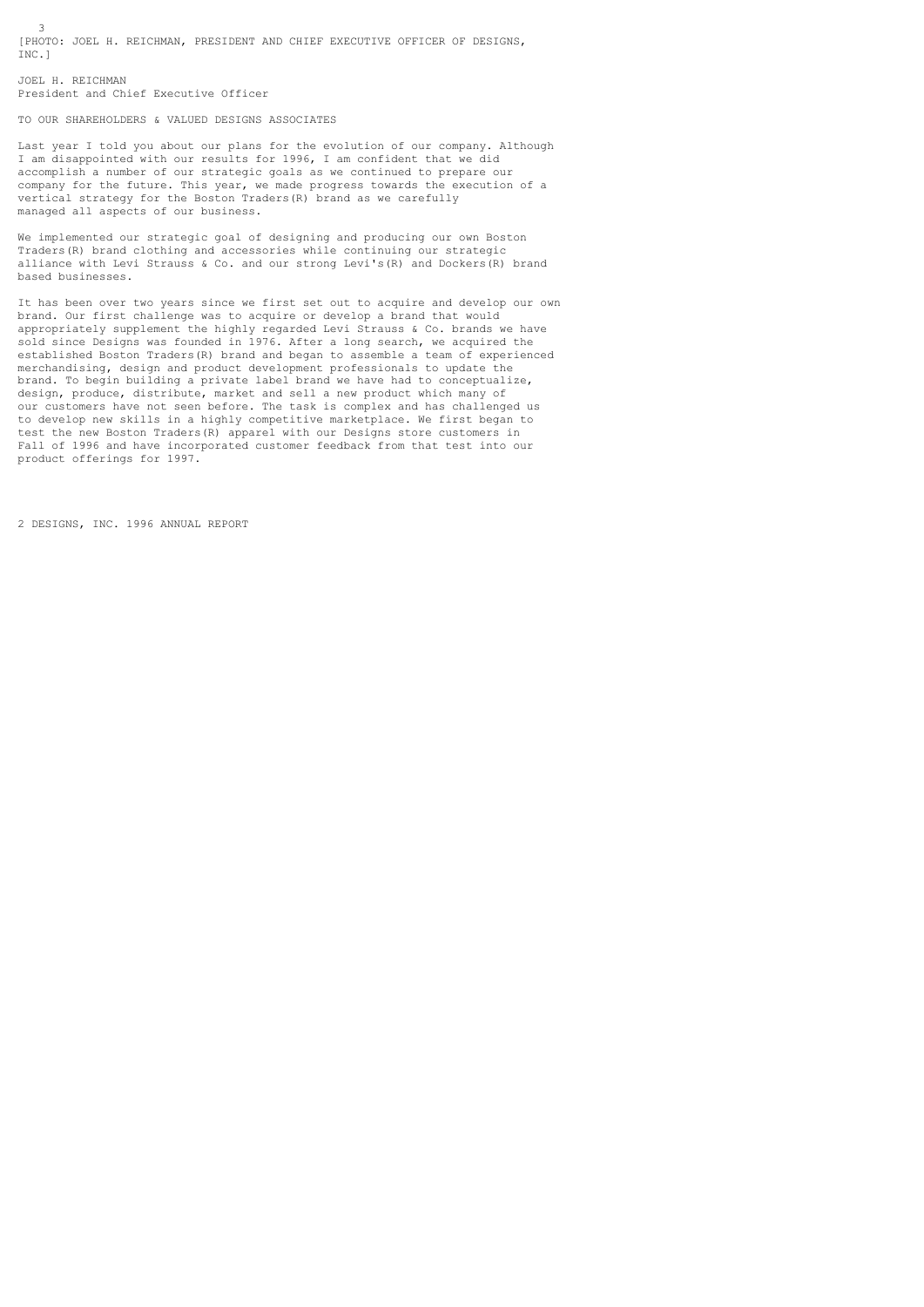[PHOTO: JOEL H. REICHMAN, PRESIDENT AND CHIEF EXECUTIVE OFFICER OF DESIGNS, INC.]

JOEL H. REICHMAN
President and Chief Executive Officer

## TO OUR SHAREHOLDERS & VALUED DESIGNS ASSOCIATES

Last year I told you about our plans for the evolution of our company. Although I am disappointed with our results for 1996, I am confident that we did accomplish a number of our strategic goals as we continued to prepare our company for the future. This year, we made progress towards the execution of a vertical strategy for the Boston Traders(R) brand as we carefully managed all aspects of our business.

We implemented our strategic goal of designing and producing our own Boston Traders(R) brand clothing and accessories while continuing our strategic alliance with Levi Strauss & Co. and our strong Levi's(R) and Dockers(R) brand based businesses.

It has been over two years since we first set out to acquire and develop our own brand. Our first challenge was to acquire or develop a brand that would appropriately supplement the highly regarded Levi Strauss & Co. brands we have sold since Designs was founded in 1976. After a long search, we acquired the established Boston Traders(R) brand and began to assemble a team of experienced merchandising, design and product development professionals to update the brand. To begin building a private label brand we have had to conceptualize, design, produce, distribute, market and sell a new product which many of our customers have not seen before. The task is complex and has challenged us to develop new skills in a highly competitive marketplace. We first began to test the new Boston Traders(R) apparel with our Designs store customers in Fall of 1996 and have incorporated customer feedback from that test into our product offerings for 1997.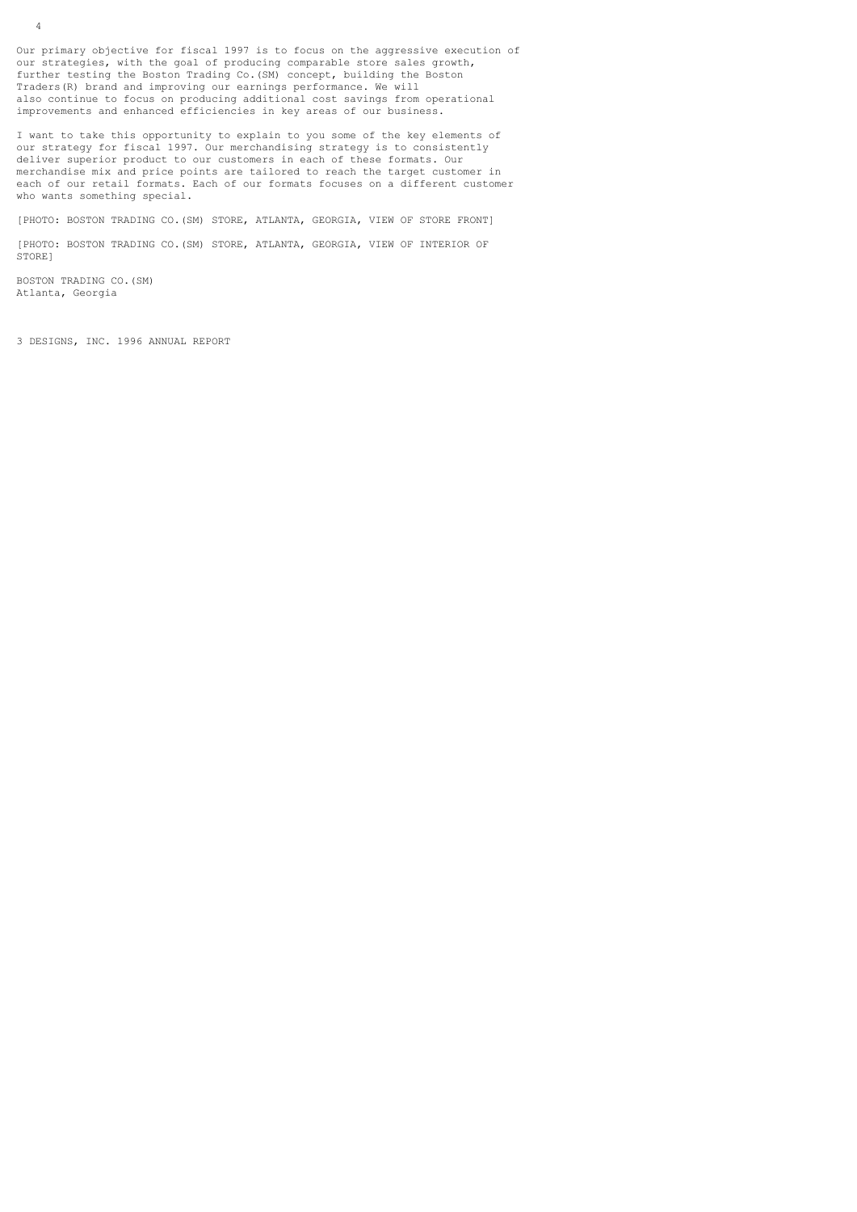Our primary objective for fiscal 1997 is to focus on the aggressive execution of our strategies, with the goal of producing comparable store sales growth, further testing the Boston Trading Co.(SM) concept, building the Boston Traders(R) brand and improving our earnings performance. We will also continue to focus on producing additional cost savings from operational improvements and enhanced efficiencies in key areas of our business.

I want to take this opportunity to explain to you some of the key elements of our strategy for fiscal 1997. Our merchandising strategy is to consistently deliver superior product to our customers in each of these formats. Our merchandise mix and price points are tailored to reach the target customer in each of our retail formats. Each of our formats focuses on a different customer who wants something special.

[PHOTO: BOSTON TRADING CO.(SM) STORE, ATLANTA, GEORGIA, VIEW OF STORE FRONT]

[PHOTO: BOSTON TRADING CO.(SM) STORE, ATLANTA, GEORGIA, VIEW OF INTERIOR OF STORE]

BOSTON TRADING CO.(SM)
Atlanta, Georgia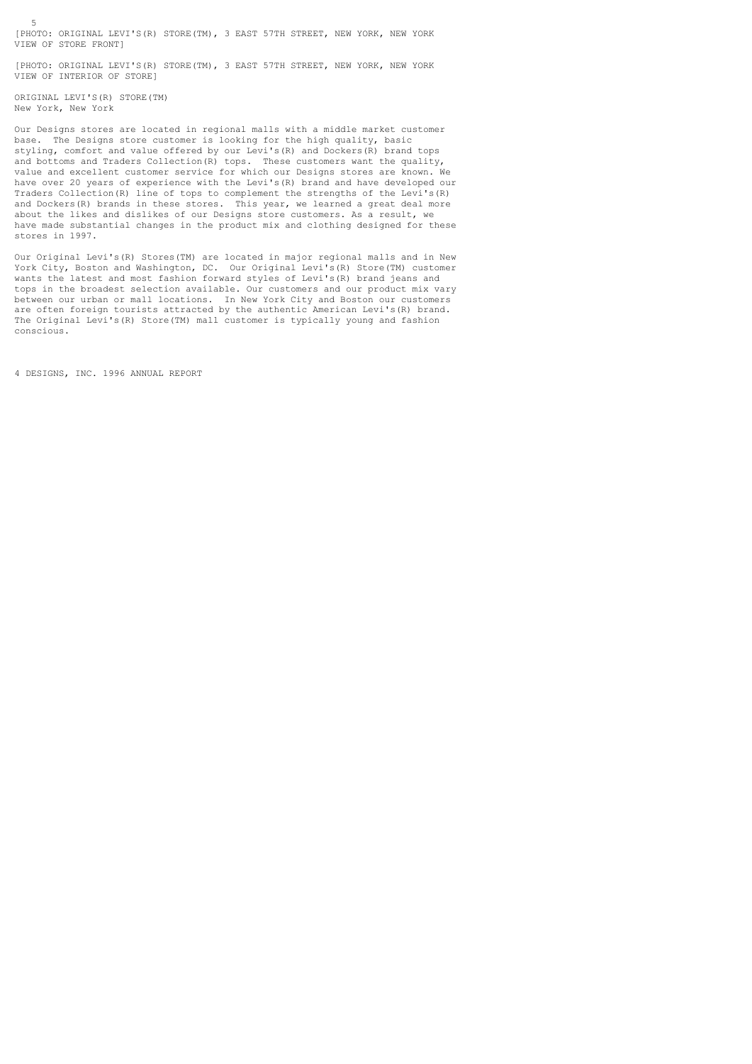[PHOTO: ORIGINAL LEVI'S(R) STORE(TM), 3 EAST 57TH STREET, NEW YORK, NEW YORK VIEW OF STORE FRONT]

[PHOTO: ORIGINAL LEVI'S(R) STORE(TM), 3 EAST 57TH STREET, NEW YORK, NEW YORK VIEW OF INTERIOR OF STORE]

ORIGINAL LEVI'S(R) STORE(TM)
New York, New York

Our Designs stores are located in regional malls with a middle market customer base. The Designs store customer is looking for the high quality, basic styling, comfort and value offered by our Levi's(R) and Dockers(R) brand tops and bottoms and Traders Collection(R) tops. These customers want the quality, value and excellent customer service for which our Designs stores are known. We have over 20 years of experience with the Levi's(R) brand and have developed our Traders Collection(R) line of tops to complement the strengths of the Levi's(R) and Dockers(R) brands in these stores. This year, we learned a great deal more about the likes and dislikes of our Designs store customers. As a result, we have made substantial changes in the product mix and clothing designed for these stores in 1997.

Our Original Levi's(R) Stores(TM) are located in major regional malls and in New York City, Boston and Washington, DC. Our Original Levi's(R) Store(TM) customer wants the latest and most fashion forward styles of Levi's(R) brand jeans and tops in the broadest selection available. Our customers and our product mix vary between our urban or mall locations. In New York City and Boston our customers are often foreign tourists attracted by the authentic American Levi's(R) brand. The Original Levi's(R) Store(TM) mall customer is typically young and fashion conscious.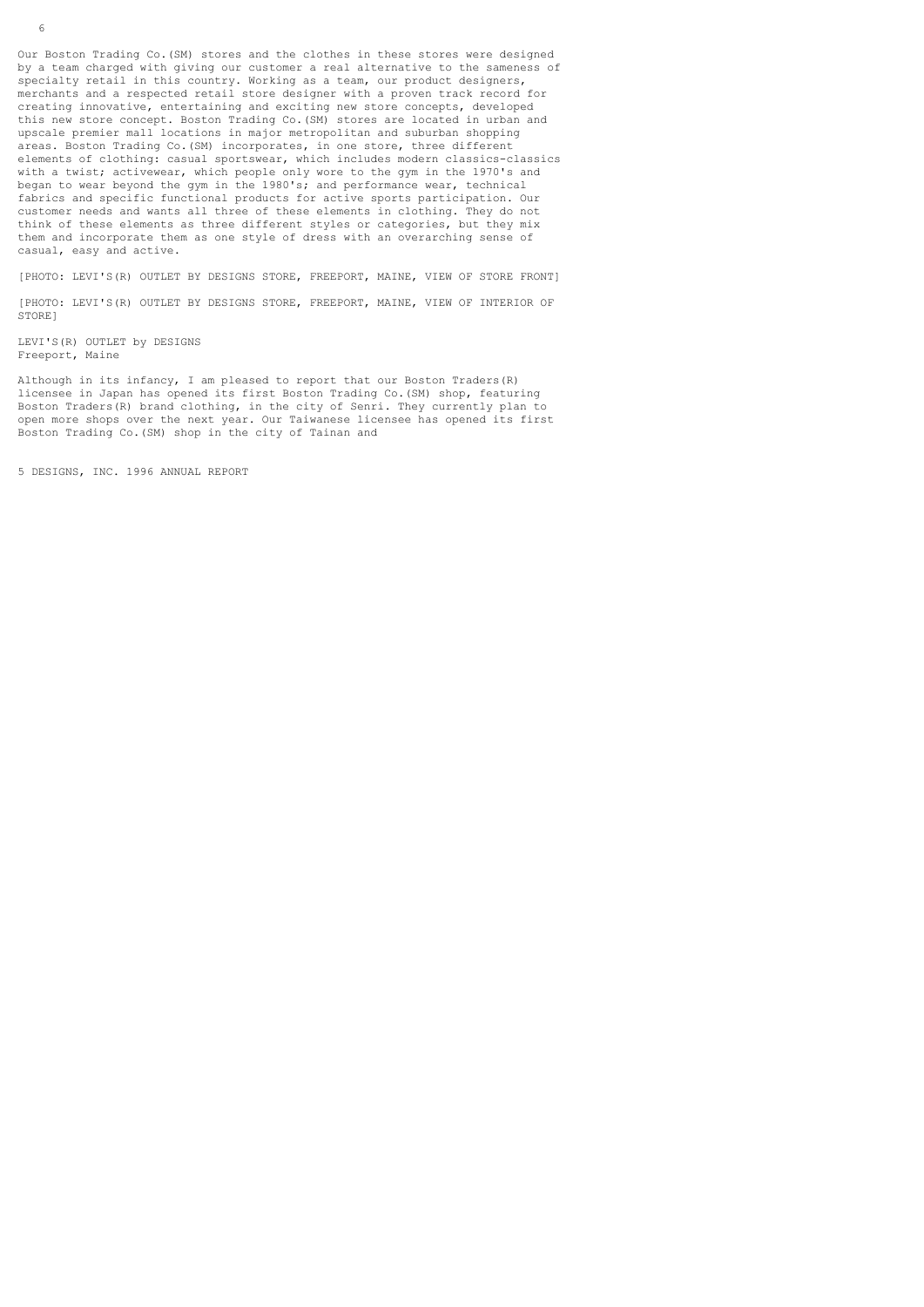Our Boston Trading Co.(SM) stores and the clothes in these stores were designed by a team charged with giving our customer a real alternative to the sameness of specialty retail in this country. Working as a team, our product designers, merchants and a respected retail store designer with a proven track record for creating innovative, entertaining and exciting new store concepts, developed this new store concept. Boston Trading Co.(SM) stores are located in urban and upscale premier mall locations in major metropolitan and suburban shopping areas. Boston Trading Co.(SM) incorporates, in one store, three different elements of clothing: casual sportswear, which includes modern classics-classics with a twist; activewear, which people only wore to the gym in the 1970's and began to wear beyond the gym in the 1980's; and performance wear, technical fabrics and specific functional products for active sports participation. Our customer needs and wants all three of these elements in clothing. They do not think of these elements as three different styles or categories, but they mix them and incorporate them as one style of dress with an overarching sense of casual, easy and active.

[PHOTO: LEVI'S(R) OUTLET BY DESIGNS STORE, FREEPORT, MAINE, VIEW OF STORE FRONT]

[PHOTO: LEVI'S(R) OUTLET BY DESIGNS STORE, FREEPORT, MAINE, VIEW OF INTERIOR OF STORE]

LEVI'S(R) OUTLET by DESIGNS
Freeport, Maine

Although in its infancy, I am pleased to report that our Boston Traders(R) licensee in Japan has opened its first Boston Trading Co.(SM) shop, featuring Boston Traders(R) brand clothing, in the city of Senri. They currently plan to open more shops over the next year. Our Taiwanese licensee has opened its first Boston Trading Co.(SM) shop in the city of Tainan and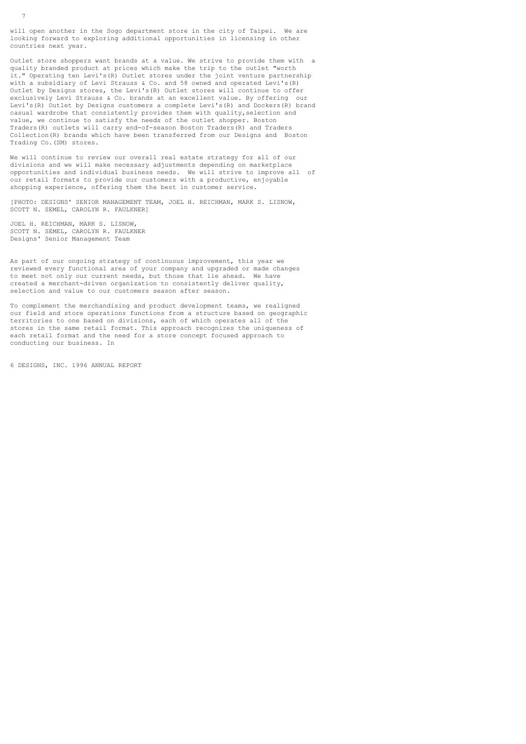will open another in the Sogo department store in the city of Taipei. We are looking forward to exploring additional opportunities in licensing in other countries next year.

Outlet store shoppers want brands at a value. We strive to provide them with a quality branded product at prices which make the trip to the outlet "worth it." Operating ten Levi's(R) Outlet stores under the joint venture partnership with a subsidiary of Levi Strauss & Co. and 58 owned and operated Levi's(R) Outlet by Designs stores, the Levi's(R) Outlet stores will continue to offer exclusively Levi Strauss & Co. brands at an excellent value. By offering our Levi's(R) Outlet by Designs customers a complete Levi's(R) and Dockers(R) brand casual wardrobe that consistently provides them with quality,selection and value, we continue to satisfy the needs of the outlet shopper. Boston Traders(R) outlets will carry end-of-season Boston Traders(R) and Traders Collection(R) brands which have been transferred from our Designs and Boston Trading Co.(SM) stores.

We will continue to review our overall real estate strategy for all of our divisions and we will make necessary adjustments depending on marketplace opportunities and individual business needs. We will strive to improve all of our retail formats to provide our customers with a productive, enjoyable shopping experience, offering them the best in customer service.

[PHOTO: DESIGNS' SENIOR MANAGEMENT TEAM, JOEL H. REICHMAN, MARK S. LISNOW, SCOTT N. SEMEL, CAROLYN R. FAULKNER]

JOEL H. REICHMAN, MARK S. LISNOW,
SCOTT N. SEMEL, CAROLYN R. FAULKNER
Designs' Senior Management Team

As part of our ongoing strategy of continuous improvement, this year we reviewed every functional area of your company and upgraded or made changes to meet not only our current needs, but those that lie ahead. We have created a merchant-driven organization to consistently deliver quality, selection and value to our customers season after season.

To complement the merchandising and product development teams, we realigned our field and store operations functions from a structure based on geographic territories to one based on divisions, each of which operates all of the stores in the same retail format. This approach recognizes the uniqueness of each retail format and the need for a store concept focused approach to conducting our business. In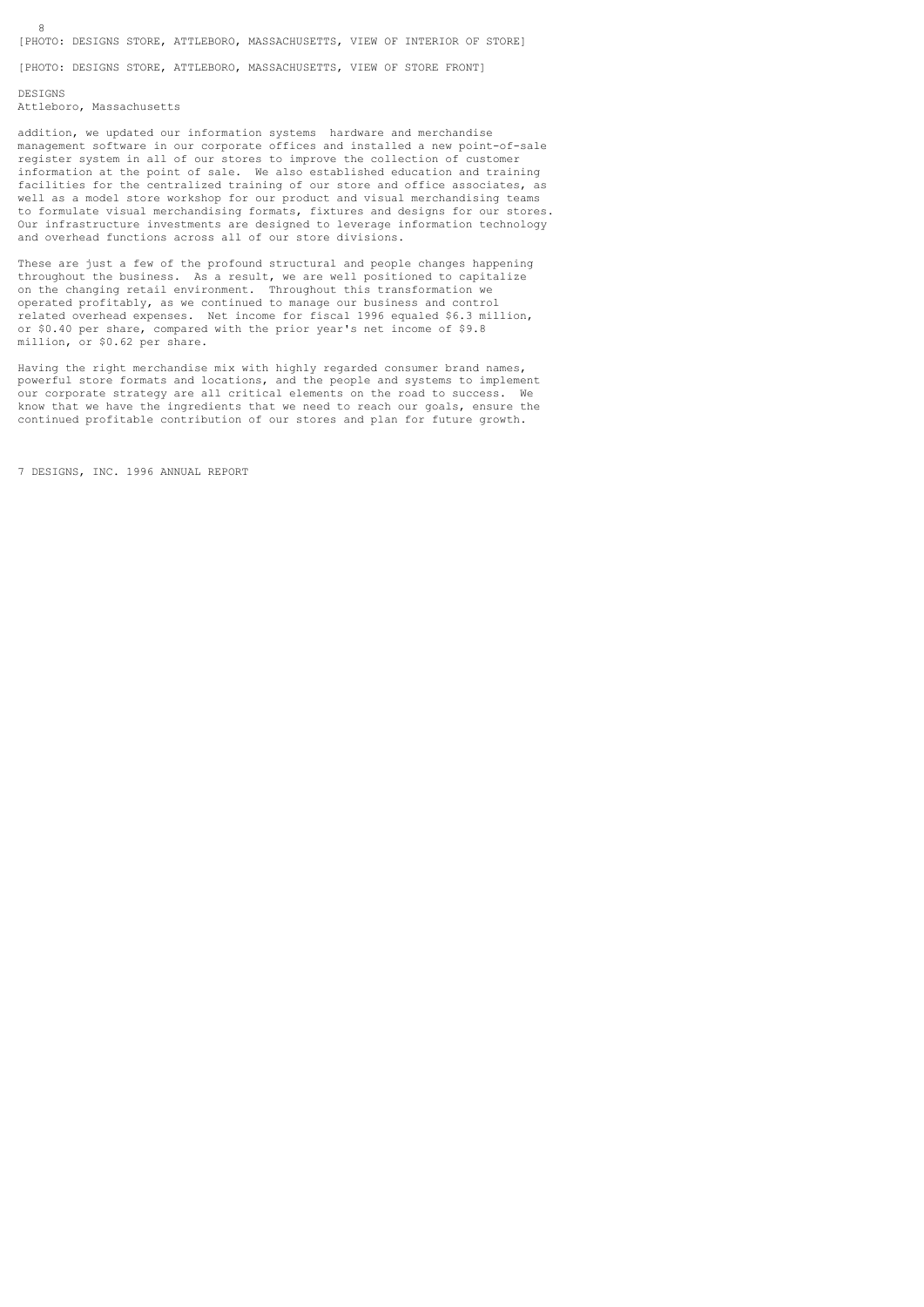[PHOTO: DESIGNS STORE, ATTLEBORO, MASSACHUSETTS, VIEW OF INTERIOR OF STORE]

[PHOTO: DESIGNS STORE, ATTLEBORO, MASSACHUSETTS, VIEW OF STORE FRONT]

DESIGNS
Attleboro, Massachusetts

addition, we updated our information systems hardware and merchandise management software in our corporate offices and installed a new point-of-sale register system in all of our stores to improve the collection of customer information at the point of sale. We also established education and training facilities for the centralized training of our store and office associates, as well as a model store workshop for our product and visual merchandising teams to formulate visual merchandising formats, fixtures and designs for our stores. Our infrastructure investments are designed to leverage information technology and overhead functions across all of our store divisions.

These are just a few of the profound structural and people changes happening throughout the business. As a result, we are well positioned to capitalize on the changing retail environment. Throughout this transformation we operated profitably, as we continued to manage our business and control related overhead expenses. Net income for fiscal 1996 equaled $6.3 million, or $0.40 per share, compared with the prior year's net income of $9.8 million, or $0.62 per share.

Having the right merchandise mix with highly regarded consumer brand names, powerful store formats and locations, and the people and systems to implement our corporate strategy are all critical elements on the road to success. We know that we have the ingredients that we need to reach our goals, ensure the continued profitable contribution of our stores and plan for future growth.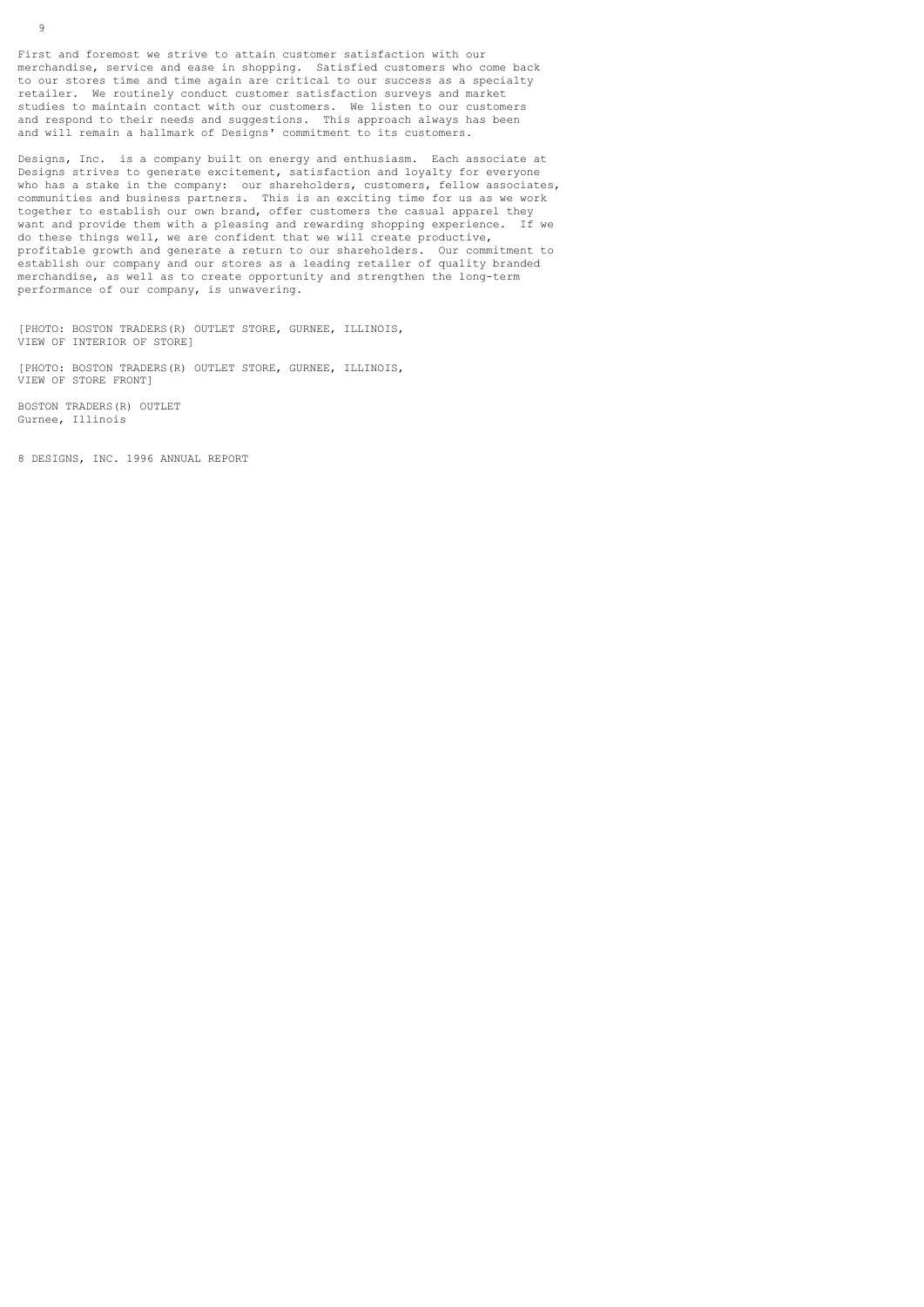First and foremost we strive to attain customer satisfaction with our merchandise, service and ease in shopping. Satisfied customers who come back to our stores time and time again are critical to our success as a specialty retailer. We routinely conduct customer satisfaction surveys and market studies to maintain contact with our customers. We listen to our customers and respond to their needs and suggestions. This approach always has been and will remain a hallmark of Designs' commitment to its customers.

Designs, Inc. is a company built on energy and enthusiasm. Each associate at Designs strives to generate excitement, satisfaction and loyalty for everyone who has a stake in the company: our shareholders, customers, fellow associates, communities and business partners. This is an exciting time for us as we work together to establish our own brand, offer customers the casual apparel they want and provide them with a pleasing and rewarding shopping experience. If we do these things well, we are confident that we will create productive, profitable growth and generate a return to our shareholders. Our commitment to establish our company and our stores as a leading retailer of quality branded merchandise, as well as to create opportunity and strengthen the long-term performance of our company, is unwavering.

[PHOTO: BOSTON TRADERS(R) OUTLET STORE, GURNEE, ILLINOIS, VIEW OF INTERIOR OF STORE]

[PHOTO: BOSTON TRADERS(R) OUTLET STORE, GURNEE, ILLINOIS, VIEW OF STORE FRONT]

BOSTON TRADERS(R) OUTLET
Gurnee, Illinois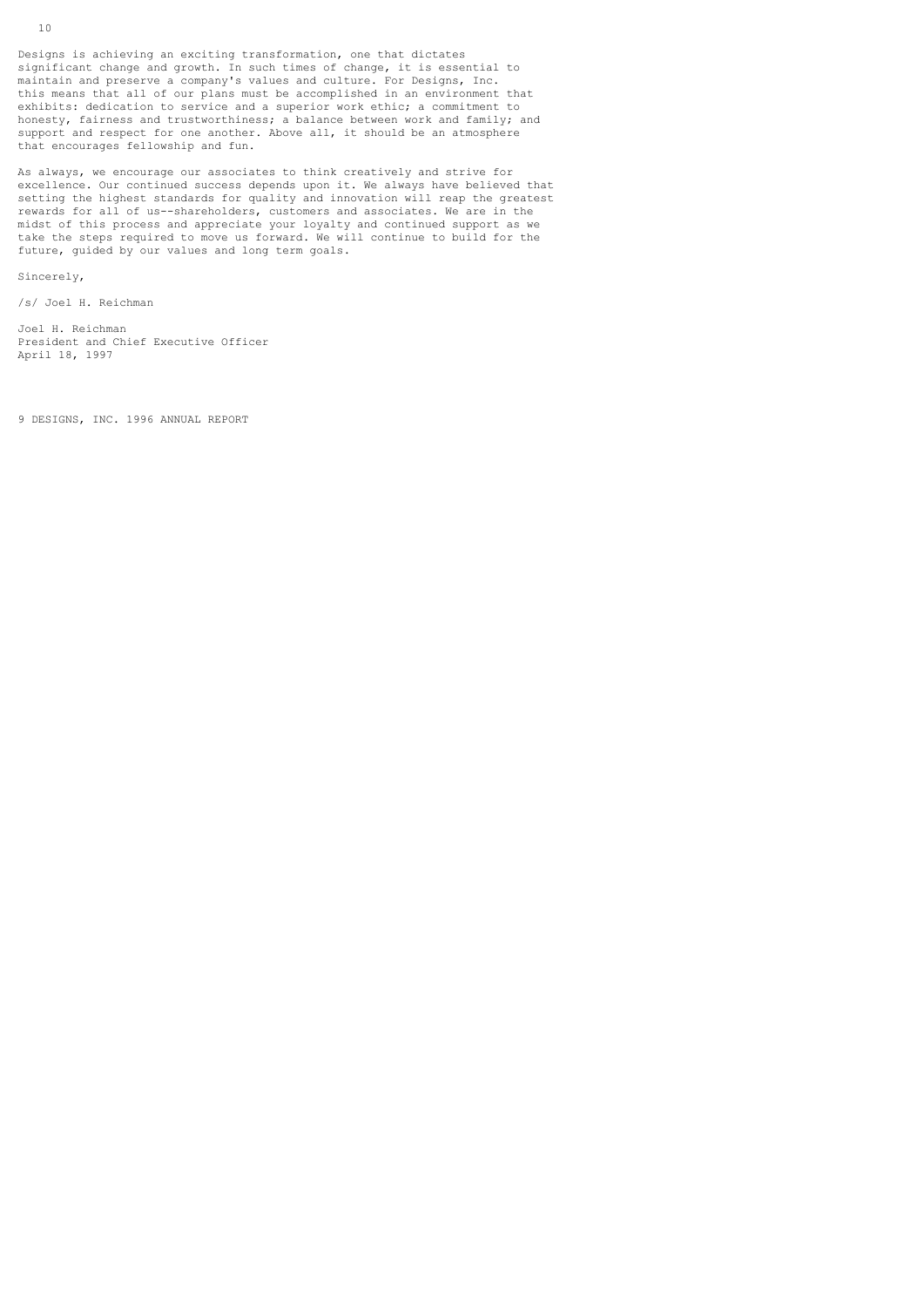Designs is achieving an exciting transformation, one that dictates significant change and growth. In such times of change, it is essential to maintain and preserve a company's values and culture. For Designs, Inc. this means that all of our plans must be accomplished in an environment that exhibits: dedication to service and a superior work ethic; a commitment to honesty, fairness and trustworthiness; a balance between work and family; and support and respect for one another. Above all, it should be an atmosphere that encourages fellowship and fun.

As always, we encourage our associates to think creatively and strive for excellence. Our continued success depends upon it. We always have believed that setting the highest standards for quality and innovation will reap the greatest rewards for all of us--shareholders, customers and associates. We are in the midst of this process and appreciate your loyalty and continued support as we take the steps required to move us forward. We will continue to build for the future, guided by our values and long term goals.

Sincerely,

/s/ Joel H. Reichman

Joel H. Reichman
President and Chief Executive Officer
April 18, 1997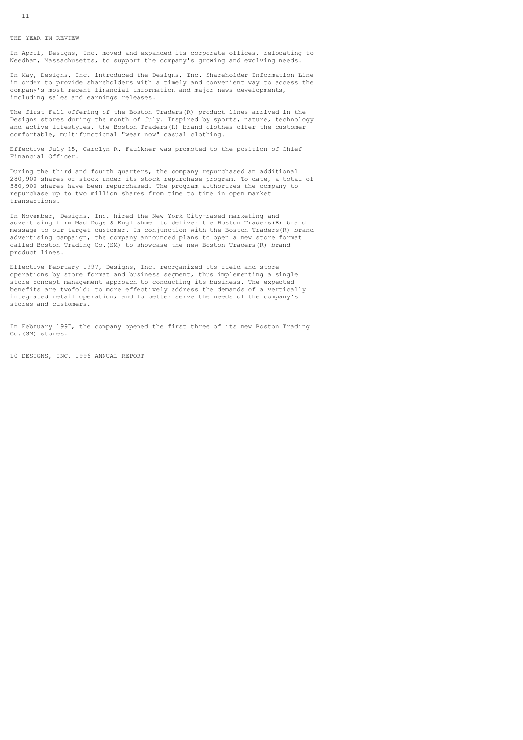# THE YEAR IN REVIEW

In April, Designs, Inc. moved and expanded its corporate offices, relocating to Needham, Massachusetts, to support the company's growing and evolving needs.

In May, Designs, Inc. introduced the Designs, Inc. Shareholder Information Line in order to provide shareholders with a timely and convenient way to access the company's most recent financial information and major news developments, including sales and earnings releases.

The first Fall offering of the Boston Traders(R) product lines arrived in the Designs stores during the month of July. Inspired by sports, nature, technology and active lifestyles, the Boston Traders(R) brand clothes offer the customer comfortable, multifunctional "wear now" casual clothing.

Effective July 15, Carolyn R. Faulkner was promoted to the position of Chief Financial Officer.

During the third and fourth quarters, the company repurchased an additional 280,900 shares of stock under its stock repurchase program. To date, a total of 580,900 shares have been repurchased. The program authorizes the company to repurchase up to two million shares from time to time in open market transactions.

In November, Designs, Inc. hired the New York City-based marketing and advertising firm Mad Dogs & Englishmen to deliver the Boston Traders(R) brand message to our target customer. In conjunction with the Boston Traders(R) brand advertising campaign, the company announced plans to open a new store format called Boston Trading Co.(SM) to showcase the new Boston Traders(R) brand product lines.

Effective February 1997, Designs, Inc. reorganized its field and store operations by store format and business segment, thus implementing a single store concept management approach to conducting its business. The expected benefits are twofold: to more effectively address the demands of a vertically integrated retail operation; and to better serve the needs of the company's stores and customers.

In February 1997, the company opened the first three of its new Boston Trading Co.(SM) stores.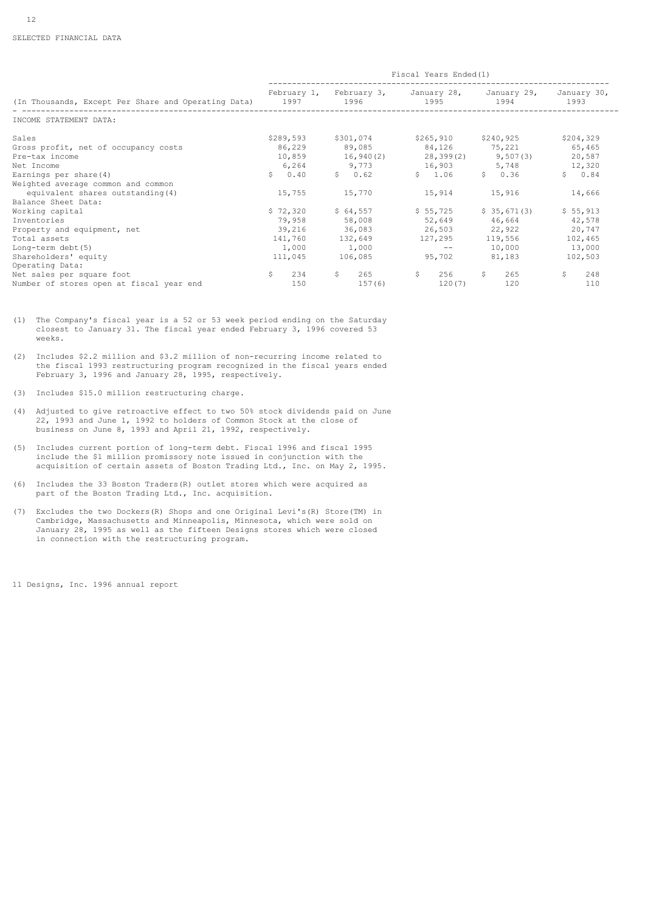SELECTED FINANCIAL DATA

| (In Thousands, Except Per Share and Operating Data) | Fiscal Years Ended(1) | | | | |
|---|---|---|---|---|---|
| | February 1, 1997 | February 3, 1996 | January 28, 1995 | January 29, 1994 | January 30, 1993 |
| INCOME STATEMENT DATA: | | | | | |
| Sales | $289,593 | $301,074 | $265,910 | $240,925 | $204,329 |
| Gross profit, net of occupancy costs | 86,229 | 89,085 | 84,126 | 75,221 | 65,465 |
| Pre-tax income | 10,859 | 16,940(2) | 28,399(2) | 9,507(3) | 20,587 |
| Net Income | 6,264 | 9,773 | 16,903 | 5,748 | 12,320 |
| Earnings per share(4) | $ 0.40 | $ 0.62 | $ 1.06 | $ 0.36 | $ 0.84 |
| Weighted average common and common equivalent shares outstanding(4) | 15,755 | 15,770 | 15,914 | 15,916 | 14,666 |
| Balance Sheet Data: | | | | | |
| Working capital | $ 72,320 | $ 64,557 | $ 55,725 | $ 35,671(3) | $ 55,913 |
| Inventories | 79,958 | 58,008 | 52,649 | 46,664 | 42,578 |
| Property and equipment, net | 39,216 | 36,083 | 26,503 | 22,922 | 20,747 |
| Total assets | 141,760 | 132,649 | 127,295 | 119,556 | 102,465 |
| Long-term debt(5) | 1,000 | 1,000 | -- | 10,000 | 13,000 |
| Shareholders' equity | 111,045 | 106,085 | 95,702 | 81,183 | 102,503 |
| Operating Data: | | | | | |
| Net sales per square foot | $ 234 | $ 265 | $ 256 | $ 265 | $ 248 |
| Number of stores open at fiscal year end | 150 | 157(6) | 120(7) | 120 | 110 |

(1) The Company's fiscal year is a 52 or 53 week period ending on the Saturday closest to January 31. The fiscal year ended February 3, 1996 covered 53 weeks.

(2) Includes $2.2 million and $3.2 million of non-recurring income related to the fiscal 1993 restructuring program recognized in the fiscal years ended February 3, 1996 and January 28, 1995, respectively.

(3) Includes $15.0 million restructuring charge.

(4) Adjusted to give retroactive effect to two 50% stock dividends paid on June 22, 1993 and June 1, 1992 to holders of Common Stock at the close of business on June 8, 1993 and April 21, 1992, respectively.

(5) Includes current portion of long-term debt. Fiscal 1996 and fiscal 1995 include the $1 million promissory note issued in conjunction with the acquisition of certain assets of Boston Trading Ltd., Inc. on May 2, 1995.

(6) Includes the 33 Boston Traders(R) outlet stores which were acquired as part of the Boston Trading Ltd., Inc. acquisition.

(7) Excludes the two Dockers(R) Shops and one Original Levi's(R) Store(TM) in Cambridge, Massachusetts and Minneapolis, Minnesota, which were sold on January 28, 1995 as well as the fifteen Designs stores which were closed in connection with the restructuring program.

11 Designs, Inc. 1996 annual report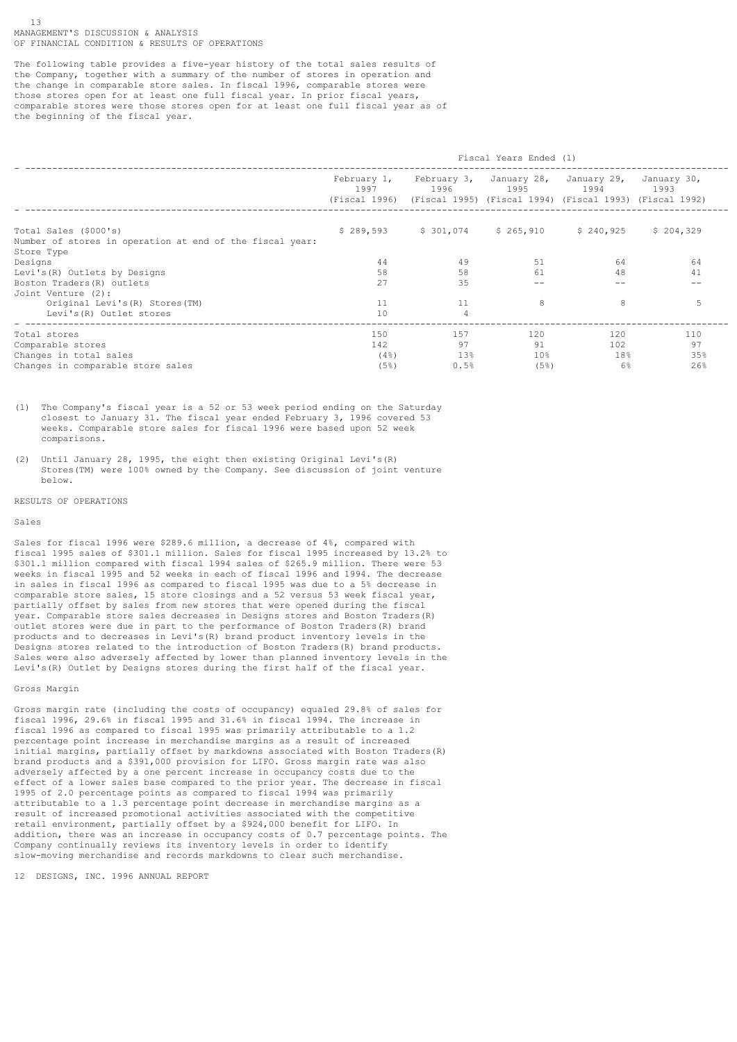## MANAGEMENT'S DISCUSSION & ANALYSIS OF FINANCIAL CONDITION & RESULTS OF OPERATIONS

The following table provides a five-year history of the total sales results of the Company, together with a summary of the number of stores in operation and the change in comparable store sales. In fiscal 1996, comparable stores were those stores open for at least one full fiscal year. In prior fiscal years, comparable stores were those stores open for at least one full fiscal year as of the beginning of the fiscal year.

| | Fiscal Years Ended (1) | | | | |
|---|---|---|---|---|---|
| | February 1, 1997 (Fiscal 1996) | February 3, 1996 (Fiscal 1995) | January 28, 1995 (Fiscal 1994) | January 29, 1994 (Fiscal 1993) | January 30, 1993 (Fiscal 1992) |
| Total Sales ($000's) | $ 289,593 | $ 301,074 | $ 265,910 | $ 240,925 | $ 204,329 |
| Number of stores in operation at end of the fiscal year: | | | | | |
| Store Type | | | | | |
| Designs | 44 | 49 | 51 | 64 | 64 |
| Levi's(R) Outlets by Designs | 58 | 58 | 61 | 48 | 41 |
| Boston Traders(R) outlets | 27 | 35 | -- | -- | -- |
| Joint Venture (2): | | | | | |
| Original Levi's(R) Stores(TM) | 11 | 11 | 8 | 8 | 5 |
| Levi's(R) Outlet stores | 10 | 4 | | | |
| Total stores | 150 | 157 | 120 | 120 | 110 |
| Comparable stores | 142 | 97 | 91 | 102 | 97 |
| Changes in total sales | (4%) | 13% | 10% | 18% | 35% |
| Changes in comparable store sales | (5%) | 0.5% | (5%) | 6% | 26% |

(1) The Company's fiscal year is a 52 or 53 week period ending on the Saturday closest to January 31. The fiscal year ended February 3, 1996 covered 53 weeks. Comparable store sales for fiscal 1996 were based upon 52 week comparisons.

(2) Until January 28, 1995, the eight then existing Original Levi's(R) Stores(TM) were 100% owned by the Company. See discussion of joint venture below.

### RESULTS OF OPERATIONS

#### Sales

Sales for fiscal 1996 were $289.6 million, a decrease of 4%, compared with fiscal 1995 sales of $301.1 million. Sales for fiscal 1995 increased by 13.2% to $301.1 million compared with fiscal 1994 sales of $265.9 million. There were 53 weeks in fiscal 1995 and 52 weeks in each of fiscal 1996 and 1994. The decrease in sales in fiscal 1996 as compared to fiscal 1995 was due to a 5% decrease in comparable store sales, 15 store closings and a 52 versus 53 week fiscal year, partially offset by sales from new stores that were opened during the fiscal year. Comparable store sales decreases in Designs stores and Boston Traders(R) outlet stores were due in part to the performance of Boston Traders(R) brand products and to decreases in Levi's(R) brand product inventory levels in the Designs stores related to the introduction of Boston Traders(R) brand products. Sales were also adversely affected by lower than planned inventory levels in the Levi's(R) Outlet by Designs stores during the first half of the fiscal year.

#### Gross Margin

Gross margin rate (including the costs of occupancy) equaled 29.8% of sales for fiscal 1996, 29.6% in fiscal 1995 and 31.6% in fiscal 1994. The increase in fiscal 1996 as compared to fiscal 1995 was primarily attributable to a 1.2 percentage point increase in merchandise margins as a result of increased initial margins, partially offset by markdowns associated with Boston Traders(R) brand products and a $391,000 provision for LIFO. Gross margin rate was also adversely affected by a one percent increase in occupancy costs due to the effect of a lower sales base compared to the prior year. The decrease in fiscal 1995 of 2.0 percentage points as compared to fiscal 1994 was primarily attributable to a 1.3 percentage point decrease in merchandise margins as a result of increased promotional activities associated with the competitive retail environment, partially offset by a $924,000 benefit for LIFO. In addition, there was an increase in occupancy costs of 0.7 percentage points. The Company continually reviews its inventory levels in order to identify slow-moving merchandise and records markdowns to clear such merchandise.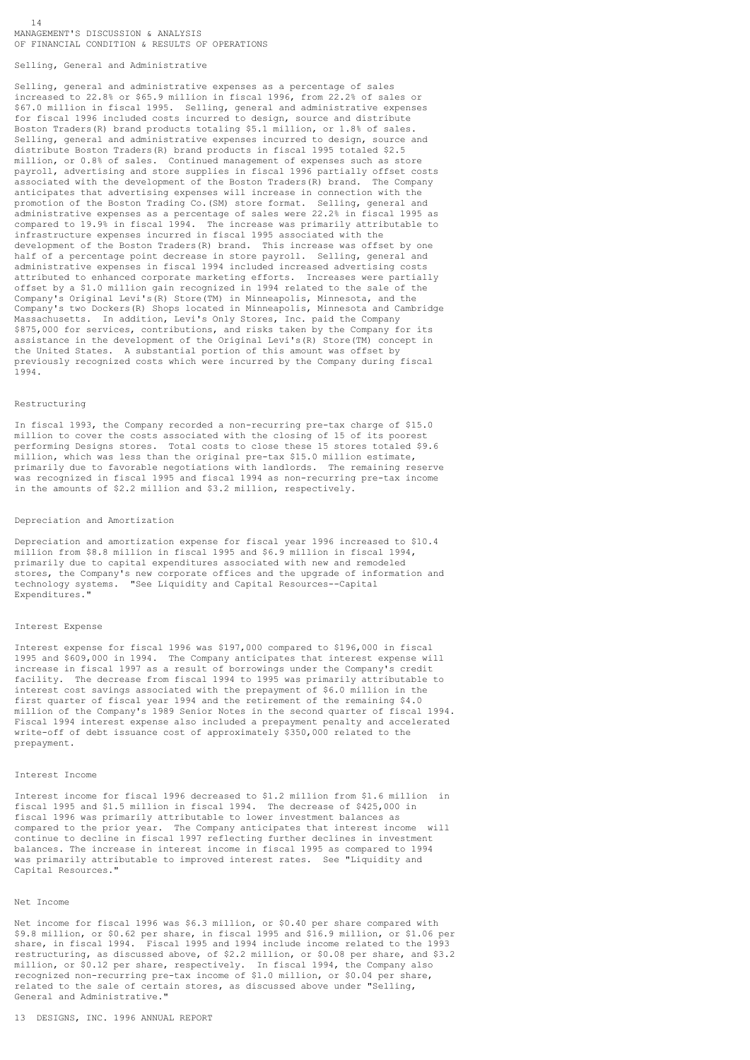## MANAGEMENT'S DISCUSSION & ANALYSIS OF FINANCIAL CONDITION & RESULTS OF OPERATIONS

### Selling, General and Administrative

Selling, general and administrative expenses as a percentage of sales increased to 22.8% or $65.9 million in fiscal 1996, from 22.2% of sales or $67.0 million in fiscal 1995. Selling, general and administrative expenses for fiscal 1996 included costs incurred to design, source and distribute Boston Traders(R) brand products totaling $5.1 million, or 1.8% of sales. Selling, general and administrative expenses incurred to design, source and distribute Boston Traders(R) brand products in fiscal 1995 totaled $2.5 million, or 0.8% of sales. Continued management of expenses such as store payroll, advertising and store supplies in fiscal 1996 partially offset costs associated with the development of the Boston Traders(R) brand. The Company anticipates that advertising expenses will increase in connection with the promotion of the Boston Trading Co.(SM) store format. Selling, general and administrative expenses as a percentage of sales were 22.2% in fiscal 1995 as compared to 19.9% in fiscal 1994. The increase was primarily attributable to infrastructure expenses incurred in fiscal 1995 associated with the development of the Boston Traders(R) brand. This increase was offset by one half of a percentage point decrease in store payroll. Selling, general and administrative expenses in fiscal 1994 included increased advertising costs attributed to enhanced corporate marketing efforts. Increases were partially offset by a $1.0 million gain recognized in 1994 related to the sale of the Company's Original Levi's(R) Store(TM) in Minneapolis, Minnesota, and the Company's two Dockers(R) Shops located in Minneapolis, Minnesota and Cambridge Massachusetts. In addition, Levi's Only Stores, Inc. paid the Company $875,000 for services, contributions, and risks taken by the Company for its assistance in the development of the Original Levi's(R) Store(TM) concept in the United States. A substantial portion of this amount was offset by previously recognized costs which were incurred by the Company during fiscal 1994.

### Restructuring

In fiscal 1993, the Company recorded a non-recurring pre-tax charge of $15.0 million to cover the costs associated with the closing of 15 of its poorest performing Designs stores. Total costs to close these 15 stores totaled $9.6 million, which was less than the original pre-tax $15.0 million estimate, primarily due to favorable negotiations with landlords. The remaining reserve was recognized in fiscal 1995 and fiscal 1994 as non-recurring pre-tax income in the amounts of $2.2 million and $3.2 million, respectively.

### Depreciation and Amortization

Depreciation and amortization expense for fiscal year 1996 increased to $10.4 million from $8.8 million in fiscal 1995 and $6.9 million in fiscal 1994, primarily due to capital expenditures associated with new and remodeled stores, the Company's new corporate offices and the upgrade of information and technology systems. "See Liquidity and Capital Resources--Capital Expenditures."

### Interest Expense

Interest expense for fiscal 1996 was $197,000 compared to $196,000 in fiscal 1995 and $609,000 in 1994. The Company anticipates that interest expense will increase in fiscal 1997 as a result of borrowings under the Company's credit facility. The decrease from fiscal 1994 to 1995 was primarily attributable to interest cost savings associated with the prepayment of $6.0 million in the first quarter of fiscal year 1994 and the retirement of the remaining $4.0 million of the Company's 1989 Senior Notes in the second quarter of fiscal 1994. Fiscal 1994 interest expense also included a prepayment penalty and accelerated write-off of debt issuance cost of approximately $350,000 related to the prepayment.

### Interest Income

Interest income for fiscal 1996 decreased to $1.2 million from $1.6 million in fiscal 1995 and $1.5 million in fiscal 1994. The decrease of $425,000 in fiscal 1996 was primarily attributable to lower investment balances as compared to the prior year. The Company anticipates that interest income will continue to decline in fiscal 1997 reflecting further declines in investment balances. The increase in interest income in fiscal 1995 as compared to 1994 was primarily attributable to improved interest rates. See "Liquidity and Capital Resources."

### Net Income

Net income for fiscal 1996 was $6.3 million, or $0.40 per share compared with $9.8 million, or $0.62 per share, in fiscal 1995 and $16.9 million, or $1.06 per share, in fiscal 1994. Fiscal 1995 and 1994 include income related to the 1993 restructuring, as discussed above, of $2.2 million, or $0.08 per share, and $3.2 million, or $0.12 per share, respectively. In fiscal 1994, the Company also recognized non-recurring pre-tax income of $1.0 million, or $0.04 per share, related to the sale of certain stores, as discussed above under "Selling, General and Administrative."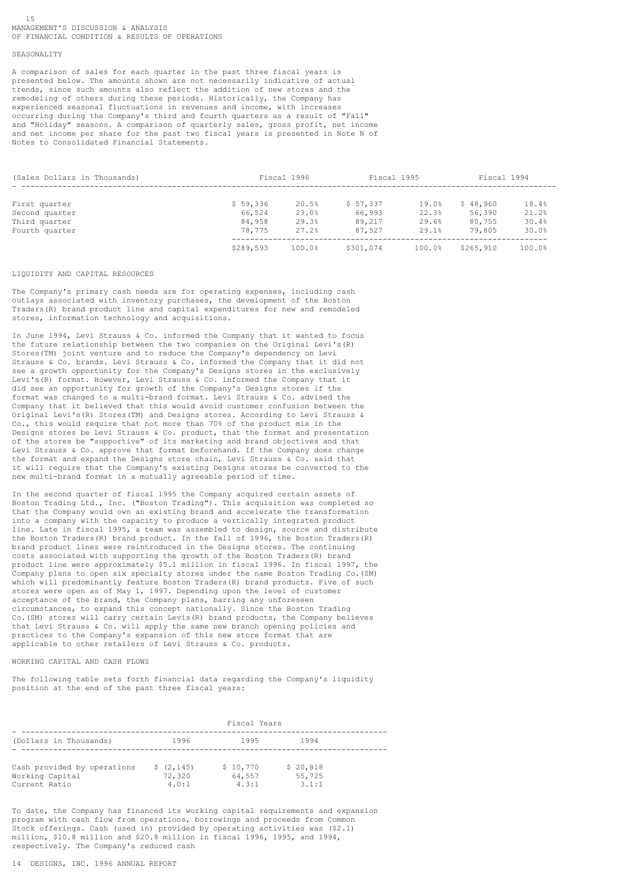## MANAGEMENT'S DISCUSSION & ANALYSIS OF FINANCIAL CONDITION & RESULTS OF OPERATIONS

### SEASONALITY

A comparison of sales for each quarter in the past three fiscal years is presented below. The amounts shown are not necessarily indicative of actual trends, since such amounts also reflect the addition of new stores and the remodeling of others during these periods. Historically, the Company has experienced seasonal fluctuations in revenues and income, with increases occurring during the Company's third and fourth quarters as a result of "Fall" and "Holiday" seasons. A comparison of quarterly sales, gross profit, net income and net income per share for the past two fiscal years is presented in Note N of Notes to Consolidated Financial Statements.

| (Sales Dollars in Thousands) | Fiscal 1996 | | Fiscal 1995 | | Fiscal 1994 | |
|---|---|---|---|---|---|---|
| First quarter | $ 59,336 | 20.5% | $ 57,337 | 19.0% | $ 48,960 | 18.4% |
| Second quarter | 66,524 | 23.0% | 66,993 | 22.3% | 56,390 | 21.2% |
| Third quarter | 84,958 | 29.3% | 89,217 | 29.6% | 80,755 | 30.4% |
| Fourth quarter | 78,775 | 27.2% | 87,527 | 29.1% | 79,805 | 30.0% |
| | $289,593 | 100.0% | $301,074 | 100.0% | $265,910 | 100.0% |

### LIQUIDITY AND CAPITAL RESOURCES

The Company's primary cash needs are for operating expenses, including cash outlays associated with inventory purchases, the development of the Boston Traders(R) brand product line and capital expenditures for new and remodeled stores, information technology and acquisitions.

In June 1994, Levi Strauss & Co. informed the Company that it wanted to focus the future relationship between the two companies on the Original Levi's(R) Stores(TM) joint venture and to reduce the Company's dependency on Levi Strauss & Co. brands. Levi Strauss & Co. informed the Company that it did not see a growth opportunity for the Company's Designs stores in the exclusively Levi's(R) format. However, Levi Strauss & Co. informed the Company that it did see an opportunity for growth of the Company's Designs stores if the format was changed to a multi-brand format. Levi Strauss & Co. advised the Company that it believed that this would avoid customer confusion between the Original Levi's(R) Stores(TM) and Designs stores. According to Levi Strauss & Co., this would require that not more than 70% of the product mix in the Designs stores be Levi Strauss & Co. product, that the format and presentation of the stores be "supportive" of its marketing and brand objectives and that Levi Strauss & Co. approve that format beforehand. If the Company does change the format and expand the Designs store chain, Levi Strauss & Co. said that it will require that the Company's existing Designs stores be converted to the new multi-brand format in a mutually agreeable period of time.

In the second quarter of fiscal 1995 the Company acquired certain assets of Boston Trading Ltd., Inc. ("Boston Trading"). This acquisition was completed so that the Company would own an existing brand and accelerate the transformation into a company with the capacity to produce a vertically integrated product line. Late in fiscal 1995, a team was assembled to design, source and distribute the Boston Traders(R) brand product. In the fall of 1996, the Boston Traders(R) brand product lines were reintroduced in the Designs stores. The continuing costs associated with supporting the growth of the Boston Traders(R) brand product line were approximately $5.1 million in fiscal 1996. In fiscal 1997, the Company plans to open six specialty stores under the name Boston Trading Co.(SM) which will predominantly feature Boston Traders(R) brand products. Five of such stores were open as of May 1, 1997. Depending upon the level of customer acceptance of the brand, the Company plans, barring any unforeseen circumstances, to expand this concept nationally. Since the Boston Trading Co.(SM) stores will carry certain Levis(R) brand products, the Company believes that Levi Strauss & Co. will apply the same new branch opening policies and practices to the Company's expansion of this new store format that are applicable to other retailers of Levi Strauss & Co. products.

### WORKING CAPITAL AND CASH FLOWS

The following table sets forth financial data regarding the Company's liquidity position at the end of the past three fiscal years:

| (Dollars in Thousands) | 1996 | 1995 | 1994 |
|---|---|---|---|
| Cash provided by operations | $ (2,145) | $ 10,770 | $ 20,818 |
| Working Capital | 72,320 | 64,557 | 55,725 |
| Current Ratio | 4.0:1 | 4.3:1 | 3.1:1 |

To date, the Company has financed its working capital requirements and expansion program with cash flow from operations, borrowings and proceeds from Common Stock offerings. Cash (used in) provided by operating activities was ($2.1) million, $10.8 million and $20.8 million in fiscal 1996, 1995, and 1994, respectively. The Company's reduced cash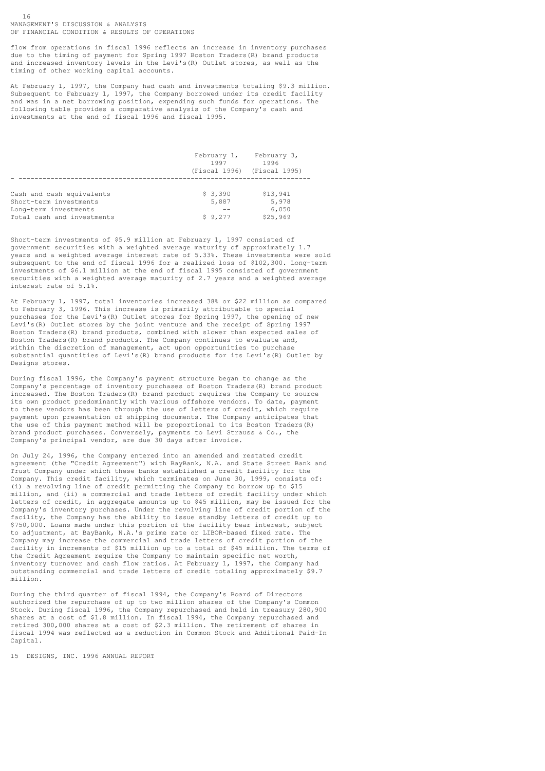flow from operations in fiscal 1996 reflects an increase in inventory purchases due to the timing of payment for Spring 1997 Boston Traders(R) brand products and increased inventory levels in the Levi's(R) Outlet stores, as well as the timing of other working capital accounts.

At February 1, 1997, the Company had cash and investments totaling $9.3 million. Subsequent to February 1, 1997, the Company borrowed under its credit facility and was in a net borrowing position, expending such funds for operations. The following table provides a comparative analysis of the Company's cash and investments at the end of fiscal 1996 and fiscal 1995.

| | February 1, 1997 (Fiscal 1996) | February 3, 1996 (Fiscal 1995) |
|---|---|---|
| Cash and cash equivalents | $ 3,390 | $13,941 |
| Short-term investments | 5,887 | 5,978 |
| Long-term investments | -- | 6,050 |
| Total cash and investments | $ 9,277 | $25,969 |

Short-term investments of $5.9 million at February 1, 1997 consisted of government securities with a weighted average maturity of approximately 1.7 years and a weighted average interest rate of 5.33%. These investments were sold subsequent to the end of fiscal 1996 for a realized loss of $102,300. Long-term investments of $6.1 million at the end of fiscal 1995 consisted of government securities with a weighted average maturity of 2.7 years and a weighted average interest rate of 5.1%.

At February 1, 1997, total inventories increased 38% or $22 million as compared to February 3, 1996. This increase is primarily attributable to special purchases for the Levi's(R) Outlet stores for Spring 1997, the opening of new Levi's(R) Outlet stores by the joint venture and the receipt of Spring 1997 Boston Traders(R) brand products, combined with slower than expected sales of Boston Traders(R) brand products. The Company continues to evaluate and, within the discretion of management, act upon opportunities to purchase substantial quantities of Levi's(R) brand products for its Levi's(R) Outlet by Designs stores.

During fiscal 1996, the Company's payment structure began to change as the Company's percentage of inventory purchases of Boston Traders(R) brand product increased. The Boston Traders(R) brand product requires the Company to source its own product predominantly with various offshore vendors. To date, payment to these vendors has been through the use of letters of credit, which require payment upon presentation of shipping documents. The Company anticipates that the use of this payment method will be proportional to its Boston Traders(R) brand product purchases. Conversely, payments to Levi Strauss & Co., the Company's principal vendor, are due 30 days after invoice.

On July 24, 1996, the Company entered into an amended and restated credit agreement (the "Credit Agreement") with BayBank, N.A. and State Street Bank and Trust Company under which these banks established a credit facility for the Company. This credit facility, which terminates on June 30, 1999, consists of: (i) a revolving line of credit permitting the Company to borrow up to $15 million, and (ii) a commercial and trade letters of credit facility under which letters of credit, in aggregate amounts up to $45 million, may be issued for the Company's inventory purchases. Under the revolving line of credit portion of the facility, the Company has the ability to issue standby letters of credit up to $750,000. Loans made under this portion of the facility bear interest, subject to adjustment, at BayBank, N.A.'s prime rate or LIBOR-based fixed rate. The Company may increase the commercial and trade letters of credit portion of the facility in increments of $15 million up to a total of $45 million. The terms of the Credit Agreement require the Company to maintain specific net worth, inventory turnover and cash flow ratios. At February 1, 1997, the Company had outstanding commercial and trade letters of credit totaling approximately $9.7 million.

During the third quarter of fiscal 1994, the Company's Board of Directors authorized the repurchase of up to two million shares of the Company's Common Stock. During fiscal 1996, the Company repurchased and held in treasury 280,900 shares at a cost of $1.8 million. In fiscal 1994, the Company repurchased and retired 300,000 shares at a cost of $2.3 million. The retirement of shares in fiscal 1994 was reflected as a reduction in Common Stock and Additional Paid-In Capital.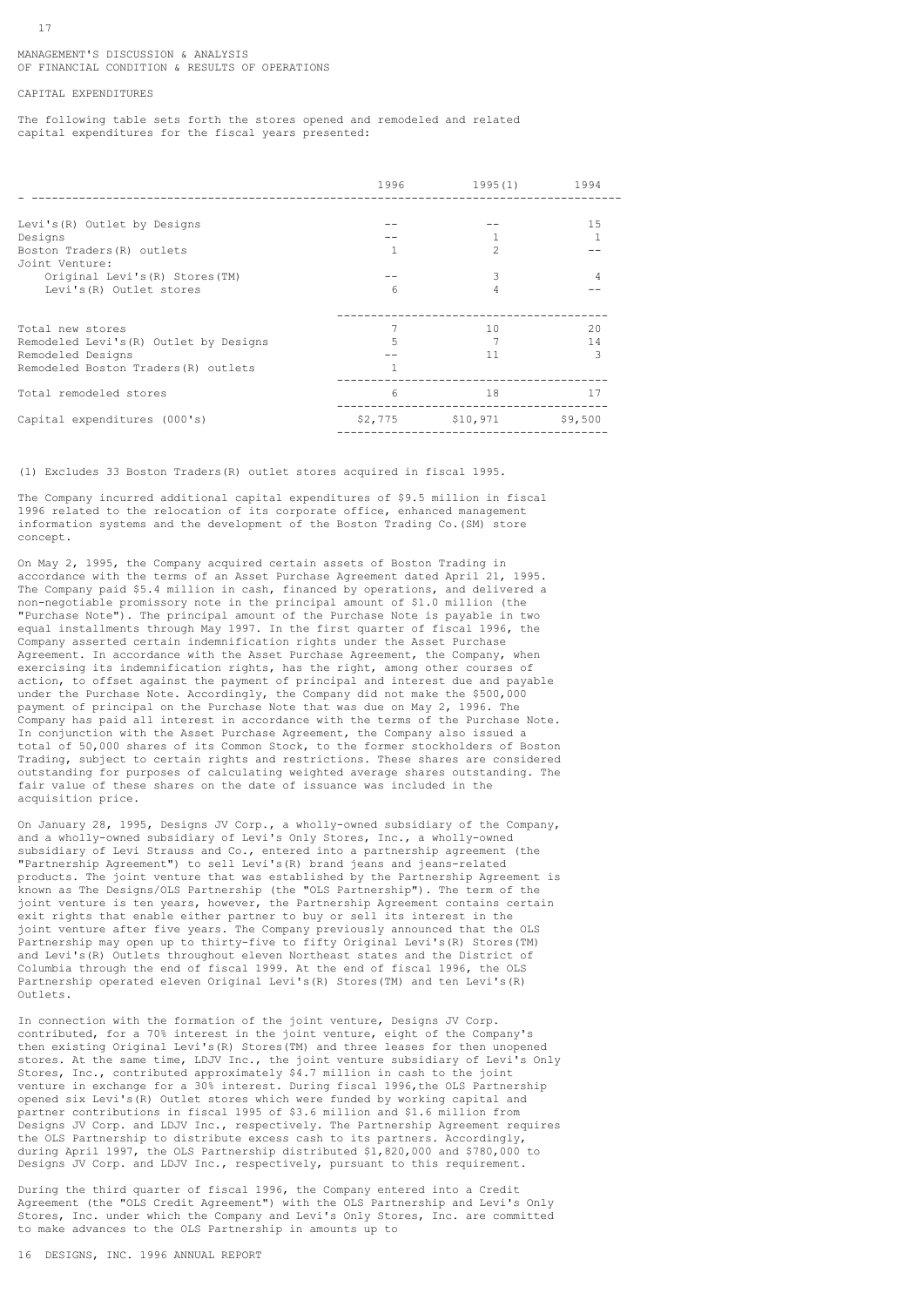MANAGEMENT'S DISCUSSION & ANALYSIS
OF FINANCIAL CONDITION & RESULTS OF OPERATIONS

## CAPITAL EXPENDITURES

The following table sets forth the stores opened and remodeled and related capital expenditures for the fiscal years presented:

| | 1996 | 1995(1) | 1994 |
|---|---|---|---|
| Levi's(R) Outlet by Designs | -- | -- | 15 |
| Designs | -- | 1 | 1 |
| Boston Traders(R) outlets | 1 | 2 | -- |
| Joint Venture: | | | |
| Original Levi's(R) Stores(TM) | -- | 3 | 4 |
| Levi's(R) Outlet stores | 6 | 4 | -- |
| Total new stores | 7 | 10 | 20 |
| Remodeled Levi's(R) Outlet by Designs | 5 | 7 | 14 |
| Remodeled Designs | -- | 11 | 3 |
| Remodeled Boston Traders(R) outlets | 1 | | |
| Total remodeled stores | 6 | 18 | 17 |
| Capital expenditures (000's) | $2,775 | $10,971 | $9,500 |

(1) Excludes 33 Boston Traders(R) outlet stores acquired in fiscal 1995.

The Company incurred additional capital expenditures of $9.5 million in fiscal 1996 related to the relocation of its corporate office, enhanced management information systems and the development of the Boston Trading Co.(SM) store concept.

On May 2, 1995, the Company acquired certain assets of Boston Trading in accordance with the terms of an Asset Purchase Agreement dated April 21, 1995. The Company paid $5.4 million in cash, financed by operations, and delivered a non-negotiable promissory note in the principal amount of $1.0 million (the "Purchase Note"). The principal amount of the Purchase Note is payable in two equal installments through May 1997. In the first quarter of fiscal 1996, the Company asserted certain indemnification rights under the Asset Purchase Agreement. In accordance with the Asset Purchase Agreement, the Company, when exercising its indemnification rights, has the right, among other courses of action, to offset against the payment of principal and interest due and payable under the Purchase Note. Accordingly, the Company did not make the $500,000 payment of principal on the Purchase Note that was due on May 2, 1996. The Company has paid all interest in accordance with the terms of the Purchase Note. In conjunction with the Asset Purchase Agreement, the Company also issued a total of 50,000 shares of its Common Stock, to the former stockholders of Boston Trading, subject to certain rights and restrictions. These shares are considered outstanding for purposes of calculating weighted average shares outstanding. The fair value of these shares on the date of issuance was included in the acquisition price.

On January 28, 1995, Designs JV Corp., a wholly-owned subsidiary of the Company, and a wholly-owned subsidiary of Levi's Only Stores, Inc., a wholly-owned subsidiary of Levi Strauss and Co., entered into a partnership agreement (the "Partnership Agreement") to sell Levi's(R) brand jeans and jeans-related products. The joint venture that was established by the Partnership Agreement is known as The Designs/OLS Partnership (the "OLS Partnership"). The term of the joint venture is ten years, however, the Partnership Agreement contains certain exit rights that enable either partner to buy or sell its interest in the joint venture after five years. The Company previously announced that the OLS Partnership may open up to thirty-five to fifty Original Levi's(R) Stores(TM) and Levi's(R) Outlets throughout eleven Northeast states and the District of Columbia through the end of fiscal 1999. At the end of fiscal 1996, the OLS Partnership operated eleven Original Levi's(R) Stores(TM) and ten Levi's(R) Outlets.

In connection with the formation of the joint venture, Designs JV Corp. contributed, for a 70% interest in the joint venture, eight of the Company's then existing Original Levi's(R) Stores(TM) and three leases for then unopened stores. At the same time, LDJV Inc., the joint venture subsidiary of Levi's Only Stores, Inc., contributed approximately $4.7 million in cash to the joint venture in exchange for a 30% interest. During fiscal 1996,the OLS Partnership opened six Levi's(R) Outlet stores which were funded by working capital and partner contributions in fiscal 1995 of $3.6 million and $1.6 million from Designs JV Corp. and LDJV Inc., respectively. The Partnership Agreement requires the OLS Partnership to distribute excess cash to its partners. Accordingly, during April 1997, the OLS Partnership distributed $1,820,000 and $780,000 to Designs JV Corp. and LDJV Inc., respectively, pursuant to this requirement.

During the third quarter of fiscal 1996, the Company entered into a Credit Agreement (the "OLS Credit Agreement") with the OLS Partnership and Levi's Only Stores, Inc. under which the Company and Levi's Only Stores, Inc. are committed to make advances to the OLS Partnership in amounts up to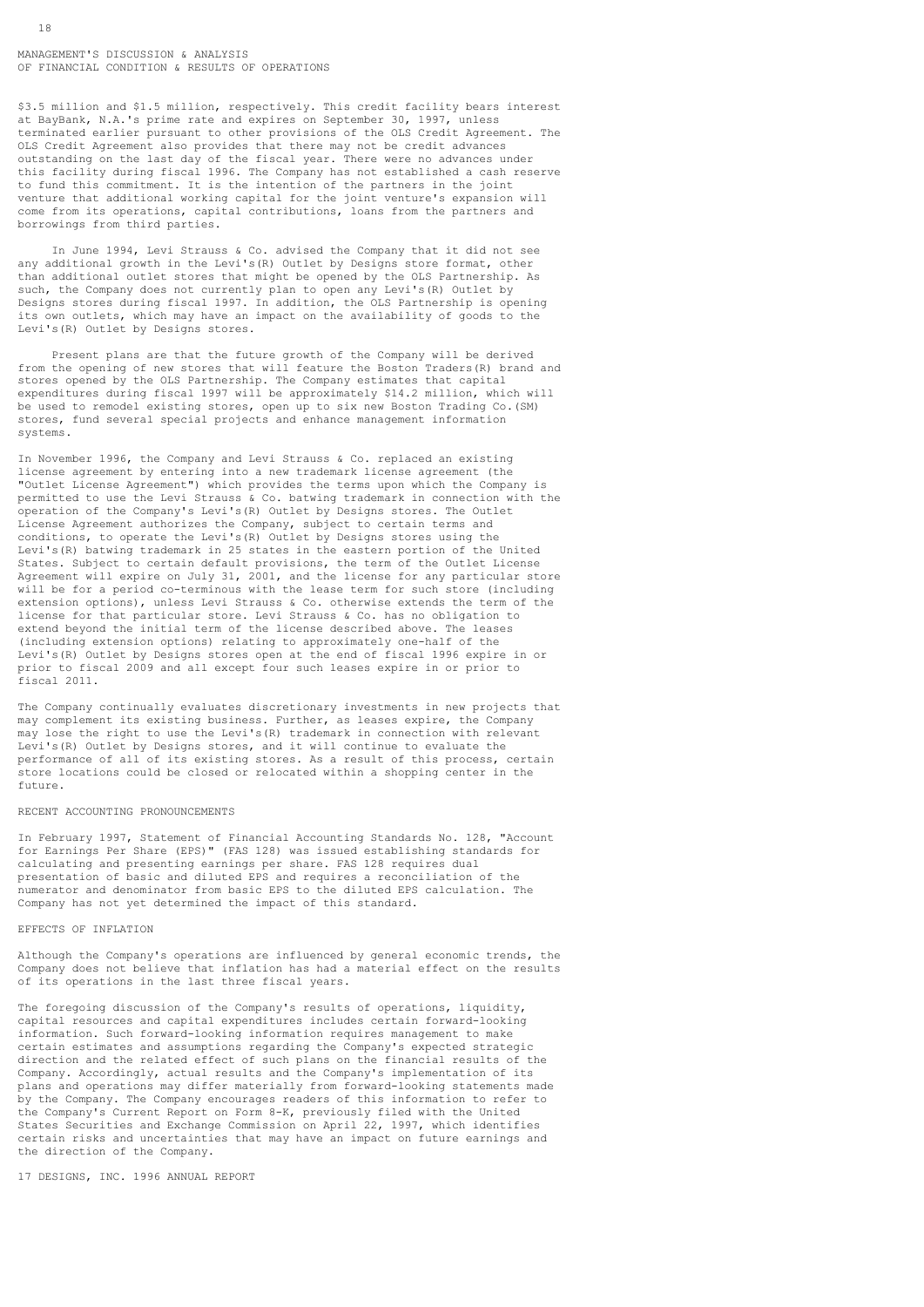$3.5 million and $1.5 million, respectively. This credit facility bears interest at BayBank, N.A.'s prime rate and expires on September 30, 1997, unless terminated earlier pursuant to other provisions of the OLS Credit Agreement. The OLS Credit Agreement also provides that there may not be credit advances outstanding on the last day of the fiscal year. There were no advances under this facility during fiscal 1996. The Company has not established a cash reserve to fund this commitment. It is the intention of the partners in the joint venture that additional working capital for the joint venture's expansion will come from its operations, capital contributions, loans from the partners and borrowings from third parties.

In June 1994, Levi Strauss & Co. advised the Company that it did not see any additional growth in the Levi's(R) Outlet by Designs store format, other than additional outlet stores that might be opened by the OLS Partnership. As such, the Company does not currently plan to open any Levi's(R) Outlet by Designs stores during fiscal 1997. In addition, the OLS Partnership is opening its own outlets, which may have an impact on the availability of goods to the Levi's(R) Outlet by Designs stores.

Present plans are that the future growth of the Company will be derived from the opening of new stores that will feature the Boston Traders(R) brand and stores opened by the OLS Partnership. The Company estimates that capital expenditures during fiscal 1997 will be approximately $14.2 million, which will be used to remodel existing stores, open up to six new Boston Trading Co.(SM) stores, fund several special projects and enhance management information systems.

In November 1996, the Company and Levi Strauss & Co. replaced an existing license agreement by entering into a new trademark license agreement (the "Outlet License Agreement") which provides the terms upon which the Company is permitted to use the Levi Strauss & Co. batwing trademark in connection with the operation of the Company's Levi's(R) Outlet by Designs stores. The Outlet License Agreement authorizes the Company, subject to certain terms and conditions, to operate the Levi's(R) Outlet by Designs stores using the Levi's(R) batwing trademark in 25 states in the eastern portion of the United States. Subject to certain default provisions, the term of the Outlet License Agreement will expire on July 31, 2001, and the license for any particular store will be for a period co-terminous with the lease term for such store (including extension options), unless Levi Strauss & Co. otherwise extends the term of the license for that particular store. Levi Strauss & Co. has no obligation to extend beyond the initial term of the license described above. The leases (including extension options) relating to approximately one-half of the Levi's(R) Outlet by Designs stores open at the end of fiscal 1996 expire in or prior to fiscal 2009 and all except four such leases expire in or prior to fiscal 2011.

The Company continually evaluates discretionary investments in new projects that may complement its existing business. Further, as leases expire, the Company may lose the right to use the Levi's(R) trademark in connection with relevant Levi's(R) Outlet by Designs stores, and it will continue to evaluate the performance of all of its existing stores. As a result of this process, certain store locations could be closed or relocated within a shopping center in the future.

## RECENT ACCOUNTING PRONOUNCEMENTS

In February 1997, Statement of Financial Accounting Standards No. 128, "Account for Earnings Per Share (EPS)" (FAS 128) was issued establishing standards for calculating and presenting earnings per share. FAS 128 requires dual presentation of basic and diluted EPS and requires a reconciliation of the numerator and denominator from basic EPS to the diluted EPS calculation. The Company has not yet determined the impact of this standard.

## EFFECTS OF INFLATION

Although the Company's operations are influenced by general economic trends, the Company does not believe that inflation has had a material effect on the results of its operations in the last three fiscal years.

The foregoing discussion of the Company's results of operations, liquidity, capital resources and capital expenditures includes certain forward-looking information. Such forward-looking information requires management to make certain estimates and assumptions regarding the Company's expected strategic direction and the related effect of such plans on the financial results of the Company. Accordingly, actual results and the Company's implementation of its plans and operations may differ materially from forward-looking statements made by the Company. The Company encourages readers of this information to refer to the Company's Current Report on Form 8-K, previously filed with the United States Securities and Exchange Commission on April 22, 1997, which identifies certain risks and uncertainties that may have an impact on future earnings and the direction of the Company.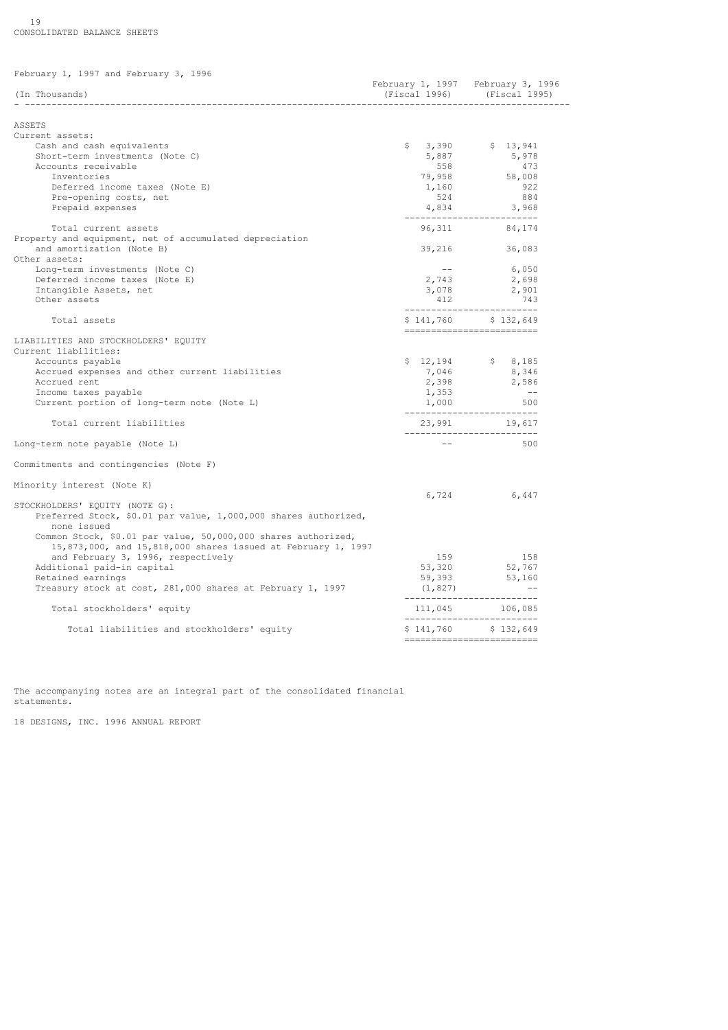## CONSOLIDATED BALANCE SHEETS

February 1, 1997 and February 3, 1996

| (In Thousands) | February 1, 1997 (Fiscal 1996) | February 3, 1996 (Fiscal 1995) |
|---|---|---|
| **ASSETS** | | |
| Current assets: | | |
| Cash and cash equivalents | $ 3,390 | $ 13,941 |
| Short-term investments (Note C) | 5,887 | 5,978 |
| Accounts receivable | 558 | 473 |
| Inventories | 79,958 | 58,008 |
| Deferred income taxes (Note E) | 1,160 | 922 |
| Pre-opening costs, net | 524 | 884 |
| Prepaid expenses | 4,834 | 3,968 |
| Total current assets | 96,311 | 84,174 |
| Property and equipment, net of accumulated depreciation and amortization (Note B) | 39,216 | 36,083 |
| Other assets: | | |
| Long-term investments (Note C) | -- | 6,050 |
| Deferred income taxes (Note E) | 2,743 | 2,698 |
| Intangible Assets, net | 3,078 | 2,901 |
| Other assets | 412 | 743 |
| Total assets | $ 141,760 | $ 132,649 |
| **LIABILITIES AND STOCKHOLDERS' EQUITY** | | |
| Current liabilities: | | |
| Accounts payable | $ 12,194 | $ 8,185 |
| Accrued expenses and other current liabilities | 7,046 | 8,346 |
| Accrued rent | 2,398 | 2,586 |
| Income taxes payable | 1,353 | -- |
| Current portion of long-term note (Note L) | 1,000 | 500 |
| Total current liabilities | 23,991 | 19,617 |
| Long-term note payable (Note L) | -- | 500 |
| Commitments and contingencies (Note F) | | |
| Minority interest (Note K) | 6,724 | 6,447 |
| STOCKHOLDERS' EQUITY (NOTE G): | | |
| Preferred Stock, $0.01 par value, 1,000,000 shares authorized, none issued | | |
| Common Stock, $0.01 par value, 50,000,000 shares authorized, 15,873,000, and 15,818,000 shares issued at February 1, 1997 and February 3, 1996, respectively | 159 | 158 |
| Additional paid-in capital | 53,320 | 52,767 |
| Retained earnings | 59,393 | 53,160 |
| Treasury stock at cost, 281,000 shares at February 1, 1997 | (1,827) | -- |
| Total stockholders' equity | 111,045 | 106,085 |
| Total liabilities and stockholders' equity | $ 141,760 | $ 132,649 |

The accompanying notes are an integral part of the consolidated financial statements.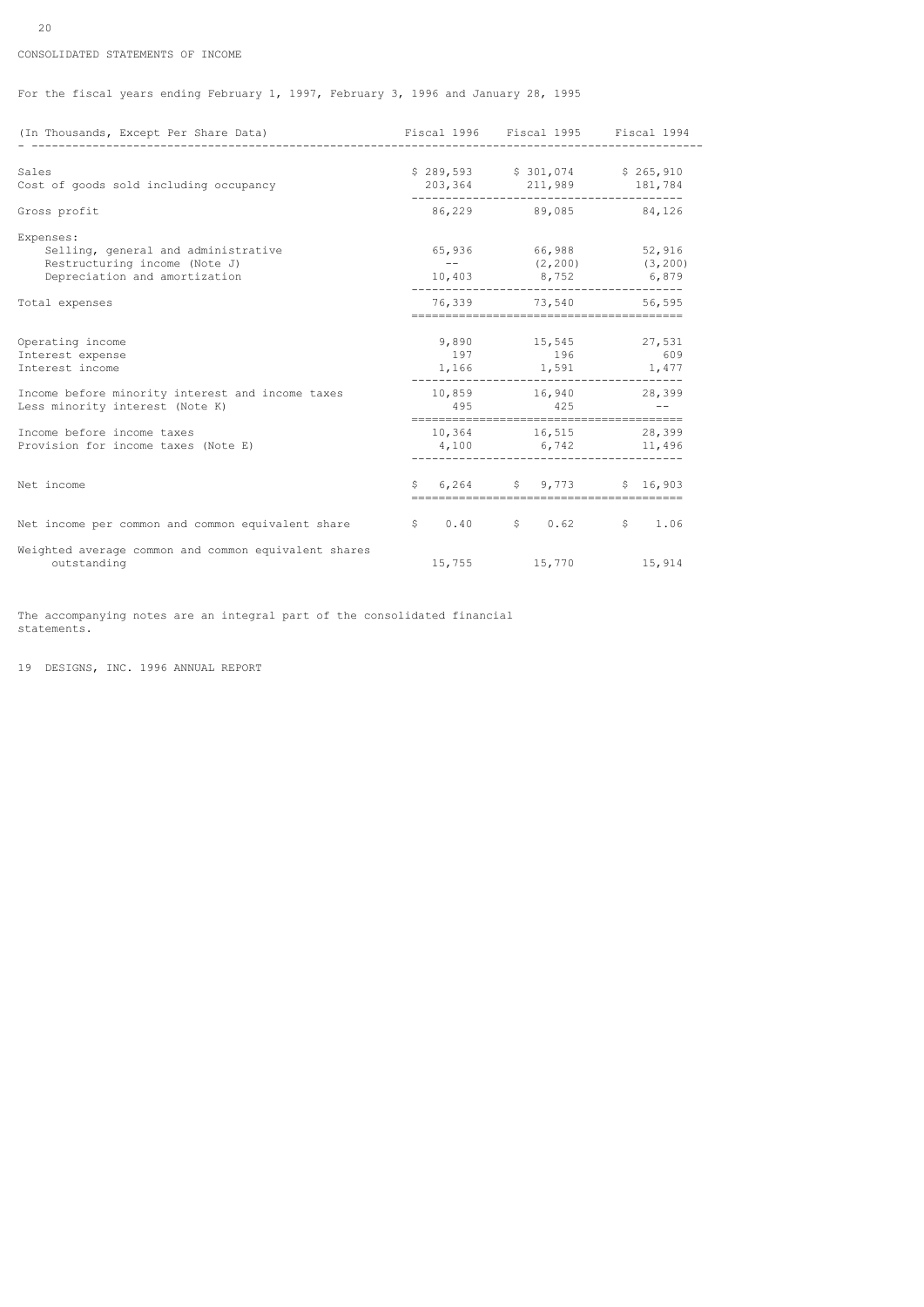CONSOLIDATED STATEMENTS OF INCOME

For the fiscal years ending February 1, 1997, February 3, 1996 and January 28, 1995

| (In Thousands, Except Per Share Data) | Fiscal 1996 | Fiscal 1995 | Fiscal 1994 |
|---|---|---|---|
| Sales | $ 289,593 | $ 301,074 | $ 265,910 |
| Cost of goods sold including occupancy | 203,364 | 211,989 | 181,784 |
| Gross profit | 86,229 | 89,085 | 84,126 |
| Expenses: | | | |
| Selling, general and administrative | 65,936 | 66,988 | 52,916 |
| Restructuring income (Note J) | -- | (2,200) | (3,200) |
| Depreciation and amortization | 10,403 | 8,752 | 6,879 |
| Total expenses | 76,339 | 73,540 | 56,595 |
| Operating income | 9,890 | 15,545 | 27,531 |
| Interest expense | 197 | 196 | 609 |
| Interest income | 1,166 | 1,591 | 1,477 |
| Income before minority interest and income taxes | 10,859 | 16,940 | 28,399 |
| Less minority interest (Note K) | 495 | 425 | -- |
| Income before income taxes | 10,364 | 16,515 | 28,399 |
| Provision for income taxes (Note E) | 4,100 | 6,742 | 11,496 |
| Net income | $ 6,264 | $ 9,773 | $ 16,903 |
| Net income per common and common equivalent share | $ 0.40 | $ 0.62 | $ 1.06 |
| Weighted average common and common equivalent shares outstanding | 15,755 | 15,770 | 15,914 |

The accompanying notes are an integral part of the consolidated financial statements.

19 DESIGNS, INC. 1996 ANNUAL REPORT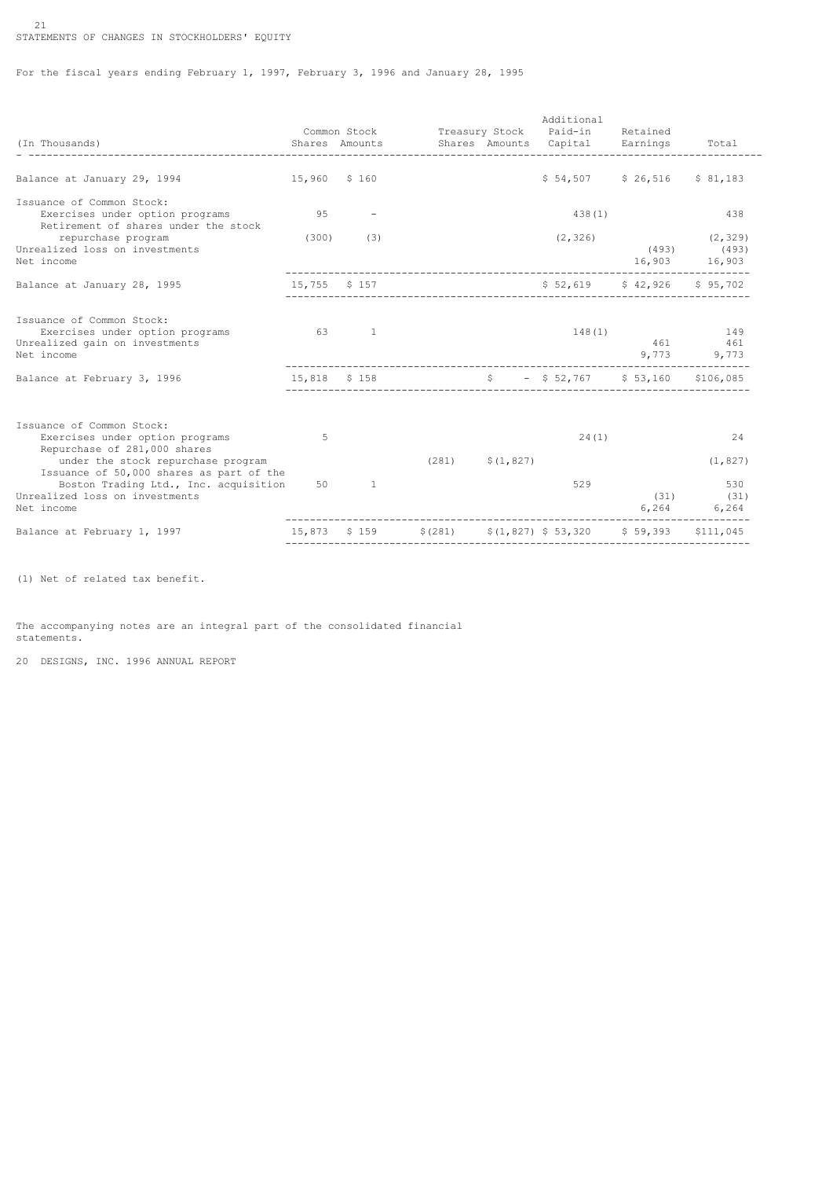## STATEMENTS OF CHANGES IN STOCKHOLDERS' EQUITY

For the fiscal years ending February 1, 1997, February 3, 1996 and January 28, 1995

| (In Thousands) | Common Stock Shares | Common Stock Amounts | Treasury Stock Shares | Treasury Stock Amounts | Additional Paid-in Capital | Retained Earnings | Total |
|---|---|---|---|---|---|---|---|
| Balance at January 29, 1994 | 15,960 | $ 160 | | | $ 54,507 | $ 26,516 | $ 81,183 |
| Issuance of Common Stock: | | | | | | | |
| Exercises under option programs | 95 | - | | | 438(1) | | 438 |
| Retirement of shares under the stock repurchase program | (300) | (3) | | | (2,326) | | (2,329) |
| Unrealized loss on investments | | | | | | (493) | (493) |
| Net income | | | | | | 16,903 | 16,903 |
| Balance at January 28, 1995 | 15,755 | $ 157 | | | $ 52,619 | $ 42,926 | $ 95,702 |
| Issuance of Common Stock: | | | | | | | |
| Exercises under option programs | 63 | 1 | | | 148(1) | | 149 |
| Unrealized gain on investments | | | | | | 461 | 461 |
| Net income | | | | | | 9,773 | 9,773 |
| Balance at February 3, 1996 | 15,818 | $ 158 | | $ - | $ 52,767 | $ 53,160 | $106,085 |
| Issuance of Common Stock: | | | | | | | |
| Exercises under option programs | 5 | | | | 24(1) | | 24 |
| Repurchase of 281,000 shares under the stock repurchase program | | | (281) | $(1,827) | | | (1,827) |
| Issuance of 50,000 shares as part of the Boston Trading Ltd., Inc. acquisition | 50 | 1 | | | 529 | | 530 |
| Unrealized loss on investments | | | | | | (31) | (31) |
| Net income | | | | | | 6,264 | 6,264 |
| Balance at February 1, 1997 | 15,873 | $ 159 | $(281) | $(1,827) | $ 53,320 | $ 59,393 | $111,045 |

(1) Net of related tax benefit.

The accompanying notes are an integral part of the consolidated financial statements.

20 DESIGNS, INC. 1996 ANNUAL REPORT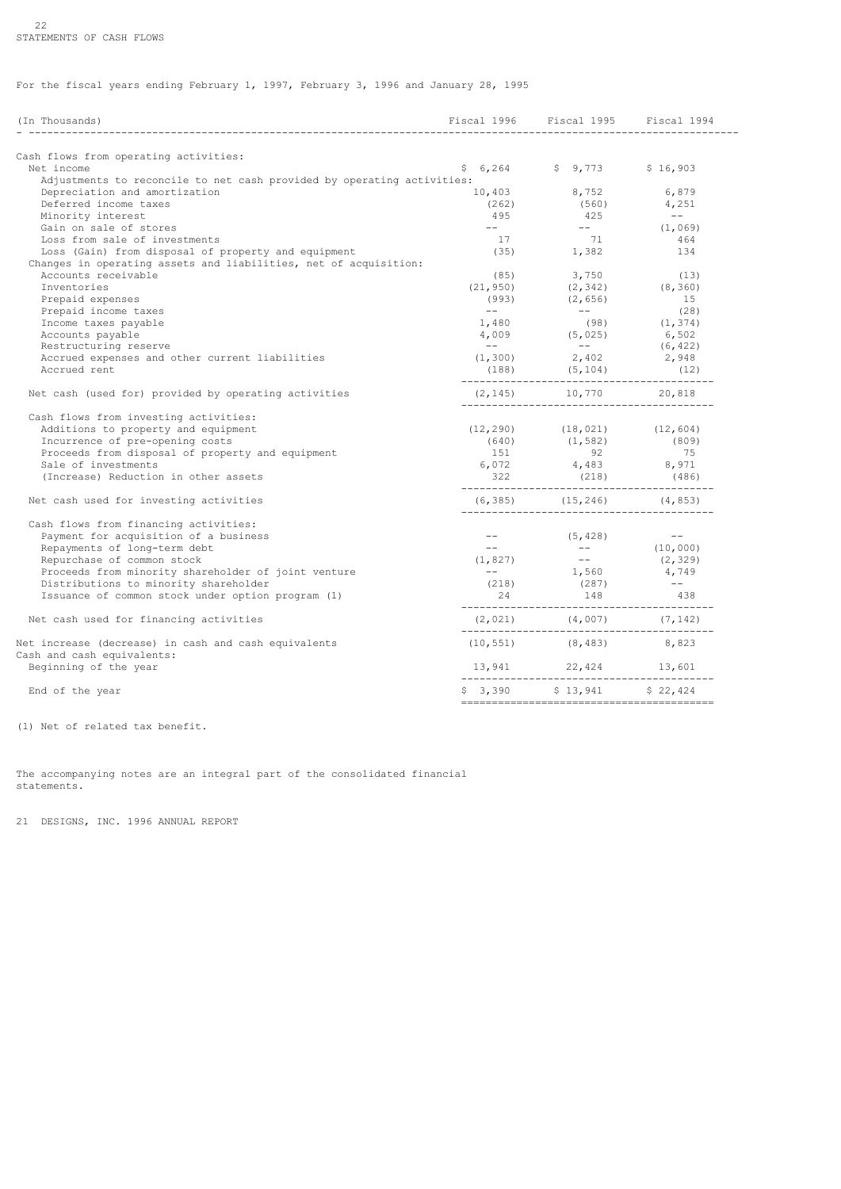## STATEMENTS OF CASH FLOWS

For the fiscal years ending February 1, 1997, February 3, 1996 and January 28, 1995

| (In Thousands) | Fiscal 1996 | Fiscal 1995 | Fiscal 1994 |
|---|---|---|---|
| **Cash flows from operating activities:** | | | |
| Net income | $ 6,264 | $ 9,773 | $ 16,903 |
| Adjustments to reconcile to net cash provided by operating activities: | | | |
| Depreciation and amortization | 10,403 | 8,752 | 6,879 |
| Deferred income taxes | (262) | (560) | 4,251 |
| Minority interest | 495 | 425 | -- |
| Gain on sale of stores | -- | -- | (1,069) |
| Loss from sale of investments | 17 | 71 | 464 |
| Loss (Gain) from disposal of property and equipment | (35) | 1,382 | 134 |
| Changes in operating assets and liabilities, net of acquisition: | | | |
| Accounts receivable | (85) | 3,750 | (13) |
| Inventories | (21,950) | (2,342) | (8,360) |
| Prepaid expenses | (993) | (2,656) | 15 |
| Prepaid income taxes | -- | -- | (28) |
| Income taxes payable | 1,480 | (98) | (1,374) |
| Accounts payable | 4,009 | (5,025) | 6,502 |
| Restructuring reserve | -- | -- | (6,422) |
| Accrued expenses and other current liabilities | (1,300) | 2,402 | 2,948 |
| Accrued rent | (188) | (5,104) | (12) |
| Net cash (used for) provided by operating activities | (2,145) | 10,770 | 20,818 |
| **Cash flows from investing activities:** | | | |
| Additions to property and equipment | (12,290) | (18,021) | (12,604) |
| Incurrence of pre-opening costs | (640) | (1,582) | (809) |
| Proceeds from disposal of property and equipment | 151 | 92 | 75 |
| Sale of investments | 6,072 | 4,483 | 8,971 |
| (Increase) Reduction in other assets | 322 | (218) | (486) |
| Net cash used for investing activities | (6,385) | (15,246) | (4,853) |
| **Cash flows from financing activities:** | | | |
| Payment for acquisition of a business | -- | (5,428) | -- |
| Repayments of long-term debt | -- | -- | (10,000) |
| Repurchase of common stock | (1,827) | -- | (2,329) |
| Proceeds from minority shareholder of joint venture | -- | 1,560 | 4,749 |
| Distributions to minority shareholder | (218) | (287) | -- |
| Issuance of common stock under option program (1) | 24 | 148 | 438 |
| Net cash used for financing activities | (2,021) | (4,007) | (7,142) |
| Net increase (decrease) in cash and cash equivalents | (10,551) | (8,483) | 8,823 |
| Cash and cash equivalents: | | | |
| Beginning of the year | 13,941 | 22,424 | 13,601 |
| End of the year | $ 3,390 | $ 13,941 | $ 22,424 |

(1) Net of related tax benefit.

The accompanying notes are an integral part of the consolidated financial statements.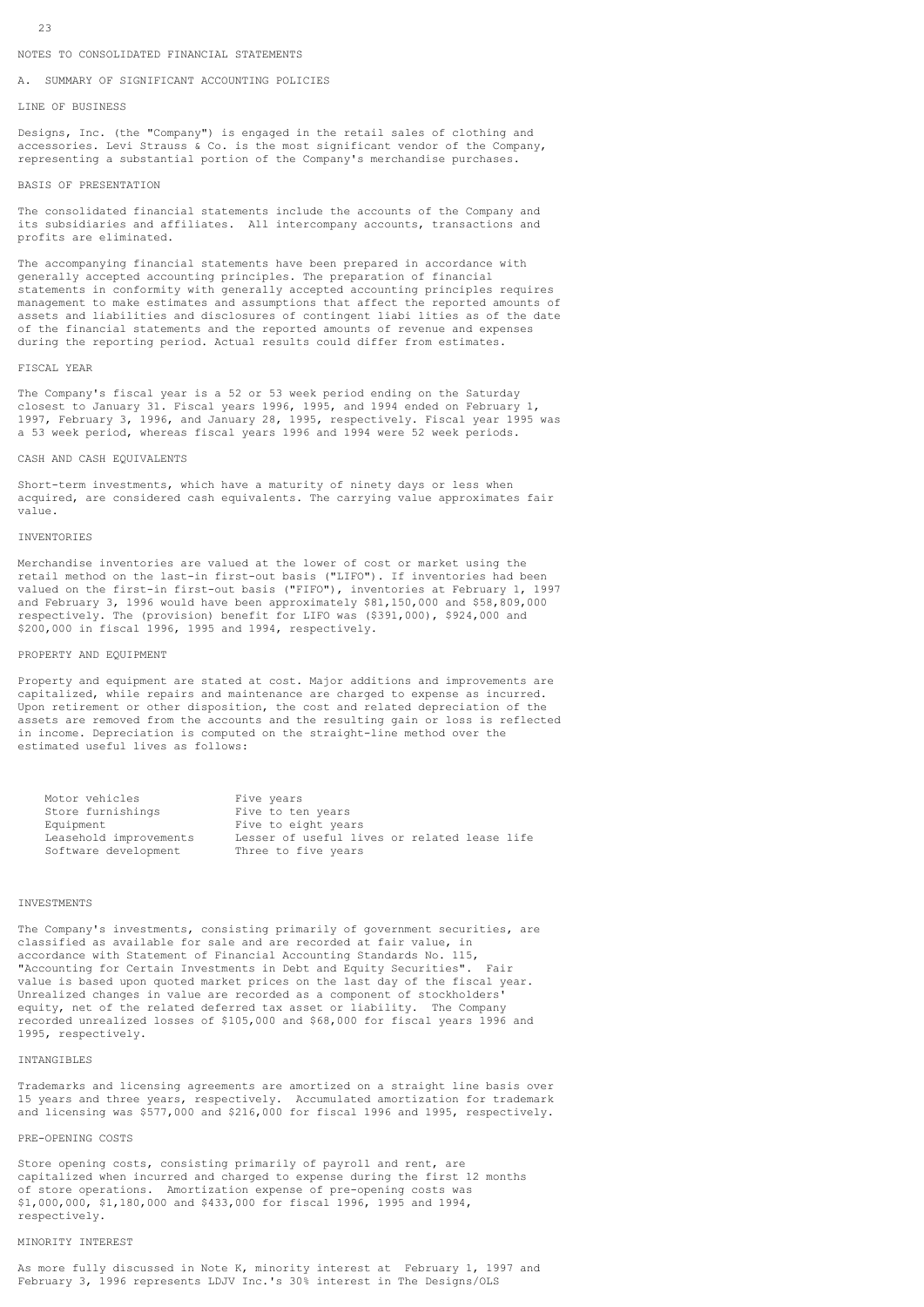## NOTES TO CONSOLIDATED FINANCIAL STATEMENTS

### A. SUMMARY OF SIGNIFICANT ACCOUNTING POLICIES

#### LINE OF BUSINESS

Designs, Inc. (the "Company") is engaged in the retail sales of clothing and accessories. Levi Strauss & Co. is the most significant vendor of the Company, representing a substantial portion of the Company's merchandise purchases.

#### BASIS OF PRESENTATION

The consolidated financial statements include the accounts of the Company and its subsidiaries and affiliates. All intercompany accounts, transactions and profits are eliminated.

The accompanying financial statements have been prepared in accordance with generally accepted accounting principles. The preparation of financial statements in conformity with generally accepted accounting principles requires management to make estimates and assumptions that affect the reported amounts of assets and liabilities and disclosures of contingent liabi lities as of the date of the financial statements and the reported amounts of revenue and expenses during the reporting period. Actual results could differ from estimates.

#### FISCAL YEAR

The Company's fiscal year is a 52 or 53 week period ending on the Saturday closest to January 31. Fiscal years 1996, 1995, and 1994 ended on February 1, 1997, February 3, 1996, and January 28, 1995, respectively. Fiscal year 1995 was a 53 week period, whereas fiscal years 1996 and 1994 were 52 week periods.

#### CASH AND CASH EQUIVALENTS

Short-term investments, which have a maturity of ninety days or less when acquired, are considered cash equivalents. The carrying value approximates fair value.

#### INVENTORIES

Merchandise inventories are valued at the lower of cost or market using the retail method on the last-in first-out basis ("LIFO"). If inventories had been valued on the first-in first-out basis ("FIFO"), inventories at February 1, 1997 and February 3, 1996 would have been approximately $81,150,000 and $58,809,000 respectively. The (provision) benefit for LIFO was ($391,000), $924,000 and $200,000 in fiscal 1996, 1995 and 1994, respectively.

#### PROPERTY AND EQUIPMENT

Property and equipment are stated at cost. Major additions and improvements are capitalized, while repairs and maintenance are charged to expense as incurred. Upon retirement or other disposition, the cost and related depreciation of the assets are removed from the accounts and the resulting gain or loss is reflected in income. Depreciation is computed on the straight-line method over the estimated useful lives as follows:

| | |
|---|---|
| Motor vehicles | Five years |
| Store furnishings | Five to ten years |
| Equipment | Five to eight years |
| Leasehold improvements | Lesser of useful lives or related lease life |
| Software development | Three to five years |

#### INVESTMENTS

The Company's investments, consisting primarily of government securities, are classified as available for sale and are recorded at fair value, in accordance with Statement of Financial Accounting Standards No. 115, "Accounting for Certain Investments in Debt and Equity Securities". Fair value is based upon quoted market prices on the last day of the fiscal year. Unrealized changes in value are recorded as a component of stockholders' equity, net of the related deferred tax asset or liability. The Company recorded unrealized losses of $105,000 and $68,000 for fiscal years 1996 and 1995, respectively.

#### INTANGIBLES

Trademarks and licensing agreements are amortized on a straight line basis over 15 years and three years, respectively. Accumulated amortization for trademark and licensing was $577,000 and $216,000 for fiscal 1996 and 1995, respectively.

#### PRE-OPENING COSTS

Store opening costs, consisting primarily of payroll and rent, are capitalized when incurred and charged to expense during the first 12 months of store operations. Amortization expense of pre-opening costs was $1,000,000, $1,180,000 and $433,000 for fiscal 1996, 1995 and 1994, respectively.

#### MINORITY INTEREST

As more fully discussed in Note K, minority interest at February 1, 1997 and February 3, 1996 represents LDJV Inc.'s 30% interest in The Designs/OLS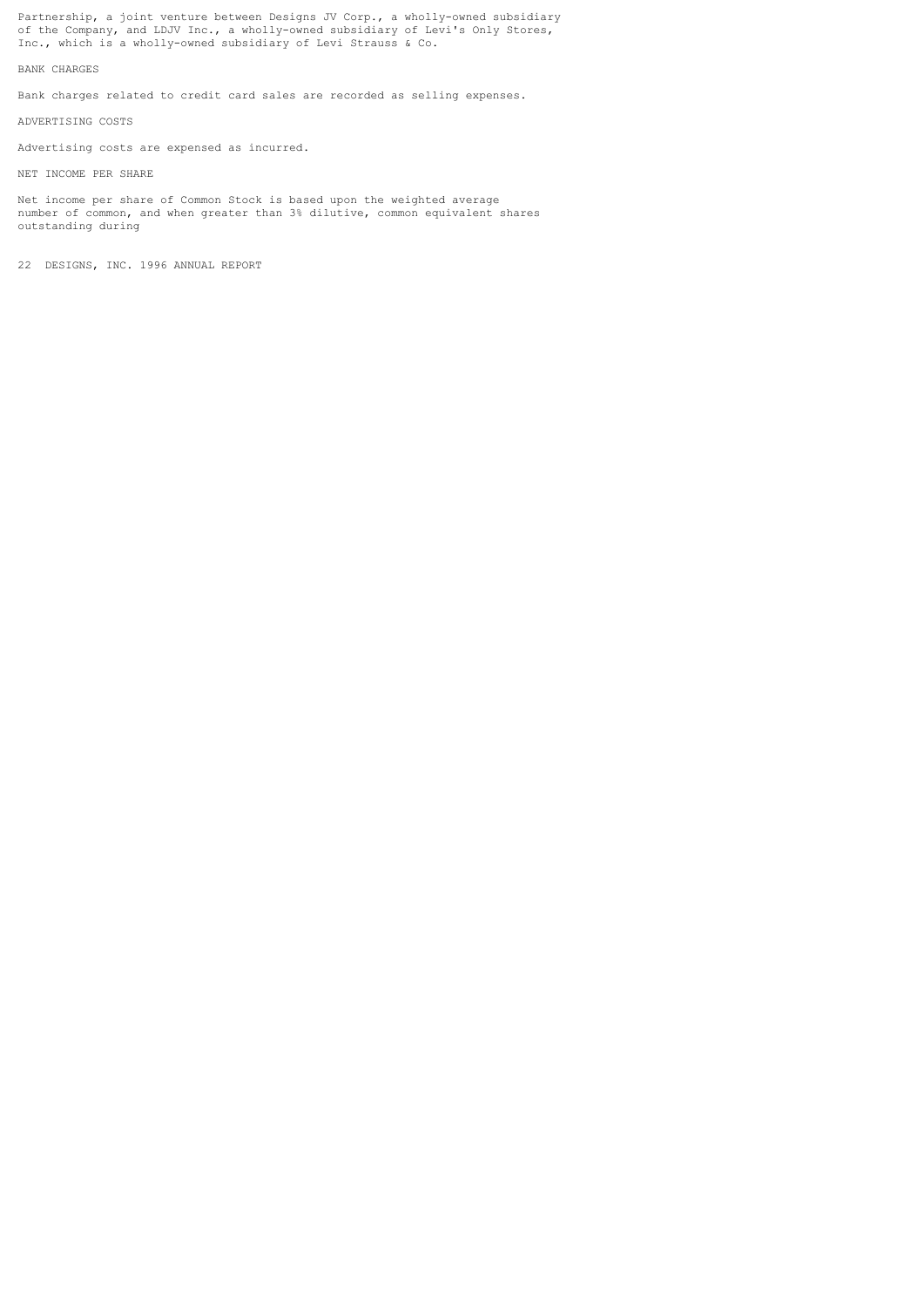Partnership, a joint venture between Designs JV Corp., a wholly-owned subsidiary of the Company, and LDJV Inc., a wholly-owned subsidiary of Levi's Only Stores, Inc., which is a wholly-owned subsidiary of Levi Strauss & Co.

### BANK CHARGES

Bank charges related to credit card sales are recorded as selling expenses.

### ADVERTISING COSTS

Advertising costs are expensed as incurred.

### NET INCOME PER SHARE

Net income per share of Common Stock is based upon the weighted average number of common, and when greater than 3% dilutive, common equivalent shares outstanding during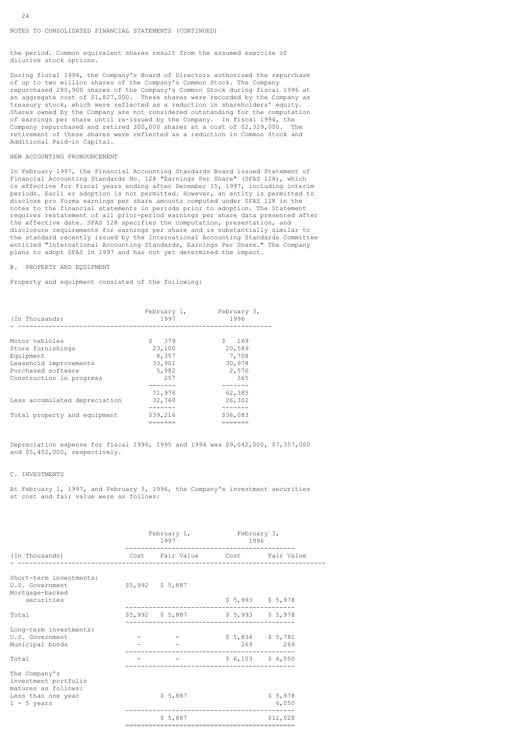NOTES TO CONSOLIDATED FINANCIAL STATEMENTS (CONTINUED)

the period. Common equivalent shares result from the assumed exercise of dilutive stock options.

During fiscal 1994, the Company's Board of Directors authorized the repurchase of up to two million shares of the Company's Common Stock. The Company repurchased 280,900 shares of the Company's Common Stock during fiscal 1996 at an aggregate cost of $1,827,000. These shares were recorded by the Company as treasury stock, which were reflected as a reduction in shareholders' equity. Shares owned by the Company are not considered outstanding for the computation of earnings per share until re-issued by the Company. In fiscal 1994, the Company repurchased and retired 300,000 shares at a cost of $2,329,000. The retirement of these shares were reflected as a reduction in Common Stock and Additional Paid-in Capital.

NEW ACCOUNTING PRONOUNCEMENT

In February 1997, the Financial Accounting Standards Board issued Statement of Financial Accounting Standards No. 128 "Earnings Per Share" (SFAS 128), which is effective for fiscal years ending after December 15, 1997, including interim periods. Earli er adoption is not permitted. However, an entity is permitted to disclose pro forma earnings per share amounts computed under SFAS 128 in the notes to the financial statements in periods prior to adoption. The Statement requires restatement of all prior-period earnings per share data presented after the effective date. SFAS 128 specifies the computation, presentation, and disclosure requirements for earnings per share and is substantially similar to the standard recently issued by the International Accounting Standards Committee entitled "International Accounting Standards, Earnings Per Share." The Company plans to adopt SFAS in 1997 and has not yet determined the impact.

B. PROPERTY AND EQUIPMENT

Property and equipment consisted of the following:

| (In Thousands) | February 1, 1997 | February 3, 1996 |
|---|---|---|
| Motor vehicles | $ 379 | $ 169 |
| Store furnishings | 23,100 | 20,589 |
| Equipment | 8,357 | 7,708 |
| Leasehold improvements | 33,901 | 30,978 |
| Purchased software | 5,982 | 2,576 |
| Construction in progress | 257 | 365 |
| | 71,976 | 62,385 |
| Less accumulated depreciation | 32,760 | 26,302 |
| Total property and equipment | $39,216 | $36,083 |

Depreciation expense for fiscal 1996, 1995 and 1994 was $9,042,000, $7,357,000 and $5,452,000, respectively.

C. INVESTMENTS

At February 1, 1997, and February 3, 1996, the Company's investment securities at cost and fair value were as follows:

| | February 1, 1997 | | February 3, 1996 | |
|---|---|---|---|---|
| (In Thousands) | Cost | Fair Value | Cost | Fair Value |
| Short-term investments: | | | | |
| U.S. Government | $5,992 | $ 5,887 | | |
| Mortgage-backed securities | | | $ 5,993 | $ 5,978 |
| Total | $5,992 | $ 5,887 | $ 5,993 | $ 5,978 |
| Long-term investments: | | | | |
| U.S. Government | - | - | $ 5,834 | $ 5,781 |
| Municipal bonds | - | - | 269 | 269 |
| Total | - | - | $ 6,103 | $ 6,050 |
| The Company's investment portfolio matures as follows: | | | | |
| Less than one year | | $ 5,887 | | $ 5,978 |
| 1 - 5 years | | | | 6,050 |
| | | $ 5,887 | | $12,028 |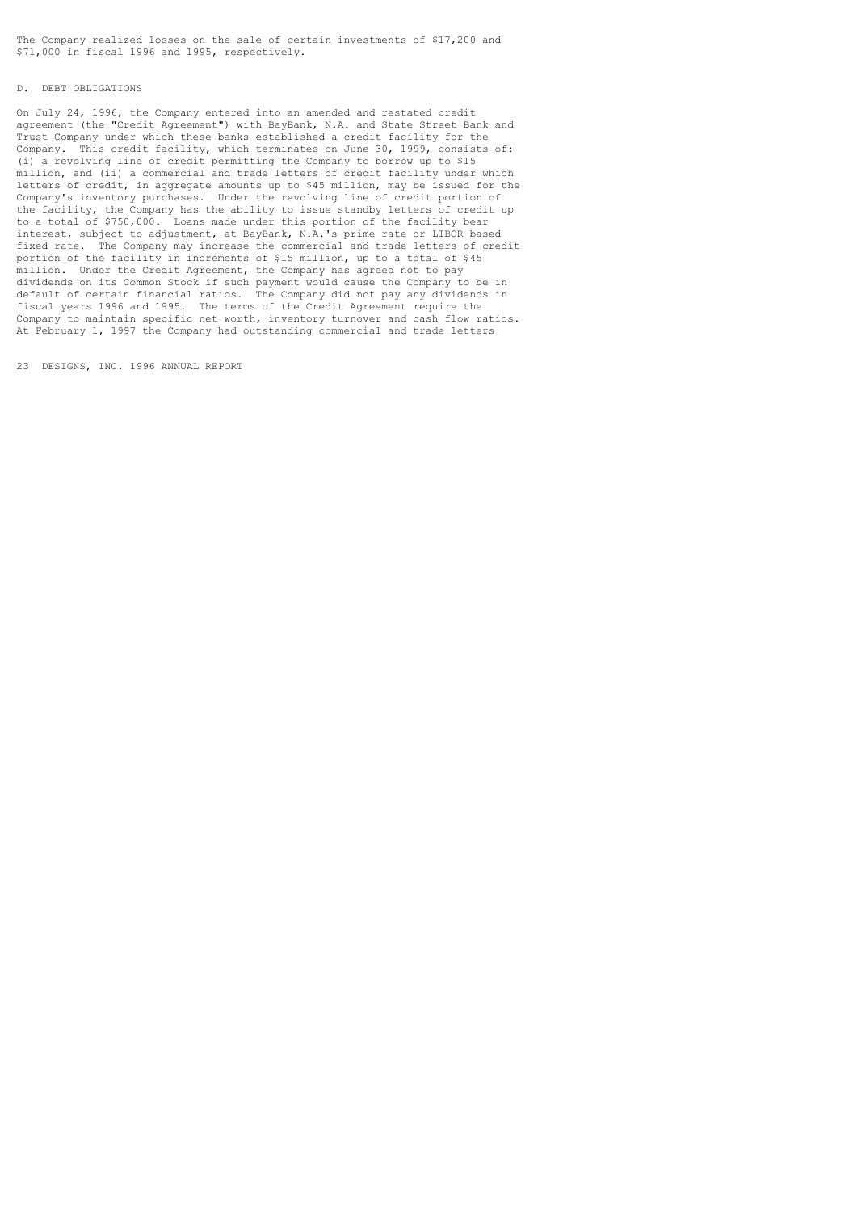The Company realized losses on the sale of certain investments of $17,200 and $71,000 in fiscal 1996 and 1995, respectively.

## D. DEBT OBLIGATIONS

On July 24, 1996, the Company entered into an amended and restated credit agreement (the "Credit Agreement") with BayBank, N.A. and State Street Bank and Trust Company under which these banks established a credit facility for the Company. This credit facility, which terminates on June 30, 1999, consists of: (i) a revolving line of credit permitting the Company to borrow up to $15 million, and (ii) a commercial and trade letters of credit facility under which letters of credit, in aggregate amounts up to $45 million, may be issued for the Company's inventory purchases. Under the revolving line of credit portion of the facility, the Company has the ability to issue standby letters of credit up to a total of $750,000. Loans made under this portion of the facility bear interest, subject to adjustment, at BayBank, N.A.'s prime rate or LIBOR-based fixed rate. The Company may increase the commercial and trade letters of credit portion of the facility in increments of $15 million, up to a total of $45 million. Under the Credit Agreement, the Company has agreed not to pay dividends on its Common Stock if such payment would cause the Company to be in default of certain financial ratios. The Company did not pay any dividends in fiscal years 1996 and 1995. The terms of the Credit Agreement require the Company to maintain specific net worth, inventory turnover and cash flow ratios. At February 1, 1997 the Company had outstanding commercial and trade letters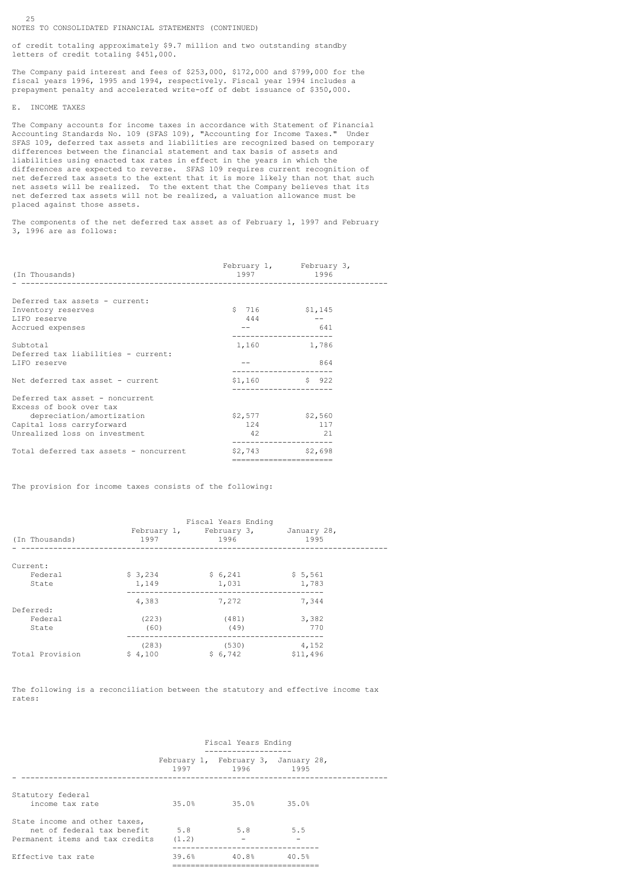NOTES TO CONSOLIDATED FINANCIAL STATEMENTS (CONTINUED)

of credit totaling approximately $9.7 million and two outstanding standby letters of credit totaling $451,000.

The Company paid interest and fees of $253,000, $172,000 and $799,000 for the fiscal years 1996, 1995 and 1994, respectively. Fiscal year 1994 includes a prepayment penalty and accelerated write-off of debt issuance of $350,000.

## E. INCOME TAXES

The Company accounts for income taxes in accordance with Statement of Financial Accounting Standards No. 109 (SFAS 109), "Accounting for Income Taxes." Under SFAS 109, deferred tax assets and liabilities are recognized based on temporary differences between the financial statement and tax basis of assets and liabilities using enacted tax rates in effect in the years in which the differences are expected to reverse. SFAS 109 requires current recognition of net deferred tax assets to the extent that it is more likely than not that such net assets will be realized. To the extent that the Company believes that its net deferred tax assets will not be realized, a valuation allowance must be placed against those assets.

The components of the net deferred tax asset as of February 1, 1997 and February 3, 1996 are as follows:

| (In Thousands) | February 1, 1997 | February 3, 1996 |
|---|---|---|
| Deferred tax assets - current: | | |
| Inventory reserves | $ 716 | $1,145 |
| LIFO reserve | 444 | -- |
| Accrued expenses | -- | 641 |
| Subtotal | 1,160 | 1,786 |
| Deferred tax liabilities - current: | | |
| LIFO reserve | -- | 864 |
| Net deferred tax asset - current | $1,160 | $ 922 |
| Deferred tax asset - noncurrent | | |
| Excess of book over tax depreciation/amortization | $2,577 | $2,560 |
| Capital loss carryforward | 124 | 117 |
| Unrealized loss on investment | 42 | 21 |
| Total deferred tax assets - noncurrent | $2,743 | $2,698 |

The provision for income taxes consists of the following:

| | Fiscal Years Ending | | |
|---|---|---|---|
| (In Thousands) | February 1, 1997 | February 3, 1996 | January 28, 1995 |
| Current: | | | |
| Federal | $ 3,234 | $ 6,241 | $ 5,561 |
| State | 1,149 | 1,031 | 1,783 |
| | 4,383 | 7,272 | 7,344 |
| Deferred: | | | |
| Federal | (223) | (481) | 3,382 |
| State | (60) | (49) | 770 |
| | (283) | (530) | 4,152 |
| Total Provision | $ 4,100 | $ 6,742 | $11,496 |

The following is a reconciliation between the statutory and effective income tax rates:

| | Fiscal Years Ending | | |
|---|---|---|---|
| | February 1, 1997 | February 3, 1996 | January 28, 1995 |
| Statutory federal income tax rate | 35.0% | 35.0% | 35.0% |
| State income and other taxes, net of federal tax benefit | 5.8 | 5.8 | 5.5 |
| Permanent items and tax credits | (1.2) | - | - |
| Effective tax rate | 39.6% | 40.8% | 40.5% |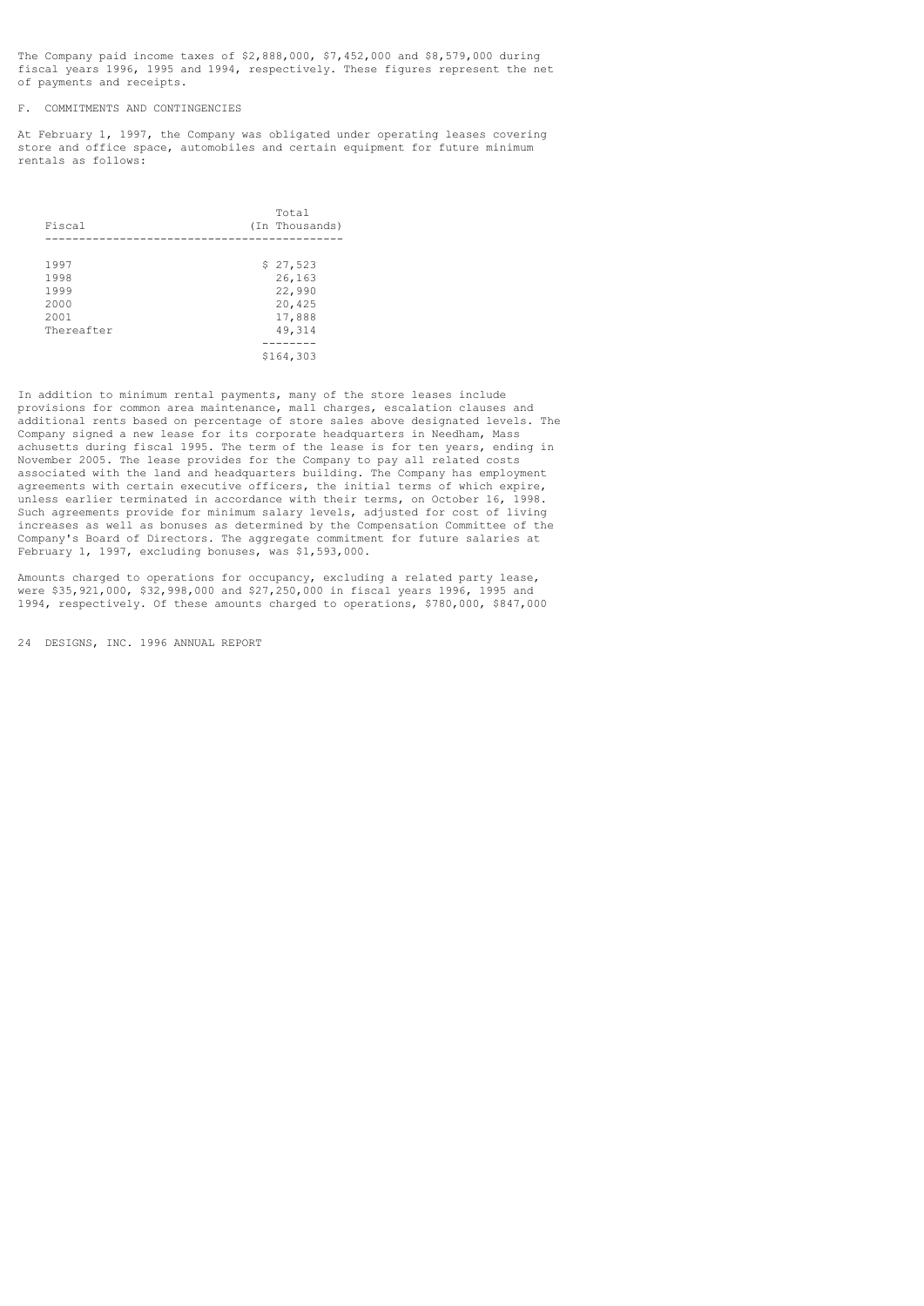The Company paid income taxes of $2,888,000, $7,452,000 and $8,579,000 during fiscal years 1996, 1995 and 1994, respectively. These figures represent the net of payments and receipts.

## F. COMMITMENTS AND CONTINGENCIES

At February 1, 1997, the Company was obligated under operating leases covering store and office space, automobiles and certain equipment for future minimum rentals as follows:

| Fiscal | Total (In Thousands) |
|---|---|
| 1997 | $ 27,523 |
| 1998 | 26,163 |
| 1999 | 22,990 |
| 2000 | 20,425 |
| 2001 | 17,888 |
| Thereafter | 49,314 |
| | $164,303 |

In addition to minimum rental payments, many of the store leases include provisions for common area maintenance, mall charges, escalation clauses and additional rents based on percentage of store sales above designated levels. The Company signed a new lease for its corporate headquarters in Needham, Massachusetts during fiscal 1995. The term of the lease is for ten years, ending in November 2005. The lease provides for the Company to pay all related costs associated with the land and headquarters building. The Company has employment agreements with certain executive officers, the initial terms of which expire, unless earlier terminated in accordance with their terms, on October 16, 1998. Such agreements provide for minimum salary levels, adjusted for cost of living increases as well as bonuses as determined by the Compensation Committee of the Company's Board of Directors. The aggregate commitment for future salaries at February 1, 1997, excluding bonuses, was $1,593,000.

Amounts charged to operations for occupancy, excluding a related party lease, were $35,921,000, $32,998,000 and $27,250,000 in fiscal years 1996, 1995 and 1994, respectively. Of these amounts charged to operations, $780,000, $847,000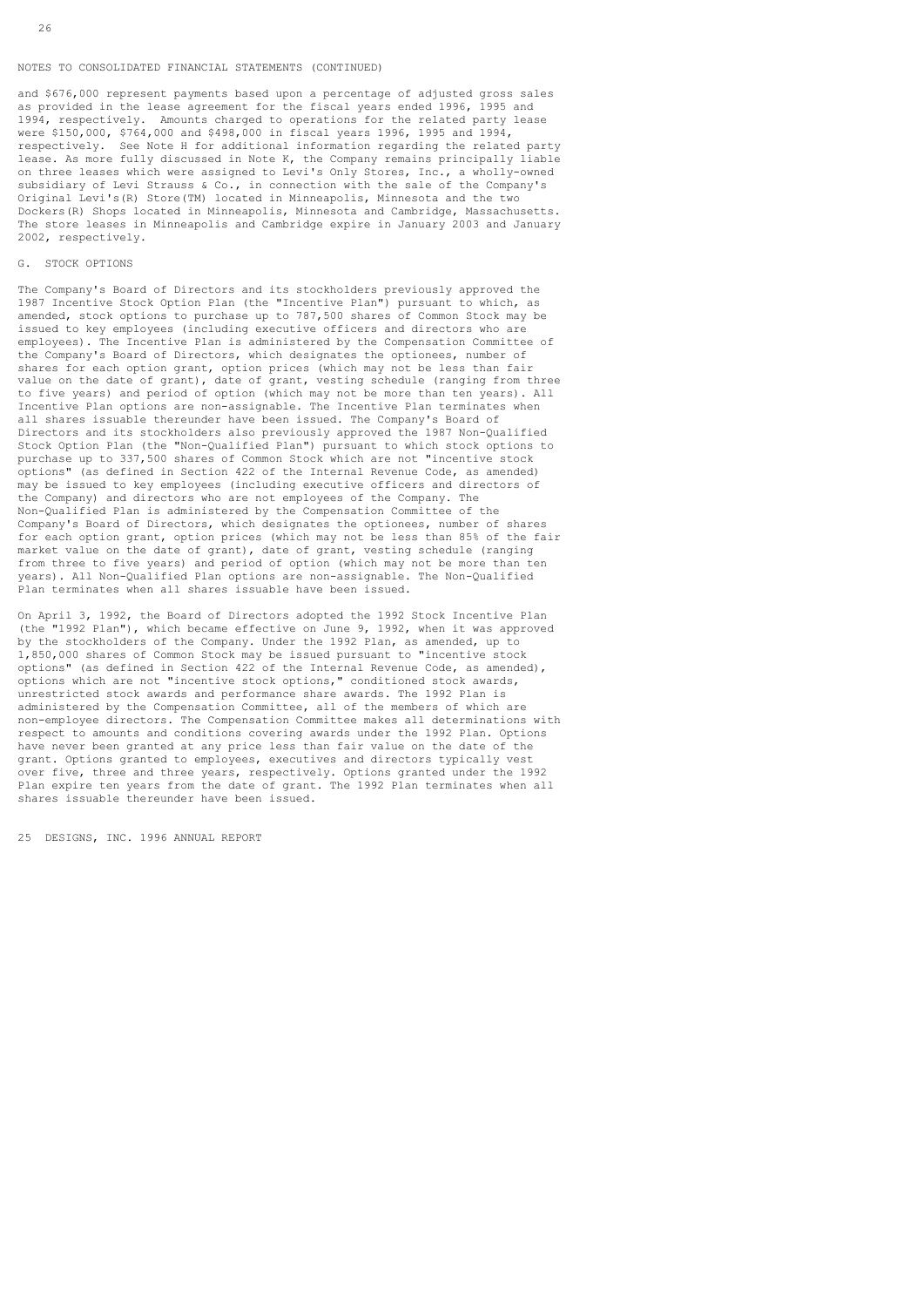NOTES TO CONSOLIDATED FINANCIAL STATEMENTS (CONTINUED)

and $676,000 represent payments based upon a percentage of adjusted gross sales as provided in the lease agreement for the fiscal years ended 1996, 1995 and 1994, respectively. Amounts charged to operations for the related party lease were $150,000, $764,000 and $498,000 in fiscal years 1996, 1995 and 1994, respectively. See Note H for additional information regarding the related party lease. As more fully discussed in Note K, the Company remains principally liable on three leases which were assigned to Levi's Only Stores, Inc., a wholly-owned subsidiary of Levi Strauss & Co., in connection with the sale of the Company's Original Levi's(R) Store(TM) located in Minneapolis, Minnesota and the two Dockers(R) Shops located in Minneapolis, Minnesota and Cambridge, Massachusetts. The store leases in Minneapolis and Cambridge expire in January 2003 and January 2002, respectively.

## G. STOCK OPTIONS

The Company's Board of Directors and its stockholders previously approved the 1987 Incentive Stock Option Plan (the "Incentive Plan") pursuant to which, as amended, stock options to purchase up to 787,500 shares of Common Stock may be issued to key employees (including executive officers and directors who are employees). The Incentive Plan is administered by the Compensation Committee of the Company's Board of Directors, which designates the optionees, number of shares for each option grant, option prices (which may not be less than fair value on the date of grant), date of grant, vesting schedule (ranging from three to five years) and period of option (which may not be more than ten years). All Incentive Plan options are non-assignable. The Incentive Plan terminates when all shares issuable thereunder have been issued. The Company's Board of Directors and its stockholders also previously approved the 1987 Non-Qualified Stock Option Plan (the "Non-Qualified Plan") pursuant to which stock options to purchase up to 337,500 shares of Common Stock which are not "incentive stock options" (as defined in Section 422 of the Internal Revenue Code, as amended) may be issued to key employees (including executive officers and directors of the Company) and directors who are not employees of the Company. The Non-Qualified Plan is administered by the Compensation Committee of the Company's Board of Directors, which designates the optionees, number of shares for each option grant, option prices (which may not be less than 85% of the fair market value on the date of grant), date of grant, vesting schedule (ranging from three to five years) and period of option (which may not be more than ten years). All Non-Qualified Plan options are non-assignable. The Non-Qualified Plan terminates when all shares issuable have been issued.

On April 3, 1992, the Board of Directors adopted the 1992 Stock Incentive Plan (the "1992 Plan"), which became effective on June 9, 1992, when it was approved by the stockholders of the Company. Under the 1992 Plan, as amended, up to 1,850,000 shares of Common Stock may be issued pursuant to "incentive stock options" (as defined in Section 422 of the Internal Revenue Code, as amended), options which are not "incentive stock options," conditioned stock awards, unrestricted stock awards and performance share awards. The 1992 Plan is administered by the Compensation Committee, all of the members of which are non-employee directors. The Compensation Committee makes all determinations with respect to amounts and conditions covering awards under the 1992 Plan. Options have never been granted at any price less than fair value on the date of the grant. Options granted to employees, executives and directors typically vest over five, three and three years, respectively. Options granted under the 1992 Plan expire ten years from the date of grant. The 1992 Plan terminates when all shares issuable thereunder have been issued.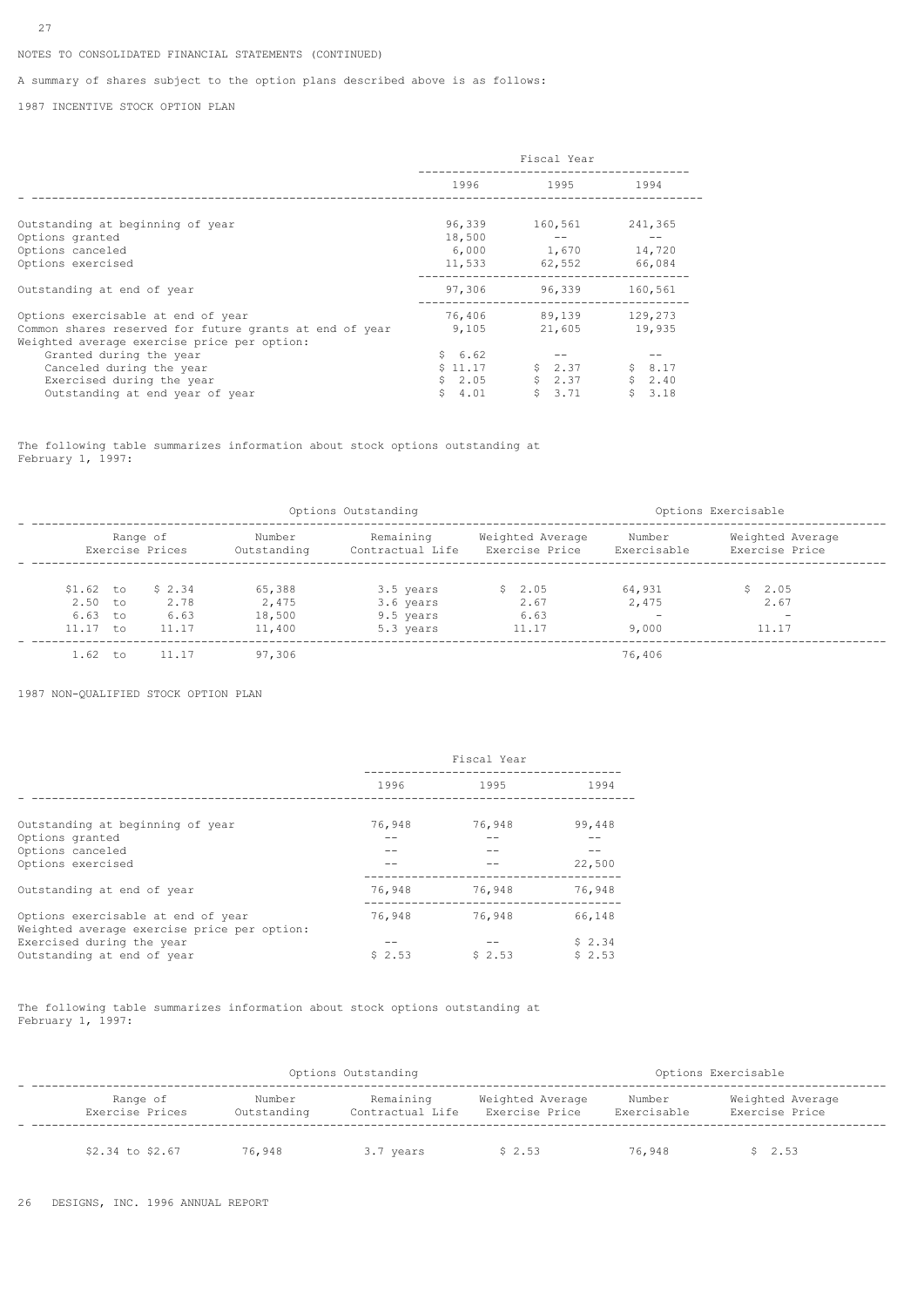NOTES TO CONSOLIDATED FINANCIAL STATEMENTS (CONTINUED)

A summary of shares subject to the option plans described above is as follows:

1987 INCENTIVE STOCK OPTION PLAN

| | Fiscal Year | | |
|---|---|---|---|
| | 1996 | 1995 | 1994 |
| Outstanding at beginning of year | 96,339 | 160,561 | 241,365 |
| Options granted | 18,500 | -- | -- |
| Options canceled | 6,000 | 1,670 | 14,720 |
| Options exercised | 11,533 | 62,552 | 66,084 |
| Outstanding at end of year | 97,306 | 96,339 | 160,561 |
| Options exercisable at end of year | 76,406 | 89,139 | 129,273 |
| Common shares reserved for future grants at end of year | 9,105 | 21,605 | 19,935 |
| Weighted average exercise price per option: | | | |
| Granted during the year | $ 6.62 | -- | -- |
| Canceled during the year | $ 11.17 | $ 2.37 | $ 8.17 |
| Exercised during the year | $ 2.05 | $ 2.37 | $ 2.40 |
| Outstanding at end year of year | $ 4.01 | $ 3.71 | $ 3.18 |

The following table summarizes information about stock options outstanding at February 1, 1997:

| Options Outstanding | | | | Options Exercisable | |
|---|---|---|---|---|---|
| Range of Exercise Prices | Number Outstanding | Remaining Contractual Life | Weighted Average Exercise Price | Number Exercisable | Weighted Average Exercise Price |
| $1.62 to $ 2.34 | 65,388 | 3.5 years | $ 2.05 | 64,931 | $ 2.05 |
| 2.50 to 2.78 | 2,475 | 3.6 years | 2.67 | 2,475 | 2.67 |
| 6.63 to 6.63 | 18,500 | 9.5 years | 6.63 | - | - |
| 11.17 to 11.17 | 11,400 | 5.3 years | 11.17 | 9,000 | 11.17 |
| 1.62 to 11.17 | 97,306 | | | 76,406 | |

1987 NON-QUALIFIED STOCK OPTION PLAN

| | Fiscal Year | | |
|---|---|---|---|
| | 1996 | 1995 | 1994 |
| Outstanding at beginning of year | 76,948 | 76,948 | 99,448 |
| Options granted | -- | -- | -- |
| Options canceled | -- | -- | -- |
| Options exercised | -- | -- | 22,500 |
| Outstanding at end of year | 76,948 | 76,948 | 76,948 |
| Options exercisable at end of year | 76,948 | 76,948 | 66,148 |
| Weighted average exercise price per option: | | | |
| Exercised during the year | -- | -- | $ 2.34 |
| Outstanding at end of year | $ 2.53 | $ 2.53 | $ 2.53 |

The following table summarizes information about stock options outstanding at February 1, 1997:

| Options Outstanding | | | | Options Exercisable | |
|---|---|---|---|---|---|
| Range of Exercise Prices | Number Outstanding | Remaining Contractual Life | Weighted Average Exercise Price | Number Exercisable | Weighted Average Exercise Price |
| $2.34 to $2.67 | 76,948 | 3.7 years | $ 2.53 | 76,948 | $ 2.53 |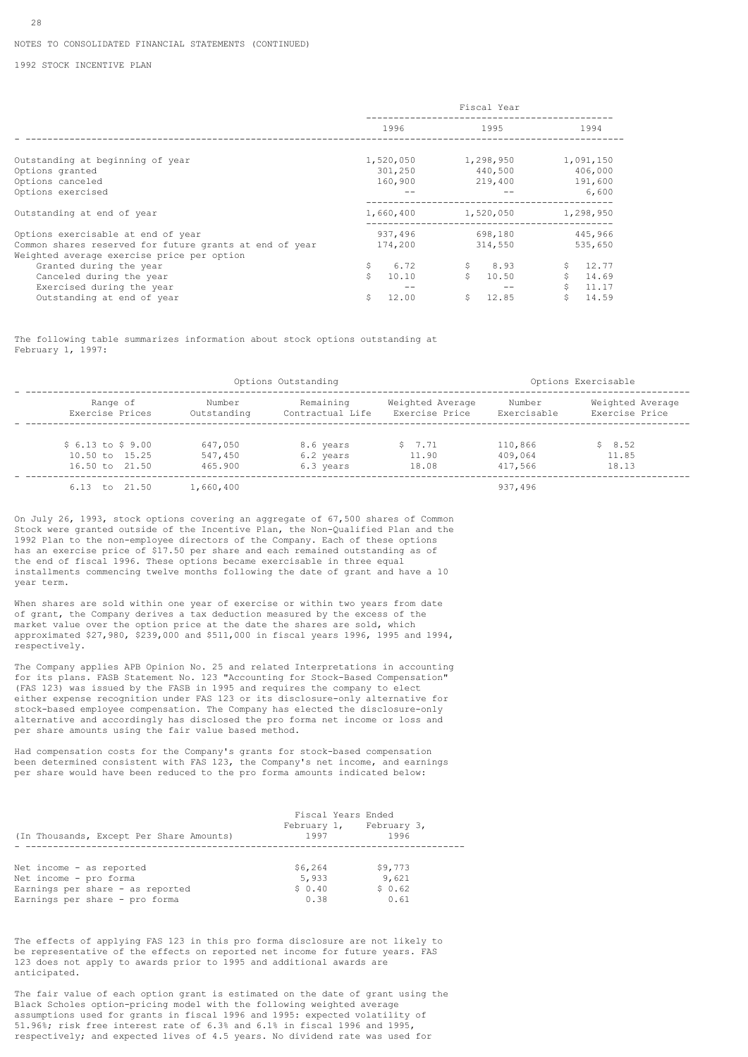NOTES TO CONSOLIDATED FINANCIAL STATEMENTS (CONTINUED)

1992 STOCK INCENTIVE PLAN

| | Fiscal Year | | |
|---|---|---|---|
| | 1996 | 1995 | 1994 |
| Outstanding at beginning of year | 1,520,050 | 1,298,950 | 1,091,150 |
| Options granted | 301,250 | 440,500 | 406,000 |
| Options canceled | 160,900 | 219,400 | 191,600 |
| Options exercised | -- | -- | 6,600 |
| Outstanding at end of year | 1,660,400 | 1,520,050 | 1,298,950 |
| Options exercisable at end of year | 937,496 | 698,180 | 445,966 |
| Common shares reserved for future grants at end of year | 174,200 | 314,550 | 535,650 |
| Weighted average exercise price per option | | | |
| Granted during the year | $ 6.72 | $ 8.93 | $ 12.77 |
| Canceled during the year | $ 10.10 | $ 10.50 | $ 14.69 |
| Exercised during the year | -- | -- | $ 11.17 |
| Outstanding at end of year | $ 12.00 | $ 12.85 | $ 14.59 |

The following table summarizes information about stock options outstanding at February 1, 1997:

| | Options Outstanding | | | Options Exercisable | |
|---|---|---|---|---|---|
| Range of Exercise Prices | Number Outstanding | Remaining Contractual Life | Weighted Average Exercise Price | Number Exercisable | Weighted Average Exercise Price |
| $ 6.13 to $ 9.00 | 647,050 | 8.6 years | $ 7.71 | 110,866 | $ 8.52 |
| 10.50 to 15.25 | 547,450 | 6.2 years | 11.90 | 409,064 | 11.85 |
| 16.50 to 21.50 | 465.900 | 6.3 years | 18.08 | 417,566 | 18.13 |
| 6.13 to 21.50 | 1,660,400 | | | 937,496 | |

On July 26, 1993, stock options covering an aggregate of 67,500 shares of Common Stock were granted outside of the Incentive Plan, the Non-Qualified Plan and the 1992 Plan to the non-employee directors of the Company. Each of these options has an exercise price of $17.50 per share and each remained outstanding as of the end of fiscal 1996. These options became exercisable in three equal installments commencing twelve months following the date of grant and have a 10 year term.

When shares are sold within one year of exercise or within two years from date of grant, the Company derives a tax deduction measured by the excess of the market value over the option price at the date the shares are sold, which approximated $27,980, $239,000 and $511,000 in fiscal years 1996, 1995 and 1994, respectively.

The Company applies APB Opinion No. 25 and related Interpretations in accounting for its plans. FASB Statement No. 123 "Accounting for Stock-Based Compensation" (FAS 123) was issued by the FASB in 1995 and requires the company to elect either expense recognition under FAS 123 or its disclosure-only alternative for stock-based employee compensation. The Company has elected the disclosure-only alternative and accordingly has disclosed the pro forma net income or loss and per share amounts using the fair value based method.

Had compensation costs for the Company's grants for stock-based compensation been determined consistent with FAS 123, the Company's net income, and earnings per share would have been reduced to the pro forma amounts indicated below:

| | Fiscal Years Ended | |
|---|---|---|
| (In Thousands, Except Per Share Amounts) | February 1, 1997 | February 3, 1996 |
| Net income - as reported | $6,264 | $9,773 |
| Net income - pro forma | 5,933 | 9,621 |
| Earnings per share - as reported | $ 0.40 | $ 0.62 |
| Earnings per share - pro forma | 0.38 | 0.61 |

The effects of applying FAS 123 in this pro forma disclosure are not likely to be representative of the effects on reported net income for future years. FAS 123 does not apply to awards prior to 1995 and additional awards are anticipated.

The fair value of each option grant is estimated on the date of grant using the Black Scholes option-pricing model with the following weighted average assumptions used for grants in fiscal 1996 and 1995: expected volatility of 51.96%; risk free interest rate of 6.3% and 6.1% in fiscal 1996 and 1995, respectively; and expected lives of 4.5 years. No dividend rate was used for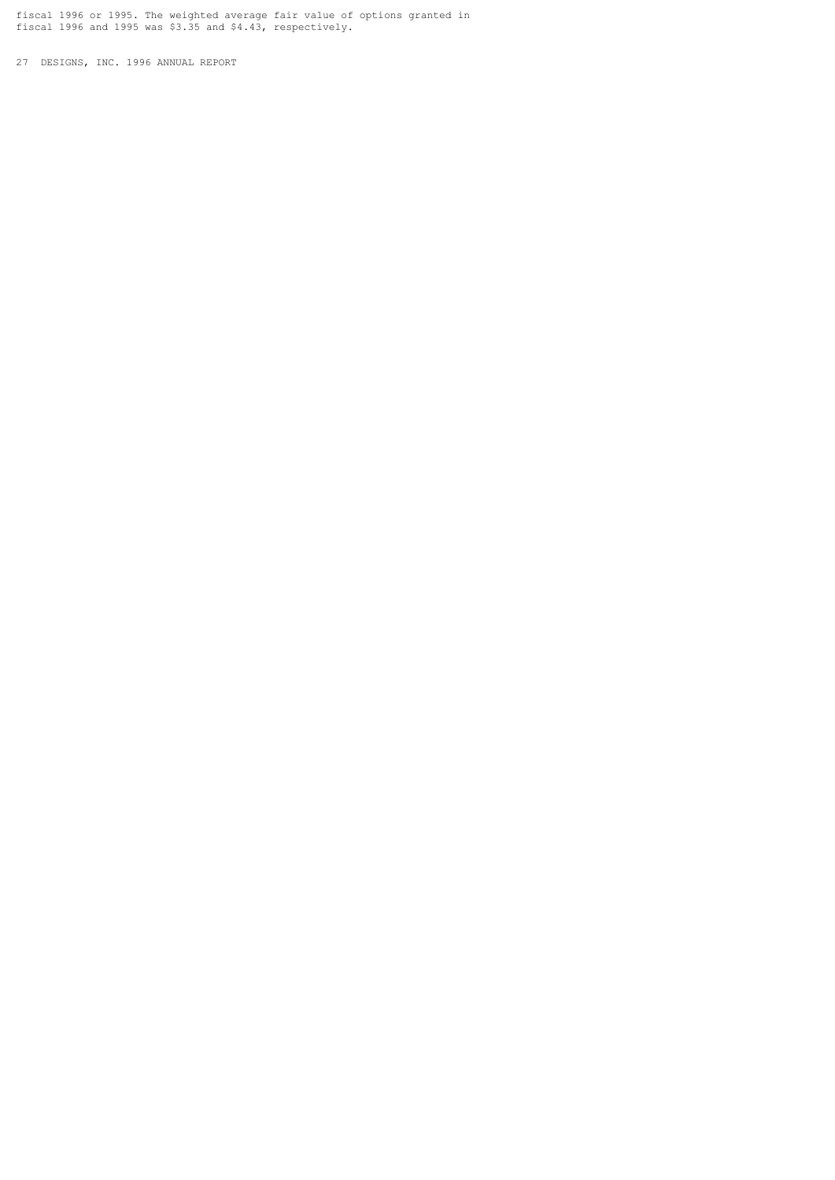fiscal 1996 or 1995. The weighted average fair value of options granted in fiscal 1996 and 1995 was $3.35 and $4.43, respectively.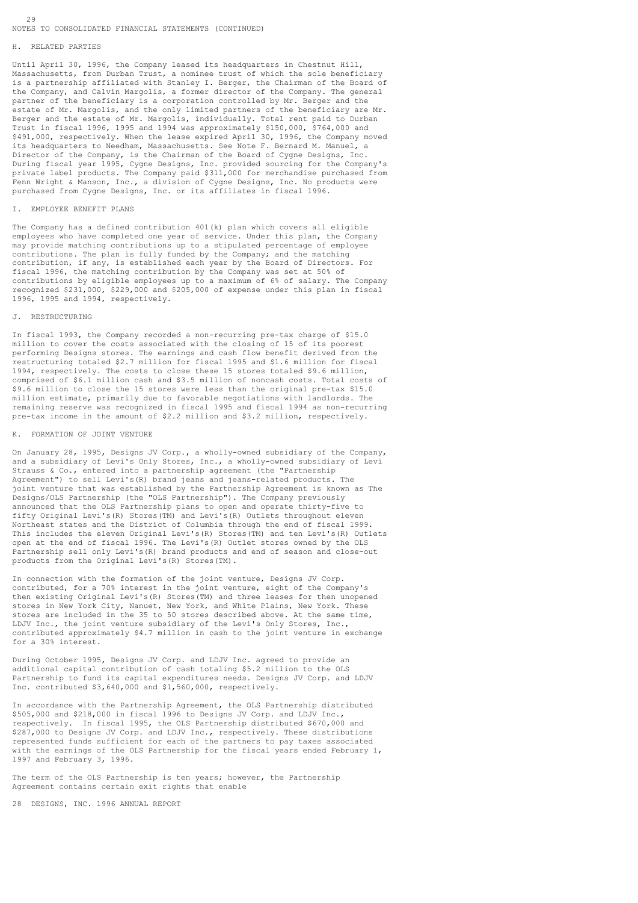NOTES TO CONSOLIDATED FINANCIAL STATEMENTS (CONTINUED)

## H. RELATED PARTIES

Until April 30, 1996, the Company leased its headquarters in Chestnut Hill, Massachusetts, from Durban Trust, a nominee trust of which the sole beneficiary is a partnership affiliated with Stanley I. Berger, the Chairman of the Board of the Company, and Calvin Margolis, a former director of the Company. The general partner of the beneficiary is a corporation controlled by Mr. Berger and the estate of Mr. Margolis, and the only limited partners of the beneficiary are Mr. Berger and the estate of Mr. Margolis, individually. Total rent paid to Durban Trust in fiscal 1996, 1995 and 1994 was approximately $150,000, $764,000 and $491,000, respectively. When the lease expired April 30, 1996, the Company moved its headquarters to Needham, Massachusetts. See Note F. Bernard M. Manuel, a Director of the Company, is the Chairman of the Board of Cygne Designs, Inc. During fiscal year 1995, Cygne Designs, Inc. provided sourcing for the Company's private label products. The Company paid $311,000 for merchandise purchased from Fenn Wright & Manson, Inc., a division of Cygne Designs, Inc. No products were purchased from Cygne Designs, Inc. or its affiliates in fiscal 1996.

## I. EMPLOYEE BENEFIT PLANS

The Company has a defined contribution 401(k) plan which covers all eligible employees who have completed one year of service. Under this plan, the Company may provide matching contributions up to a stipulated percentage of employee contributions. The plan is fully funded by the Company; and the matching contribution, if any, is established each year by the Board of Directors. For fiscal 1996, the matching contribution by the Company was set at 50% of contributions by eligible employees up to a maximum of 6% of salary. The Company recognized $231,000, $229,000 and $205,000 of expense under this plan in fiscal 1996, 1995 and 1994, respectively.

## J. RESTRUCTURING

In fiscal 1993, the Company recorded a non-recurring pre-tax charge of $15.0 million to cover the costs associated with the closing of 15 of its poorest performing Designs stores. The earnings and cash flow benefit derived from the restructuring totaled $2.7 million for fiscal 1995 and $1.6 million for fiscal 1994, respectively. The costs to close these 15 stores totaled $9.6 million, comprised of $6.1 million cash and $3.5 million of noncash costs. Total costs of $9.6 million to close the 15 stores were less than the original pre-tax $15.0 million estimate, primarily due to favorable negotiations with landlords. The remaining reserve was recognized in fiscal 1995 and fiscal 1994 as non-recurring pre-tax income in the amount of $2.2 million and $3.2 million, respectively.

## K. FORMATION OF JOINT VENTURE

On January 28, 1995, Designs JV Corp., a wholly-owned subsidiary of the Company, and a subsidiary of Levi's Only Stores, Inc., a wholly-owned subsidiary of Levi Strauss & Co., entered into a partnership agreement (the "Partnership Agreement") to sell Levi's(R) brand jeans and jeans-related products. The joint venture that was established by the Partnership Agreement is known as The Designs/OLS Partnership (the "OLS Partnership"). The Company previously announced that the OLS Partnership plans to open and operate thirty-five to fifty Original Levi's(R) Stores(TM) and Levi's(R) Outlets throughout eleven Northeast states and the District of Columbia through the end of fiscal 1999. This includes the eleven Original Levi's(R) Stores(TM) and ten Levi's(R) Outlets open at the end of fiscal 1996. The Levi's(R) Outlet stores owned by the OLS Partnership sell only Levi's(R) brand products and end of season and close-out products from the Original Levi's(R) Stores(TM).

In connection with the formation of the joint venture, Designs JV Corp. contributed, for a 70% interest in the joint venture, eight of the Company's then existing Original Levi's(R) Stores(TM) and three leases for then unopened stores in New York City, Nanuet, New York, and White Plains, New York. These stores are included in the 35 to 50 stores described above. At the same time, LDJV Inc., the joint venture subsidiary of the Levi's Only Stores, Inc., contributed approximately $4.7 million in cash to the joint venture in exchange for a 30% interest.

During October 1995, Designs JV Corp. and LDJV Inc. agreed to provide an additional capital contribution of cash totaling $5.2 million to the OLS Partnership to fund its capital expenditures needs. Designs JV Corp. and LDJV Inc. contributed $3,640,000 and $1,560,000, respectively.

In accordance with the Partnership Agreement, the OLS Partnership distributed $505,000 and $218,000 in fiscal 1996 to Designs JV Corp. and LDJV Inc., respectively. In fiscal 1995, the OLS Partnership distributed $670,000 and $287,000 to Designs JV Corp. and LDJV Inc., respectively. These distributions represented funds sufficient for each of the partners to pay taxes associated with the earnings of the OLS Partnership for the fiscal years ended February 1, 1997 and February 3, 1996.

The term of the OLS Partnership is ten years; however, the Partnership Agreement contains certain exit rights that enable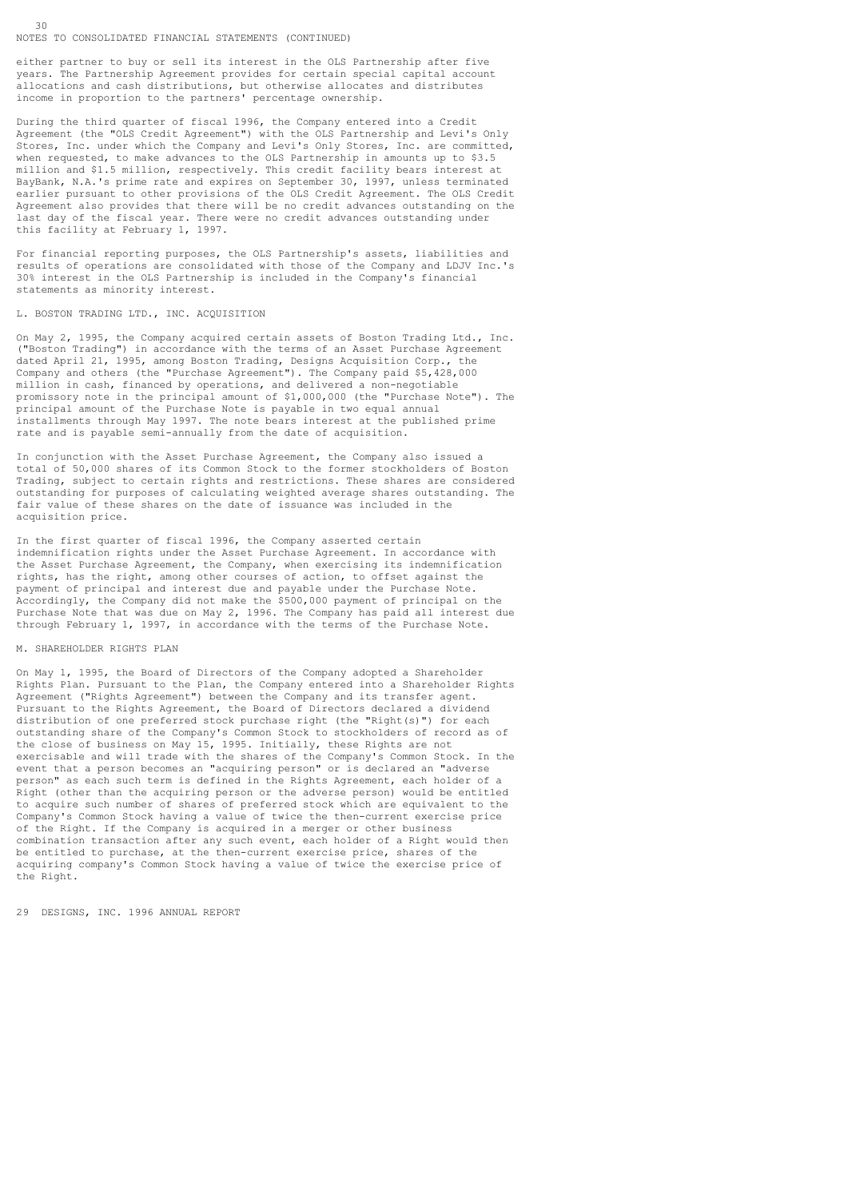NOTES TO CONSOLIDATED FINANCIAL STATEMENTS (CONTINUED)

either partner to buy or sell its interest in the OLS Partnership after five years. The Partnership Agreement provides for certain special capital account allocations and cash distributions, but otherwise allocates and distributes income in proportion to the partners' percentage ownership.

During the third quarter of fiscal 1996, the Company entered into a Credit Agreement (the "OLS Credit Agreement") with the OLS Partnership and Levi's Only Stores, Inc. under which the Company and Levi's Only Stores, Inc. are committed, when requested, to make advances to the OLS Partnership in amounts up to $3.5 million and $1.5 million, respectively. This credit facility bears interest at BayBank, N.A.'s prime rate and expires on September 30, 1997, unless terminated earlier pursuant to other provisions of the OLS Credit Agreement. The OLS Credit Agreement also provides that there will be no credit advances outstanding on the last day of the fiscal year. There were no credit advances outstanding under this facility at February 1, 1997.

For financial reporting purposes, the OLS Partnership's assets, liabilities and results of operations are consolidated with those of the Company and LDJV Inc.'s 30% interest in the OLS Partnership is included in the Company's financial statements as minority interest.

## L. BOSTON TRADING LTD., INC. ACQUISITION

On May 2, 1995, the Company acquired certain assets of Boston Trading Ltd., Inc. ("Boston Trading") in accordance with the terms of an Asset Purchase Agreement dated April 21, 1995, among Boston Trading, Designs Acquisition Corp., the Company and others (the "Purchase Agreement"). The Company paid $5,428,000 million in cash, financed by operations, and delivered a non-negotiable promissory note in the principal amount of $1,000,000 (the "Purchase Note"). The principal amount of the Purchase Note is payable in two equal annual installments through May 1997. The note bears interest at the published prime rate and is payable semi-annually from the date of acquisition.

In conjunction with the Asset Purchase Agreement, the Company also issued a total of 50,000 shares of its Common Stock to the former stockholders of Boston Trading, subject to certain rights and restrictions. These shares are considered outstanding for purposes of calculating weighted average shares outstanding. The fair value of these shares on the date of issuance was included in the acquisition price.

In the first quarter of fiscal 1996, the Company asserted certain indemnification rights under the Asset Purchase Agreement. In accordance with the Asset Purchase Agreement, the Company, when exercising its indemnification rights, has the right, among other courses of action, to offset against the payment of principal and interest due and payable under the Purchase Note. Accordingly, the Company did not make the $500,000 payment of principal on the Purchase Note that was due on May 2, 1996. The Company has paid all interest due through February 1, 1997, in accordance with the terms of the Purchase Note.

## M. SHAREHOLDER RIGHTS PLAN

On May 1, 1995, the Board of Directors of the Company adopted a Shareholder Rights Plan. Pursuant to the Plan, the Company entered into a Shareholder Rights Agreement ("Rights Agreement") between the Company and its transfer agent. Pursuant to the Rights Agreement, the Board of Directors declared a dividend distribution of one preferred stock purchase right (the "Right(s)") for each outstanding share of the Company's Common Stock to stockholders of record as of the close of business on May 15, 1995. Initially, these Rights are not exercisable and will trade with the shares of the Company's Common Stock. In the event that a person becomes an "acquiring person" or is declared an "adverse person" as each such term is defined in the Rights Agreement, each holder of a Right (other than the acquiring person or the adverse person) would be entitled to acquire such number of shares of preferred stock which are equivalent to the Company's Common Stock having a value of twice the then-current exercise price of the Right. If the Company is acquired in a merger or other business combination transaction after any such event, each holder of a Right would then be entitled to purchase, at the then-current exercise price, shares of the acquiring company's Common Stock having a value of twice the exercise price of the Right.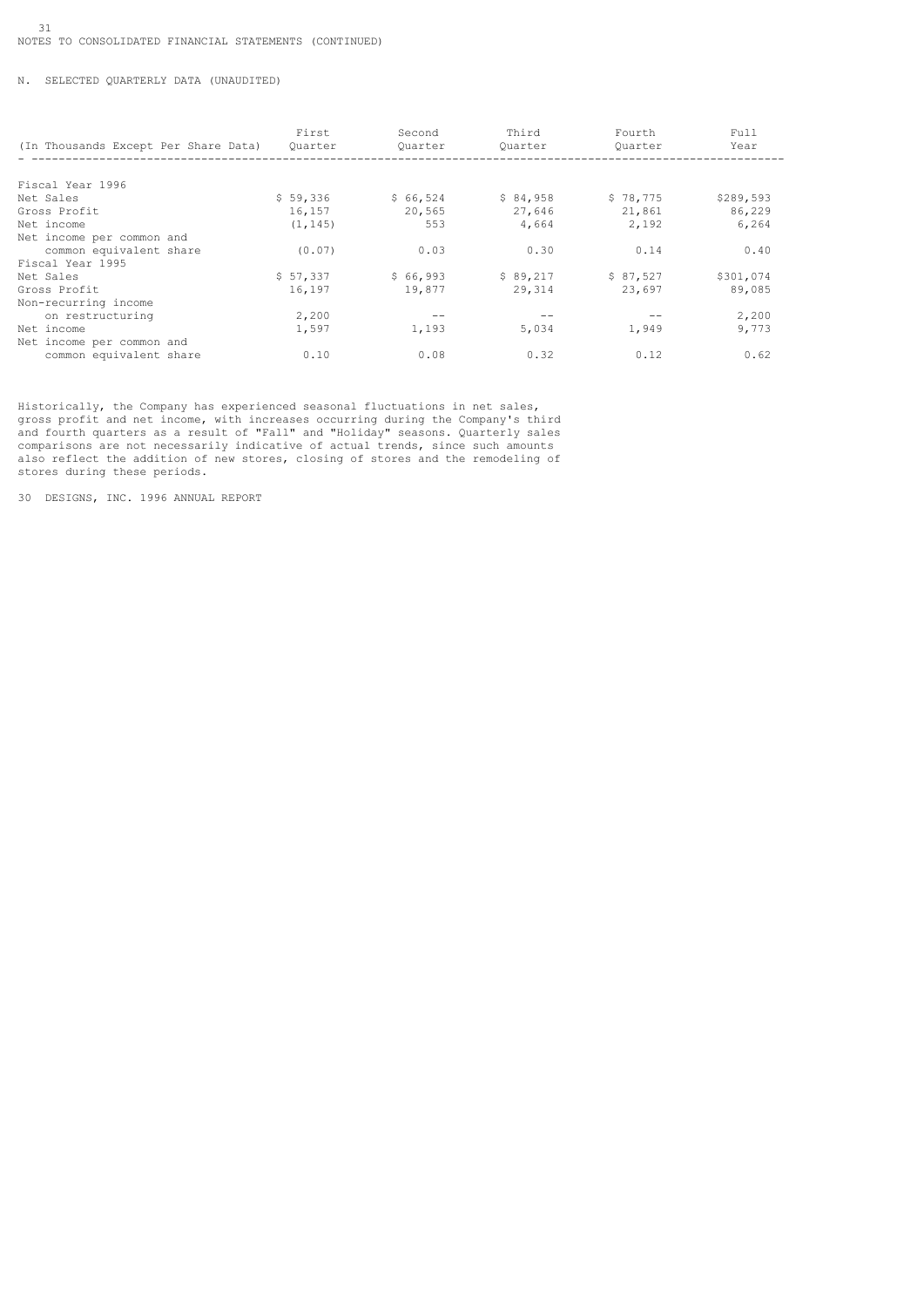NOTES TO CONSOLIDATED FINANCIAL STATEMENTS (CONTINUED)

N. SELECTED QUARTERLY DATA (UNAUDITED)

| (In Thousands Except Per Share Data) | First Quarter | Second Quarter | Third Quarter | Fourth Quarter | Full Year |
|---|---|---|---|---|---|
| Fiscal Year 1996 | | | | | |
| Net Sales | $ 59,336 | $ 66,524 | $ 84,958 | $ 78,775 | $289,593 |
| Gross Profit | 16,157 | 20,565 | 27,646 | 21,861 | 86,229 |
| Net income | (1,145) | 553 | 4,664 | 2,192 | 6,264 |
| Net income per common and common equivalent share | (0.07) | 0.03 | 0.30 | 0.14 | 0.40 |
| Fiscal Year 1995 | | | | | |
| Net Sales | $ 57,337 | $ 66,993 | $ 89,217 | $ 87,527 | $301,074 |
| Gross Profit | 16,197 | 19,877 | 29,314 | 23,697 | 89,085 |
| Non-recurring income on restructuring | 2,200 | -- | -- | -- | 2,200 |
| Net income | 1,597 | 1,193 | 5,034 | 1,949 | 9,773 |
| Net income per common and common equivalent share | 0.10 | 0.08 | 0.32 | 0.12 | 0.62 |

Historically, the Company has experienced seasonal fluctuations in net sales, gross profit and net income, with increases occurring during the Company's third and fourth quarters as a result of "Fall" and "Holiday" seasons. Quarterly sales comparisons are not necessarily indicative of actual trends, since such amounts also reflect the addition of new stores, closing of stores and the remodeling of stores during these periods.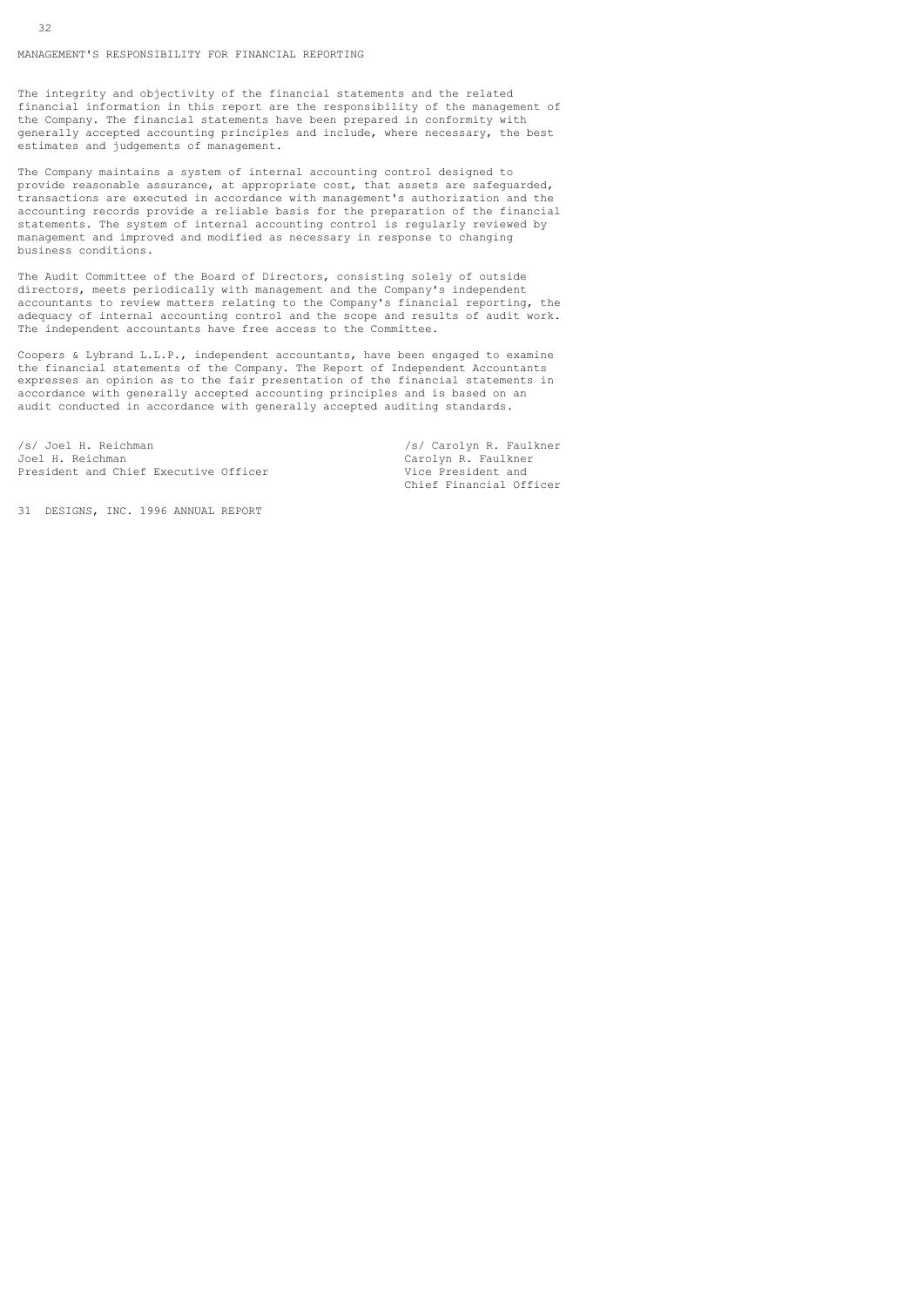## MANAGEMENT'S RESPONSIBILITY FOR FINANCIAL REPORTING

The integrity and objectivity of the financial statements and the related financial information in this report are the responsibility of the management of the Company. The financial statements have been prepared in conformity with generally accepted accounting principles and include, where necessary, the best estimates and judgements of management.

The Company maintains a system of internal accounting control designed to provide reasonable assurance, at appropriate cost, that assets are safeguarded, transactions are executed in accordance with management's authorization and the accounting records provide a reliable basis for the preparation of the financial statements. The system of internal accounting control is regularly reviewed by management and improved and modified as necessary in response to changing business conditions.

The Audit Committee of the Board of Directors, consisting solely of outside directors, meets periodically with management and the Company's independent accountants to review matters relating to the Company's financial reporting, the adequacy of internal accounting control and the scope and results of audit work. The independent accountants have free access to the Committee.

Coopers & Lybrand L.L.P., independent accountants, have been engaged to examine the financial statements of the Company. The Report of Independent Accountants expresses an opinion as to the fair presentation of the financial statements in accordance with generally accepted accounting principles and is based on an audit conducted in accordance with generally accepted auditing standards.

/s/ Joel H. Reichman
Joel H. Reichman
President and Chief Executive Officer

/s/ Carolyn R. Faulkner
Carolyn R. Faulkner
Vice President and
Chief Financial Officer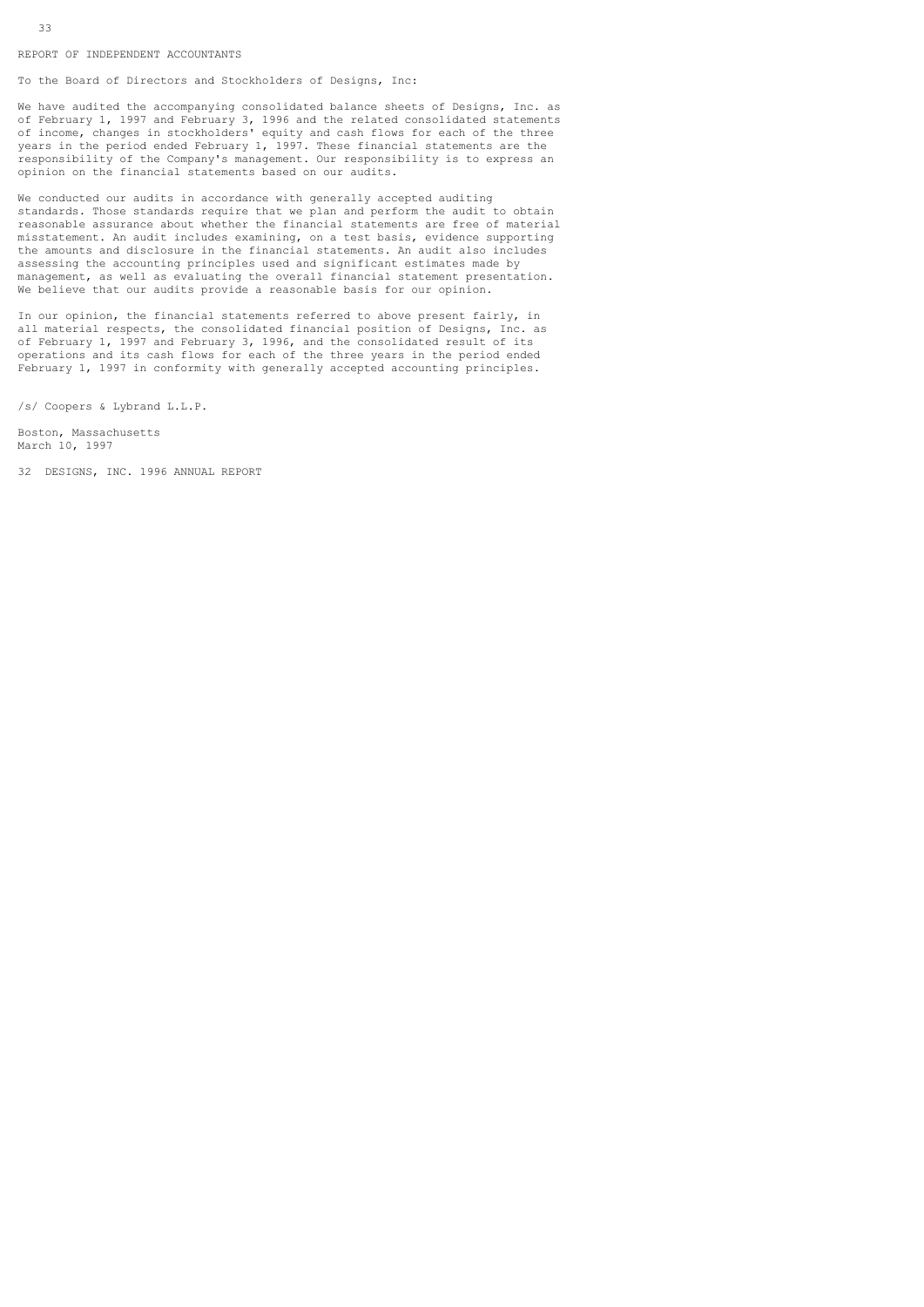# REPORT OF INDEPENDENT ACCOUNTANTS

To the Board of Directors and Stockholders of Designs, Inc:

We have audited the accompanying consolidated balance sheets of Designs, Inc. as of February 1, 1997 and February 3, 1996 and the related consolidated statements of income, changes in stockholders' equity and cash flows for each of the three years in the period ended February 1, 1997. These financial statements are the responsibility of the Company's management. Our responsibility is to express an opinion on the financial statements based on our audits.

We conducted our audits in accordance with generally accepted auditing standards. Those standards require that we plan and perform the audit to obtain reasonable assurance about whether the financial statements are free of material misstatement. An audit includes examining, on a test basis, evidence supporting the amounts and disclosure in the financial statements. An audit also includes assessing the accounting principles used and significant estimates made by management, as well as evaluating the overall financial statement presentation. We believe that our audits provide a reasonable basis for our opinion.

In our opinion, the financial statements referred to above present fairly, in all material respects, the consolidated financial position of Designs, Inc. as of February 1, 1997 and February 3, 1996, and the consolidated result of its operations and its cash flows for each of the three years in the period ended February 1, 1997 in conformity with generally accepted accounting principles.

/s/ Coopers & Lybrand L.L.P.

Boston, Massachusetts
March 10, 1997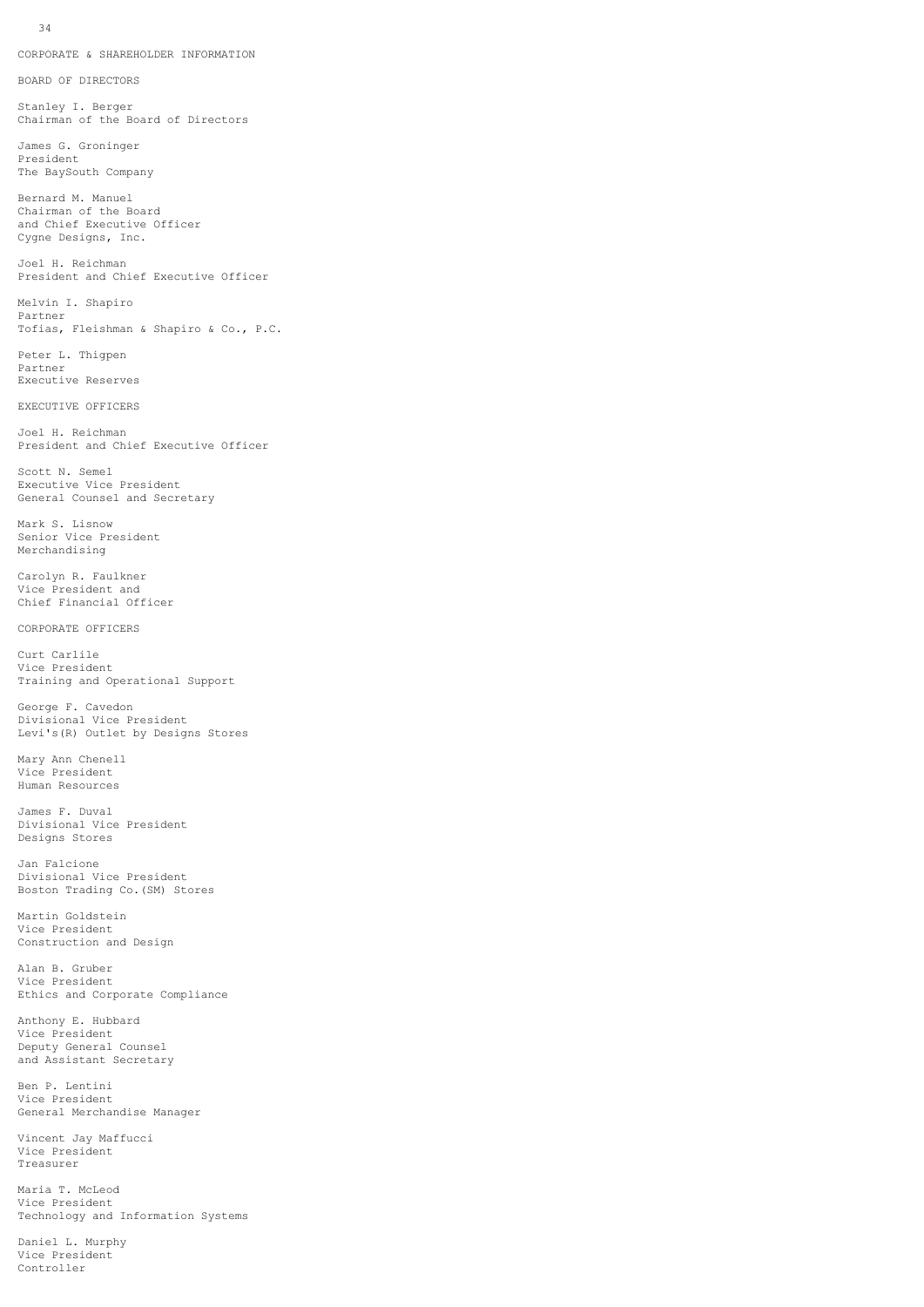# CORPORATE & SHAREHOLDER INFORMATION

## BOARD OF DIRECTORS

Stanley I. Berger
Chairman of the Board of Directors

James G. Groninger
President
The BaySouth Company

Bernard M. Manuel
Chairman of the Board
and Chief Executive Officer
Cygne Designs, Inc.

Joel H. Reichman
President and Chief Executive Officer

Melvin I. Shapiro
Partner
Tofias, Fleishman & Shapiro & Co., P.C.

Peter L. Thigpen
Partner
Executive Reserves

## EXECUTIVE OFFICERS

Joel H. Reichman
President and Chief Executive Officer

Scott N. Semel
Executive Vice President
General Counsel and Secretary

Mark S. Lisnow
Senior Vice President
Merchandising

Carolyn R. Faulkner
Vice President and
Chief Financial Officer

## CORPORATE OFFICERS

Curt Carlile
Vice President
Training and Operational Support

George F. Cavedon
Divisional Vice President
Levi's(R) Outlet by Designs Stores

Mary Ann Chenell
Vice President
Human Resources

James F. Duval
Divisional Vice President
Designs Stores

Jan Falcione
Divisional Vice President
Boston Trading Co.(SM) Stores

Martin Goldstein
Vice President
Construction and Design

Alan B. Gruber
Vice President
Ethics and Corporate Compliance

Anthony E. Hubbard
Vice President
Deputy General Counsel
and Assistant Secretary

Ben P. Lentini
Vice President
General Merchandise Manager

Vincent Jay Maffucci
Vice President
Treasurer

Maria T. McLeod
Vice President
Technology and Information Systems

Daniel L. Murphy
Vice President
Controller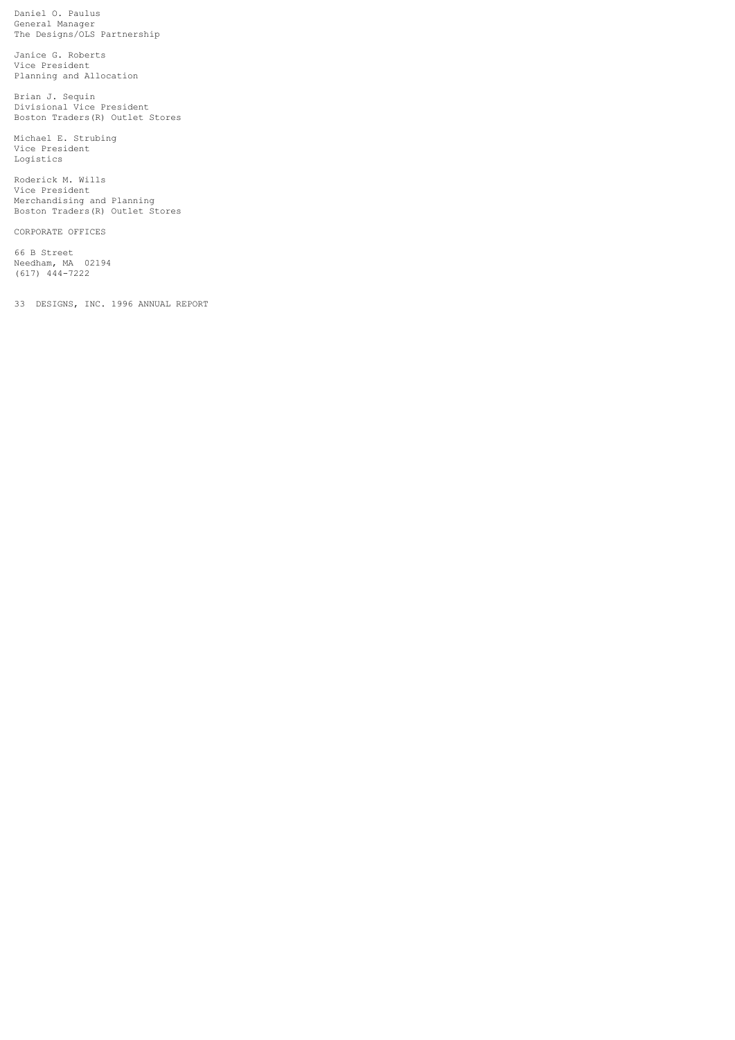Daniel O. Paulus
General Manager
The Designs/OLS Partnership

Janice G. Roberts
Vice President
Planning and Allocation

Brian J. Sequin
Divisional Vice President
Boston Traders(R) Outlet Stores

Michael E. Strubing
Vice President
Logistics

Roderick M. Wills
Vice President
Merchandising and Planning
Boston Traders(R) Outlet Stores

CORPORATE OFFICES

66 B Street
Needham, MA 02194
(617) 444-7222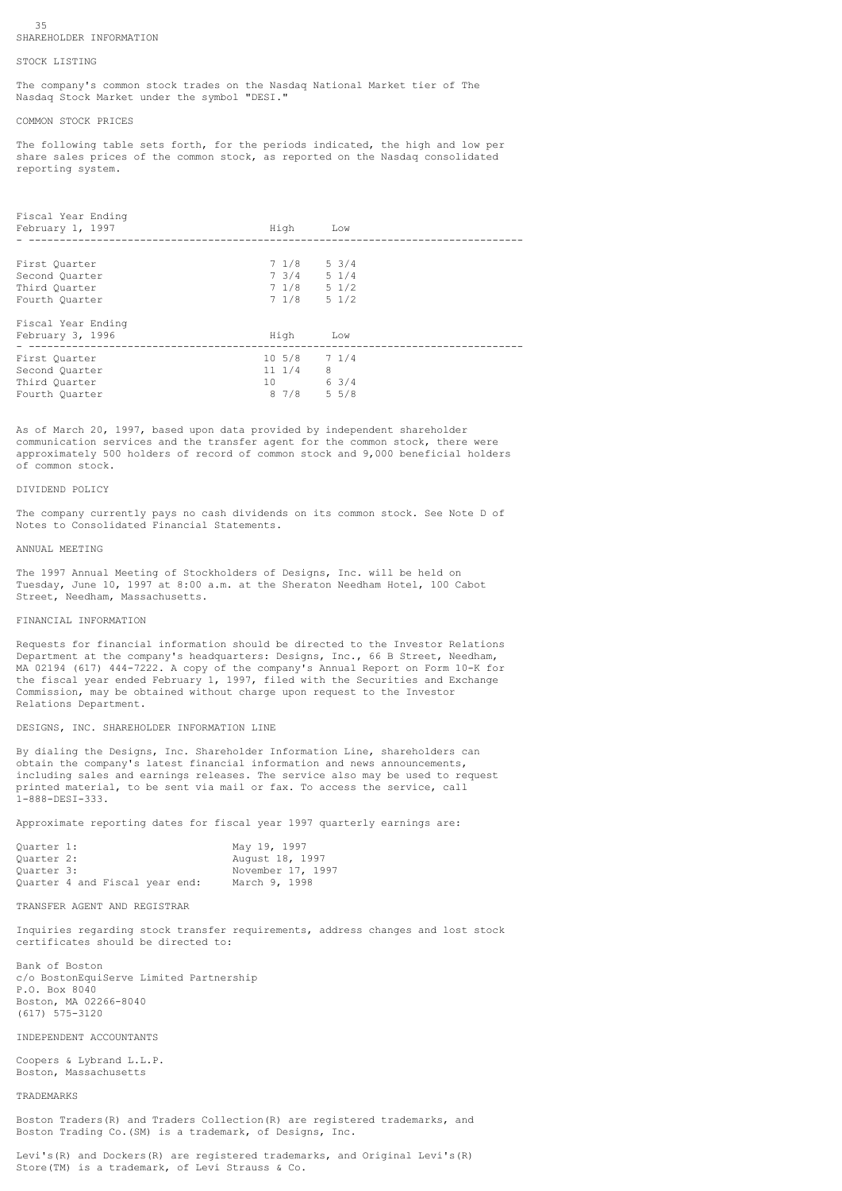# SHAREHOLDER INFORMATION

## STOCK LISTING

The company's common stock trades on the Nasdaq National Market tier of The Nasdaq Stock Market under the symbol "DESI."

## COMMON STOCK PRICES

The following table sets forth, for the periods indicated, the high and low per share sales prices of the common stock, as reported on the Nasdaq consolidated reporting system.

| Fiscal Year Ending February 1, 1997 | High | Low |
|---|---|---|
| First Quarter | 7 1/8 | 5 3/4 |
| Second Quarter | 7 3/4 | 5 1/4 |
| Third Quarter | 7 1/8 | 5 1/2 |
| Fourth Quarter | 7 1/8 | 5 1/2 |

| Fiscal Year Ending February 3, 1996 | High | Low |
|---|---|---|
| First Quarter | 10 5/8 | 7 1/4 |
| Second Quarter | 11 1/4 | 8 |
| Third Quarter | 10 | 6 3/4 |
| Fourth Quarter | 8 7/8 | 5 5/8 |

As of March 20, 1997, based upon data provided by independent shareholder communication services and the transfer agent for the common stock, there were approximately 500 holders of record of common stock and 9,000 beneficial holders of common stock.

## DIVIDEND POLICY

The company currently pays no cash dividends on its common stock. See Note D of Notes to Consolidated Financial Statements.

## ANNUAL MEETING

The 1997 Annual Meeting of Stockholders of Designs, Inc. will be held on Tuesday, June 10, 1997 at 8:00 a.m. at the Sheraton Needham Hotel, 100 Cabot Street, Needham, Massachusetts.

## FINANCIAL INFORMATION

Requests for financial information should be directed to the Investor Relations Department at the company's headquarters: Designs, Inc., 66 B Street, Needham, MA 02194 (617) 444-7222. A copy of the company's Annual Report on Form 10-K for the fiscal year ended February 1, 1997, filed with the Securities and Exchange Commission, may be obtained without charge upon request to the Investor Relations Department.

## DESIGNS, INC. SHAREHOLDER INFORMATION LINE

By dialing the Designs, Inc. Shareholder Information Line, shareholders can obtain the company's latest financial information and news announcements, including sales and earnings releases. The service also may be used to request printed material, to be sent via mail or fax. To access the service, call 1-888-DESI-333.

Approximate reporting dates for fiscal year 1997 quarterly earnings are:

| | |
|---|---|
| Quarter 1: | May 19, 1997 |
| Quarter 2: | August 18, 1997 |
| Quarter 3: | November 17, 1997 |
| Quarter 4 and Fiscal year end: | March 9, 1998 |

## TRANSFER AGENT AND REGISTRAR

Inquiries regarding stock transfer requirements, address changes and lost stock certificates should be directed to:

Bank of Boston
c/o BostonEquiServe Limited Partnership
P.O. Box 8040
Boston, MA 02266-8040
(617) 575-3120

## INDEPENDENT ACCOUNTANTS

Coopers & Lybrand L.L.P.
Boston, Massachusetts

## TRADEMARKS

Boston Traders(R) and Traders Collection(R) are registered trademarks, and Boston Trading Co.(SM) is a trademark, of Designs, Inc.

Levi's(R) and Dockers(R) are registered trademarks, and Original Levi's(R) Store(TM) is a trademark, of Levi Strauss & Co.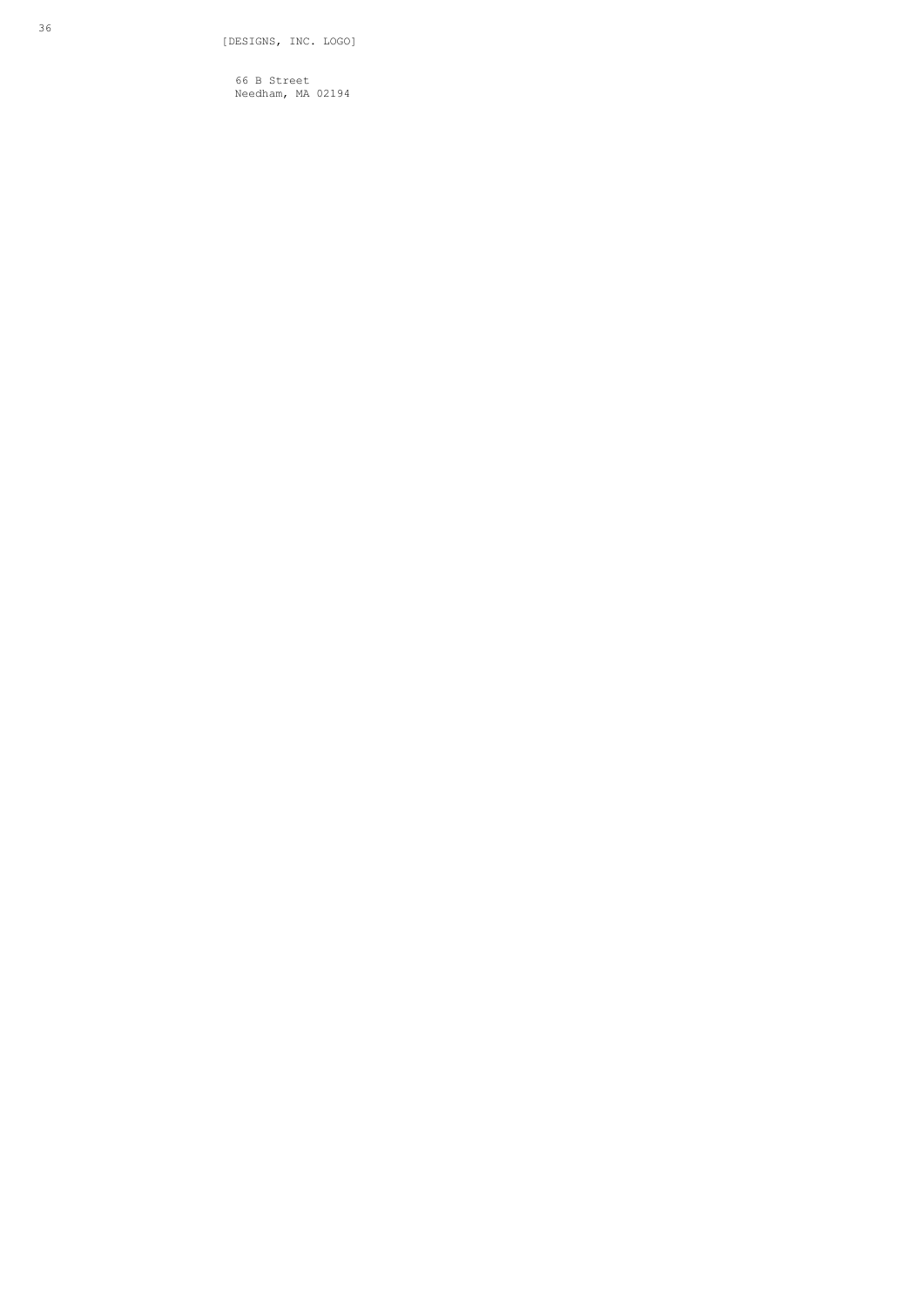[DESIGNS, INC. LOGO]

66 B Street
Needham, MA 02194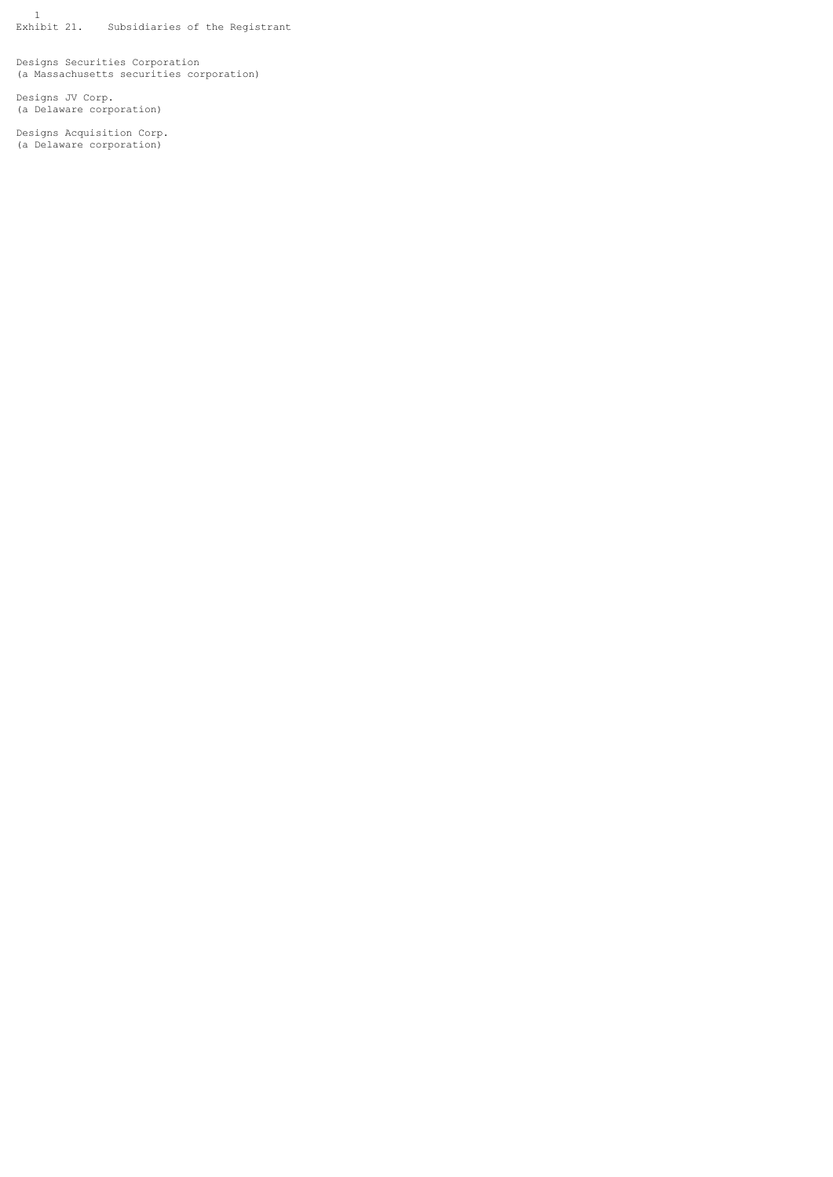Exhibit 21. Subsidiaries of the Registrant

Designs Securities Corporation
(a Massachusetts securities corporation)

Designs JV Corp.
(a Delaware corporation)

Designs Acquisition Corp.
(a Delaware corporation)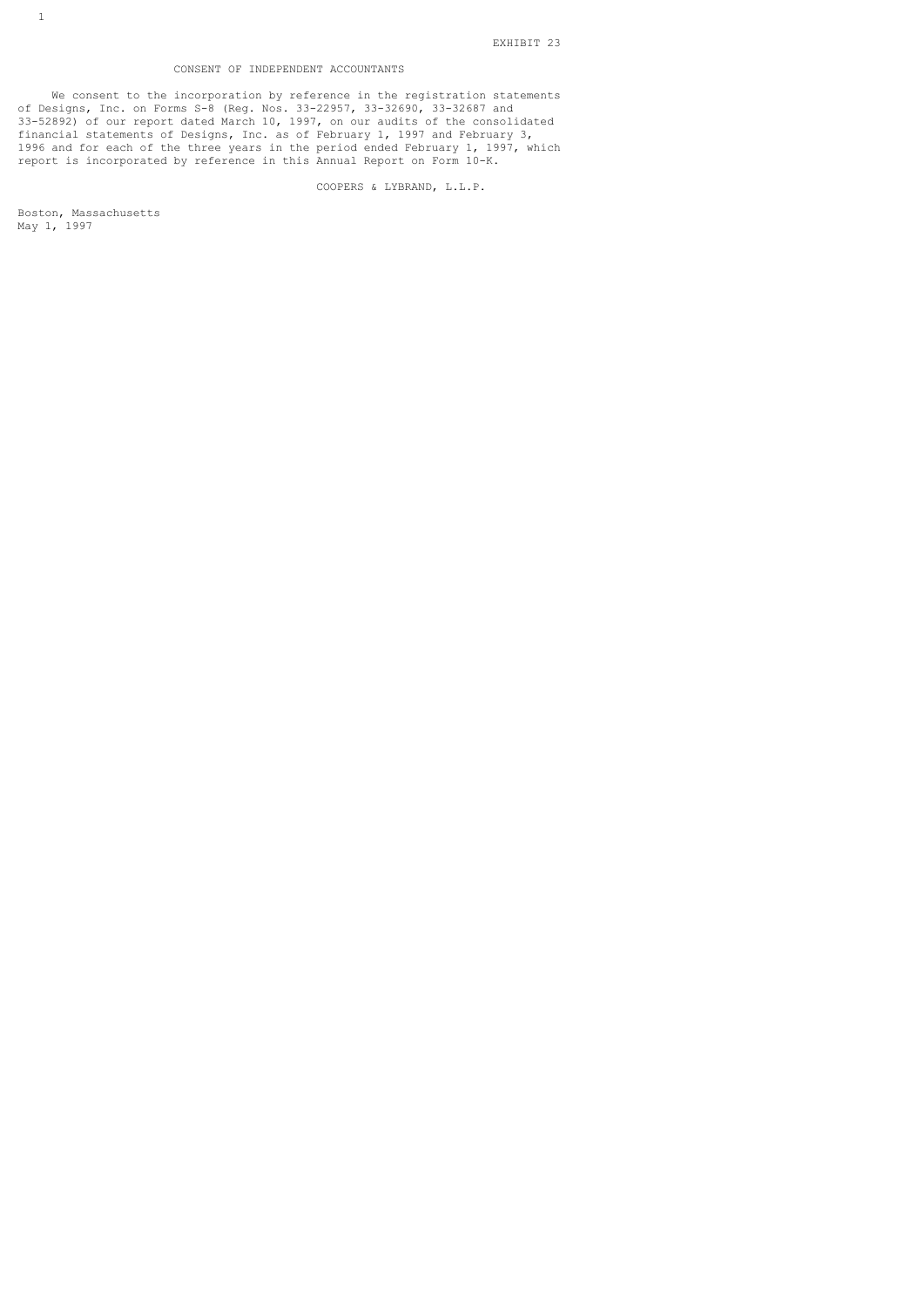EXHIBIT 23

## CONSENT OF INDEPENDENT ACCOUNTANTS

We consent to the incorporation by reference in the registration statements of Designs, Inc. on Forms S-8 (Reg. Nos. 33-22957, 33-32690, 33-32687 and 33-52892) of our report dated March 10, 1997, on our audits of the consolidated financial statements of Designs, Inc. as of February 1, 1997 and February 3, 1996 and for each of the three years in the period ended February 1, 1997, which report is incorporated by reference in this Annual Report on Form 10-K.

COOPERS & LYBRAND, L.L.P.

Boston, Massachusetts
May 1, 1997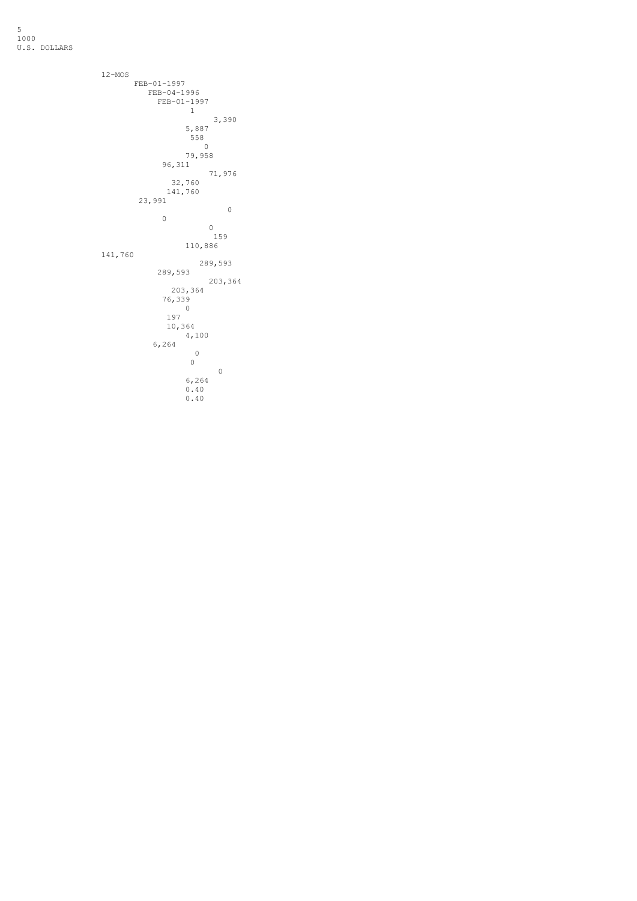5
1000
U.S. DOLLARS

12-MOS
FEB-01-1997
FEB-04-1996
FEB-01-1997
1
3,390
5,887
558
0
79,958
96,311
71,976
32,760
141,760
23,991
0
0
0
159
110,886
141,760
289,593
289,593
203,364
203,364
76,339
0
197
10,364
4,100
6,264
0
0
0
6,264
0.40
0.40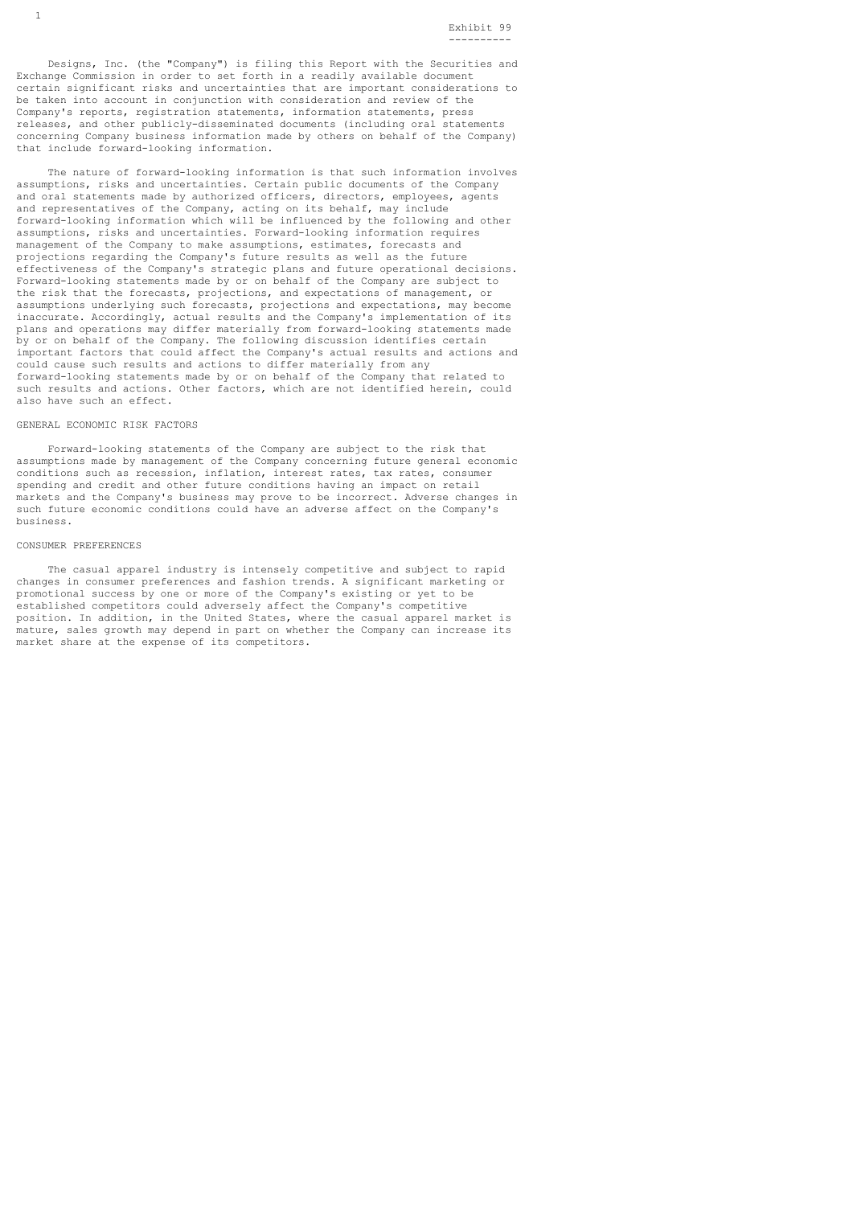Exhibit 99

Designs, Inc. (the "Company") is filing this Report with the Securities and Exchange Commission in order to set forth in a readily available document certain significant risks and uncertainties that are important considerations to be taken into account in conjunction with consideration and review of the Company's reports, registration statements, information statements, press releases, and other publicly-disseminated documents (including oral statements concerning Company business information made by others on behalf of the Company) that include forward-looking information.

The nature of forward-looking information is that such information involves assumptions, risks and uncertainties. Certain public documents of the Company and oral statements made by authorized officers, directors, employees, agents and representatives of the Company, acting on its behalf, may include forward-looking information which will be influenced by the following and other assumptions, risks and uncertainties. Forward-looking information requires management of the Company to make assumptions, estimates, forecasts and projections regarding the Company's future results as well as the future effectiveness of the Company's strategic plans and future operational decisions. Forward-looking statements made by or on behalf of the Company are subject to the risk that the forecasts, projections, and expectations of management, or assumptions underlying such forecasts, projections and expectations, may become inaccurate. Accordingly, actual results and the Company's implementation of its plans and operations may differ materially from forward-looking statements made by or on behalf of the Company. The following discussion identifies certain important factors that could affect the Company's actual results and actions and could cause such results and actions to differ materially from any forward-looking statements made by or on behalf of the Company that related to such results and actions. Other factors, which are not identified herein, could also have such an effect.

## GENERAL ECONOMIC RISK FACTORS

Forward-looking statements of the Company are subject to the risk that assumptions made by management of the Company concerning future general economic conditions such as recession, inflation, interest rates, tax rates, consumer spending and credit and other future conditions having an impact on retail markets and the Company's business may prove to be incorrect. Adverse changes in such future economic conditions could have an adverse affect on the Company's business.

## CONSUMER PREFERENCES

The casual apparel industry is intensely competitive and subject to rapid changes in consumer preferences and fashion trends. A significant marketing or promotional success by one or more of the Company's existing or yet to be established competitors could adversely affect the Company's competitive position. In addition, in the United States, where the casual apparel market is mature, sales growth may depend in part on whether the Company can increase its market share at the expense of its competitors.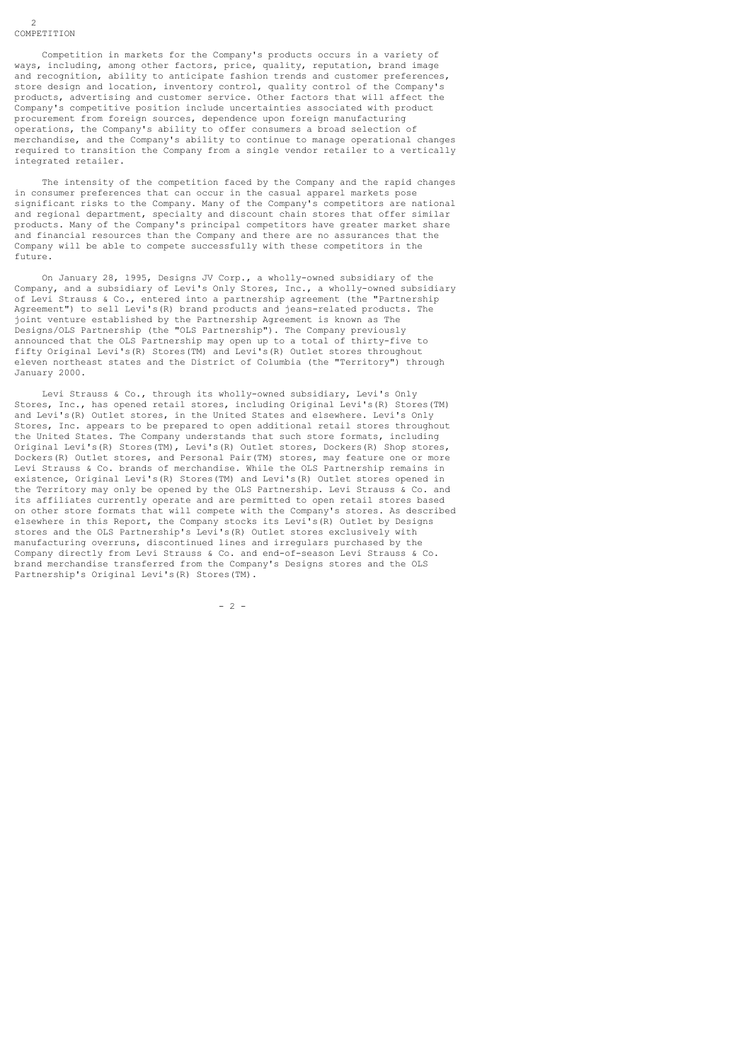## COMPETITION

Competition in markets for the Company's products occurs in a variety of ways, including, among other factors, price, quality, reputation, brand image and recognition, ability to anticipate fashion trends and customer preferences, store design and location, inventory control, quality control of the Company's products, advertising and customer service. Other factors that will affect the Company's competitive position include uncertainties associated with product procurement from foreign sources, dependence upon foreign manufacturing operations, the Company's ability to offer consumers a broad selection of merchandise, and the Company's ability to continue to manage operational changes required to transition the Company from a single vendor retailer to a vertically integrated retailer.

The intensity of the competition faced by the Company and the rapid changes in consumer preferences that can occur in the casual apparel markets pose significant risks to the Company. Many of the Company's competitors are national and regional department, specialty and discount chain stores that offer similar products. Many of the Company's principal competitors have greater market share and financial resources than the Company and there are no assurances that the Company will be able to compete successfully with these competitors in the future.

On January 28, 1995, Designs JV Corp., a wholly-owned subsidiary of the Company, and a subsidiary of Levi's Only Stores, Inc., a wholly-owned subsidiary of Levi Strauss & Co., entered into a partnership agreement (the "Partnership Agreement") to sell Levi's(R) brand products and jeans-related products. The joint venture established by the Partnership Agreement is known as The Designs/OLS Partnership (the "OLS Partnership"). The Company previously announced that the OLS Partnership may open up to a total of thirty-five to fifty Original Levi's(R) Stores(TM) and Levi's(R) Outlet stores throughout eleven northeast states and the District of Columbia (the "Territory") through January 2000.

Levi Strauss & Co., through its wholly-owned subsidiary, Levi's Only Stores, Inc., has opened retail stores, including Original Levi's(R) Stores(TM) and Levi's(R) Outlet stores, in the United States and elsewhere. Levi's Only Stores, Inc. appears to be prepared to open additional retail stores throughout the United States. The Company understands that such store formats, including Original Levi's(R) Stores(TM), Levi's(R) Outlet stores, Dockers(R) Shop stores, Dockers(R) Outlet stores, and Personal Pair(TM) stores, may feature one or more Levi Strauss & Co. brands of merchandise. While the OLS Partnership remains in existence, Original Levi's(R) Stores(TM) and Levi's(R) Outlet stores opened in the Territory may only be opened by the OLS Partnership. Levi Strauss & Co. and its affiliates currently operate and are permitted to open retail stores based on other store formats that will compete with the Company's stores. As described elsewhere in this Report, the Company stocks its Levi's(R) Outlet by Designs stores and the OLS Partnership's Levi's(R) Outlet stores exclusively with manufacturing overruns, discontinued lines and irregulars purchased by the Company directly from Levi Strauss & Co. and end-of-season Levi Strauss & Co. brand merchandise transferred from the Company's Designs stores and the OLS Partnership's Original Levi's(R) Stores(TM).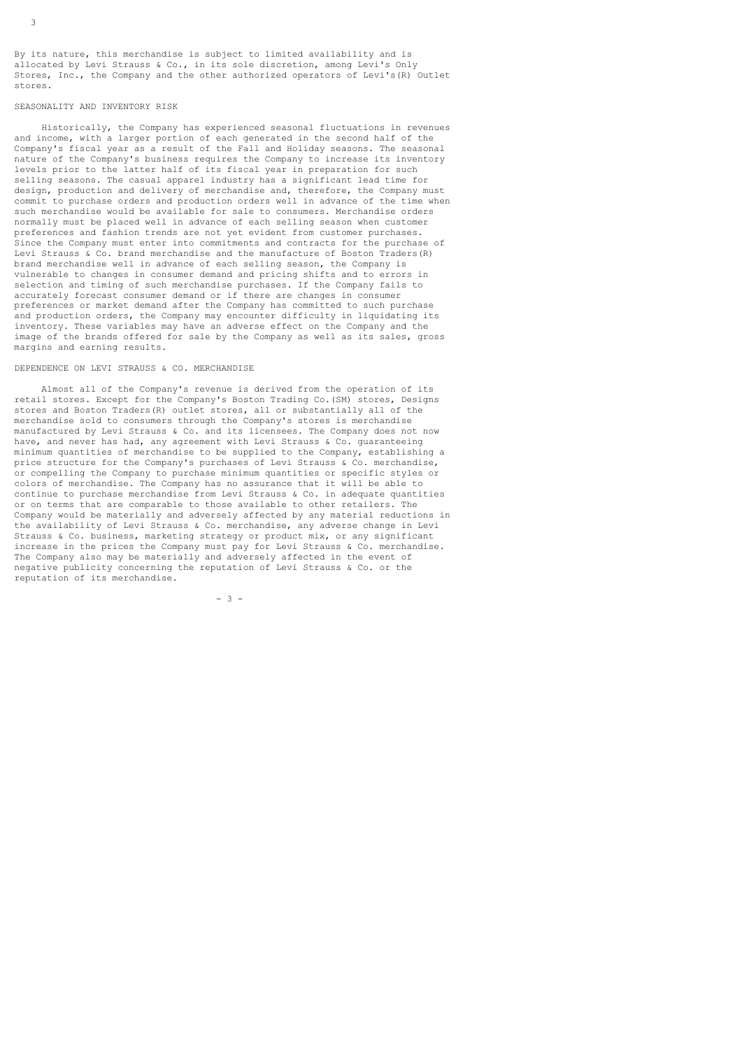By its nature, this merchandise is subject to limited availability and is allocated by Levi Strauss & Co., in its sole discretion, among Levi's Only Stores, Inc., the Company and the other authorized operators of Levi's(R) Outlet stores.

## SEASONALITY AND INVENTORY RISK

Historically, the Company has experienced seasonal fluctuations in revenues and income, with a larger portion of each generated in the second half of the Company's fiscal year as a result of the Fall and Holiday seasons. The seasonal nature of the Company's business requires the Company to increase its inventory levels prior to the latter half of its fiscal year in preparation for such selling seasons. The casual apparel industry has a significant lead time for design, production and delivery of merchandise and, therefore, the Company must commit to purchase orders and production orders well in advance of the time when such merchandise would be available for sale to consumers. Merchandise orders normally must be placed well in advance of each selling season when customer preferences and fashion trends are not yet evident from customer purchases. Since the Company must enter into commitments and contracts for the purchase of Levi Strauss & Co. brand merchandise and the manufacture of Boston Traders(R) brand merchandise well in advance of each selling season, the Company is vulnerable to changes in consumer demand and pricing shifts and to errors in selection and timing of such merchandise purchases. If the Company fails to accurately forecast consumer demand or if there are changes in consumer preferences or market demand after the Company has committed to such purchase and production orders, the Company may encounter difficulty in liquidating its inventory. These variables may have an adverse effect on the Company and the image of the brands offered for sale by the Company as well as its sales, gross margins and earning results.

## DEPENDENCE ON LEVI STRAUSS & CO. MERCHANDISE

Almost all of the Company's revenue is derived from the operation of its retail stores. Except for the Company's Boston Trading Co.(SM) stores, Designs stores and Boston Traders(R) outlet stores, all or substantially all of the merchandise sold to consumers through the Company's stores is merchandise manufactured by Levi Strauss & Co. and its licensees. The Company does not now have, and never has had, any agreement with Levi Strauss & Co. guaranteeing minimum quantities of merchandise to be supplied to the Company, establishing a price structure for the Company's purchases of Levi Strauss & Co. merchandise, or compelling the Company to purchase minimum quantities or specific styles or colors of merchandise. The Company has no assurance that it will be able to continue to purchase merchandise from Levi Strauss & Co. in adequate quantities or on terms that are comparable to those available to other retailers. The Company would be materially and adversely affected by any material reductions in the availability of Levi Strauss & Co. merchandise, any adverse change in Levi Strauss & Co. business, marketing strategy or product mix, or any significant increase in the prices the Company must pay for Levi Strauss & Co. merchandise. The Company also may be materially and adversely affected in the event of negative publicity concerning the reputation of Levi Strauss & Co. or the reputation of its merchandise.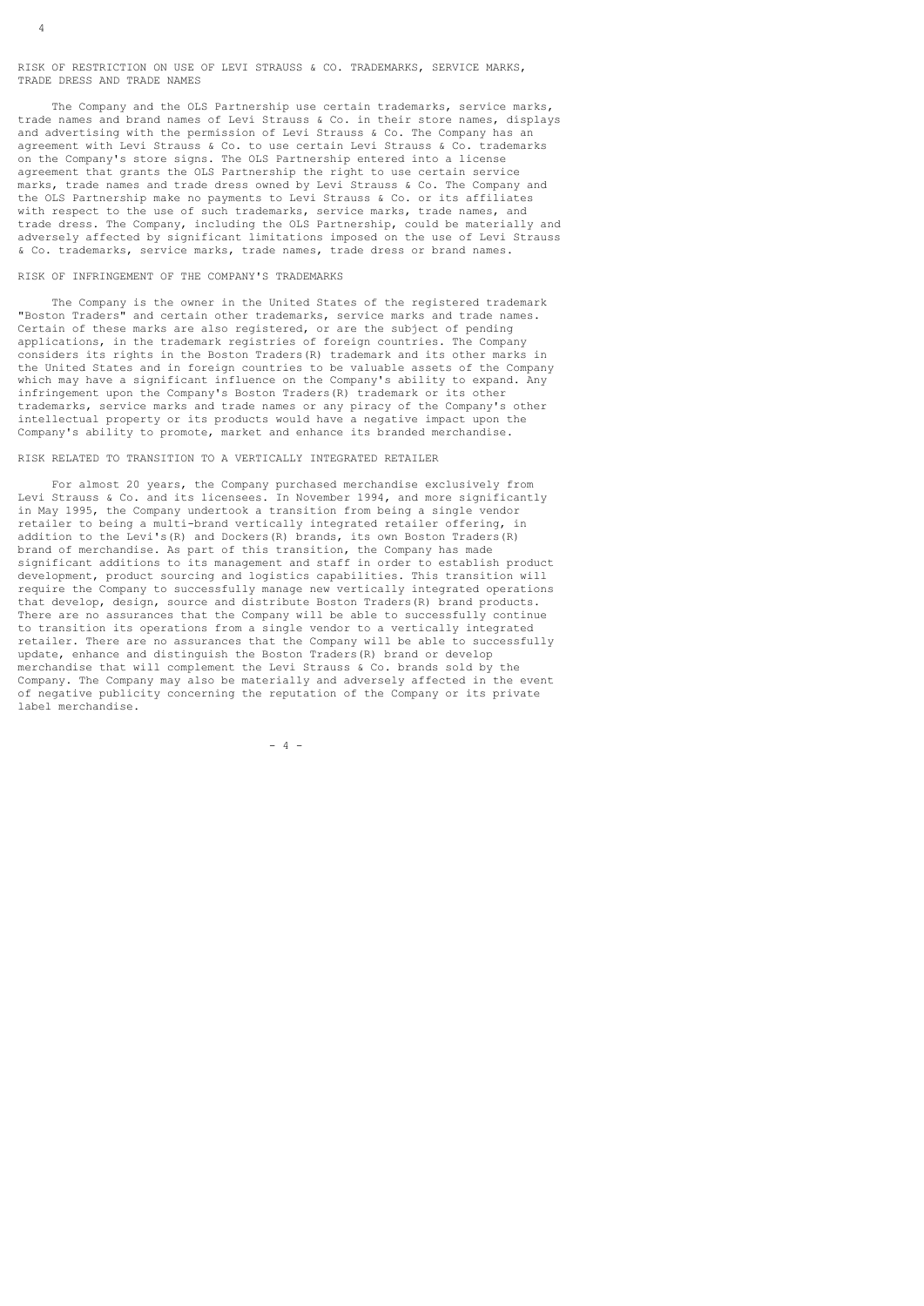## RISK OF RESTRICTION ON USE OF LEVI STRAUSS & CO. TRADEMARKS, SERVICE MARKS, TRADE DRESS AND TRADE NAMES

The Company and the OLS Partnership use certain trademarks, service marks, trade names and brand names of Levi Strauss & Co. in their store names, displays and advertising with the permission of Levi Strauss & Co. The Company has an agreement with Levi Strauss & Co. to use certain Levi Strauss & Co. trademarks on the Company's store signs. The OLS Partnership entered into a license agreement that grants the OLS Partnership the right to use certain service marks, trade names and trade dress owned by Levi Strauss & Co. The Company and the OLS Partnership make no payments to Levi Strauss & Co. or its affiliates with respect to the use of such trademarks, service marks, trade names, and trade dress. The Company, including the OLS Partnership, could be materially and adversely affected by significant limitations imposed on the use of Levi Strauss & Co. trademarks, service marks, trade names, trade dress or brand names.

## RISK OF INFRINGEMENT OF THE COMPANY'S TRADEMARKS

The Company is the owner in the United States of the registered trademark "Boston Traders" and certain other trademarks, service marks and trade names. Certain of these marks are also registered, or are the subject of pending applications, in the trademark registries of foreign countries. The Company considers its rights in the Boston Traders(R) trademark and its other marks in the United States and in foreign countries to be valuable assets of the Company which may have a significant influence on the Company's ability to expand. Any infringement upon the Company's Boston Traders(R) trademark or its other trademarks, service marks and trade names or any piracy of the Company's other intellectual property or its products would have a negative impact upon the Company's ability to promote, market and enhance its branded merchandise.

## RISK RELATED TO TRANSITION TO A VERTICALLY INTEGRATED RETAILER

For almost 20 years, the Company purchased merchandise exclusively from Levi Strauss & Co. and its licensees. In November 1994, and more significantly in May 1995, the Company undertook a transition from being a single vendor retailer to being a multi-brand vertically integrated retailer offering, in addition to the Levi's(R) and Dockers(R) brands, its own Boston Traders(R) brand of merchandise. As part of this transition, the Company has made significant additions to its management and staff in order to establish product development, product sourcing and logistics capabilities. This transition will require the Company to successfully manage new vertically integrated operations that develop, design, source and distribute Boston Traders(R) brand products. There are no assurances that the Company will be able to successfully continue to transition its operations from a single vendor to a vertically integrated retailer. There are no assurances that the Company will be able to successfully update, enhance and distinguish the Boston Traders(R) brand or develop merchandise that will complement the Levi Strauss & Co. brands sold by the Company. The Company may also be materially and adversely affected in the event of negative publicity concerning the reputation of the Company or its private label merchandise.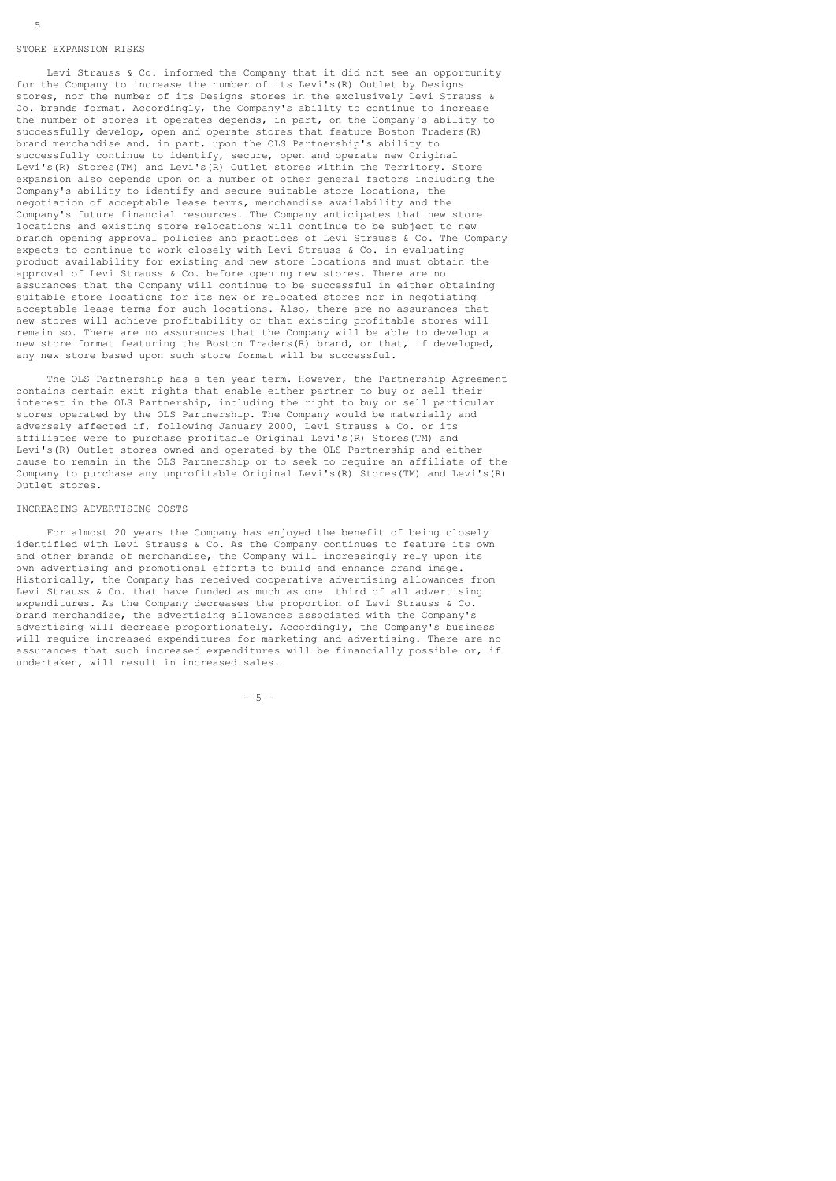## STORE EXPANSION RISKS

Levi Strauss & Co. informed the Company that it did not see an opportunity for the Company to increase the number of its Levi's(R) Outlet by Designs stores, nor the number of its Designs stores in the exclusively Levi Strauss & Co. brands format. Accordingly, the Company's ability to continue to increase the number of stores it operates depends, in part, on the Company's ability to successfully develop, open and operate stores that feature Boston Traders(R) brand merchandise and, in part, upon the OLS Partnership's ability to successfully continue to identify, secure, open and operate new Original Levi's(R) Stores(TM) and Levi's(R) Outlet stores within the Territory. Store expansion also depends upon on a number of other general factors including the Company's ability to identify and secure suitable store locations, the negotiation of acceptable lease terms, merchandise availability and the Company's future financial resources. The Company anticipates that new store locations and existing store relocations will continue to be subject to new branch opening approval policies and practices of Levi Strauss & Co. The Company expects to continue to work closely with Levi Strauss & Co. in evaluating product availability for existing and new store locations and must obtain the approval of Levi Strauss & Co. before opening new stores. There are no assurances that the Company will continue to be successful in either obtaining suitable store locations for its new or relocated stores nor in negotiating acceptable lease terms for such locations. Also, there are no assurances that new stores will achieve profitability or that existing profitable stores will remain so. There are no assurances that the Company will be able to develop a new store format featuring the Boston Traders(R) brand, or that, if developed, any new store based upon such store format will be successful.

The OLS Partnership has a ten year term. However, the Partnership Agreement contains certain exit rights that enable either partner to buy or sell their interest in the OLS Partnership, including the right to buy or sell particular stores operated by the OLS Partnership. The Company would be materially and adversely affected if, following January 2000, Levi Strauss & Co. or its affiliates were to purchase profitable Original Levi's(R) Stores(TM) and Levi's(R) Outlet stores owned and operated by the OLS Partnership and either cause to remain in the OLS Partnership or to seek to require an affiliate of the Company to purchase any unprofitable Original Levi's(R) Stores(TM) and Levi's(R) Outlet stores.

## INCREASING ADVERTISING COSTS

For almost 20 years the Company has enjoyed the benefit of being closely identified with Levi Strauss & Co. As the Company continues to feature its own and other brands of merchandise, the Company will increasingly rely upon its own advertising and promotional efforts to build and enhance brand image. Historically, the Company has received cooperative advertising allowances from Levi Strauss & Co. that have funded as much as one third of all advertising expenditures. As the Company decreases the proportion of Levi Strauss & Co. brand merchandise, the advertising allowances associated with the Company's advertising will decrease proportionately. Accordingly, the Company's business will require increased expenditures for marketing and advertising. There are no assurances that such increased expenditures will be financially possible or, if undertaken, will result in increased sales.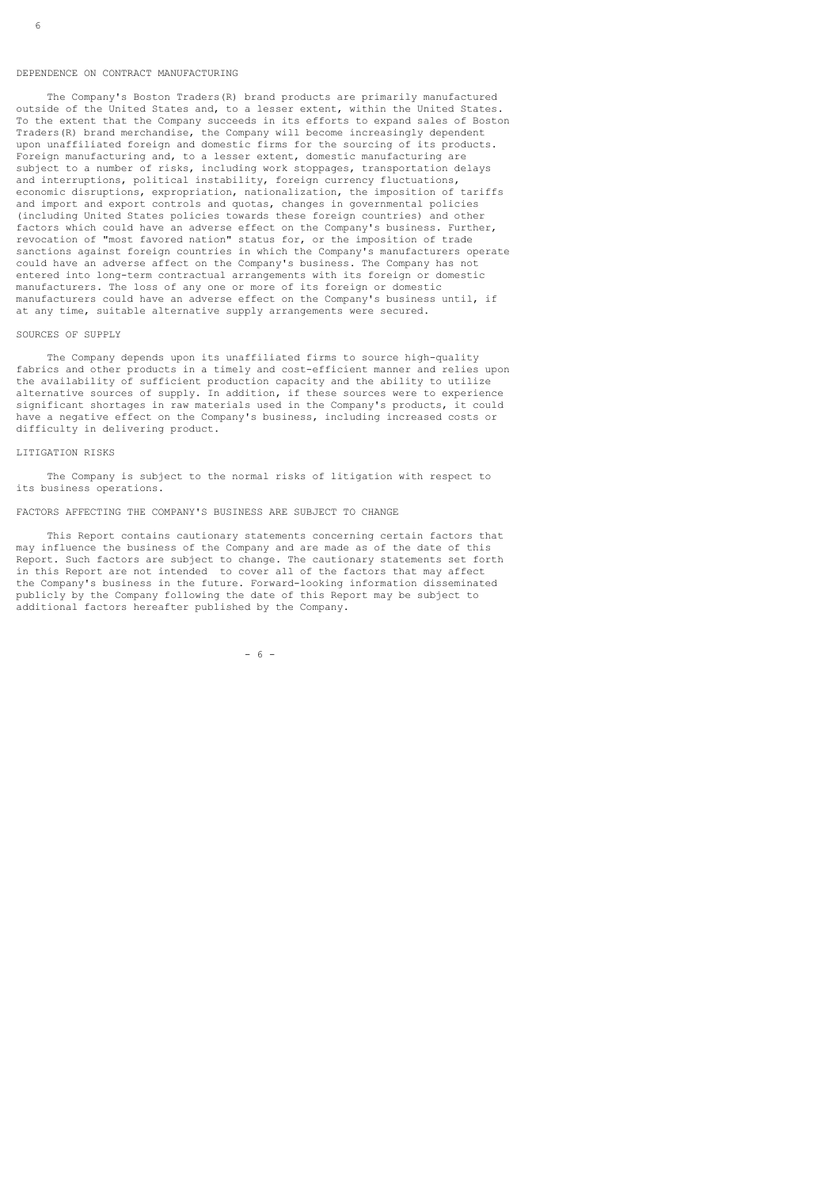## DEPENDENCE ON CONTRACT MANUFACTURING

The Company's Boston Traders(R) brand products are primarily manufactured outside of the United States and, to a lesser extent, within the United States. To the extent that the Company succeeds in its efforts to expand sales of Boston Traders(R) brand merchandise, the Company will become increasingly dependent upon unaffiliated foreign and domestic firms for the sourcing of its products. Foreign manufacturing and, to a lesser extent, domestic manufacturing are subject to a number of risks, including work stoppages, transportation delays and interruptions, political instability, foreign currency fluctuations, economic disruptions, expropriation, nationalization, the imposition of tariffs and import and export controls and quotas, changes in governmental policies (including United States policies towards these foreign countries) and other factors which could have an adverse effect on the Company's business. Further, revocation of "most favored nation" status for, or the imposition of trade sanctions against foreign countries in which the Company's manufacturers operate could have an adverse affect on the Company's business. The Company has not entered into long-term contractual arrangements with its foreign or domestic manufacturers. The loss of any one or more of its foreign or domestic manufacturers could have an adverse effect on the Company's business until, if at any time, suitable alternative supply arrangements were secured.

## SOURCES OF SUPPLY

The Company depends upon its unaffiliated firms to source high-quality fabrics and other products in a timely and cost-efficient manner and relies upon the availability of sufficient production capacity and the ability to utilize alternative sources of supply. In addition, if these sources were to experience significant shortages in raw materials used in the Company's products, it could have a negative effect on the Company's business, including increased costs or difficulty in delivering product.

## LITIGATION RISKS

The Company is subject to the normal risks of litigation with respect to its business operations.

## FACTORS AFFECTING THE COMPANY'S BUSINESS ARE SUBJECT TO CHANGE

This Report contains cautionary statements concerning certain factors that may influence the business of the Company and are made as of the date of this Report. Such factors are subject to change. The cautionary statements set forth in this Report are not intended to cover all of the factors that may affect the Company's business in the future. Forward-looking information disseminated publicly by the Company following the date of this Report may be subject to additional factors hereafter published by the Company.